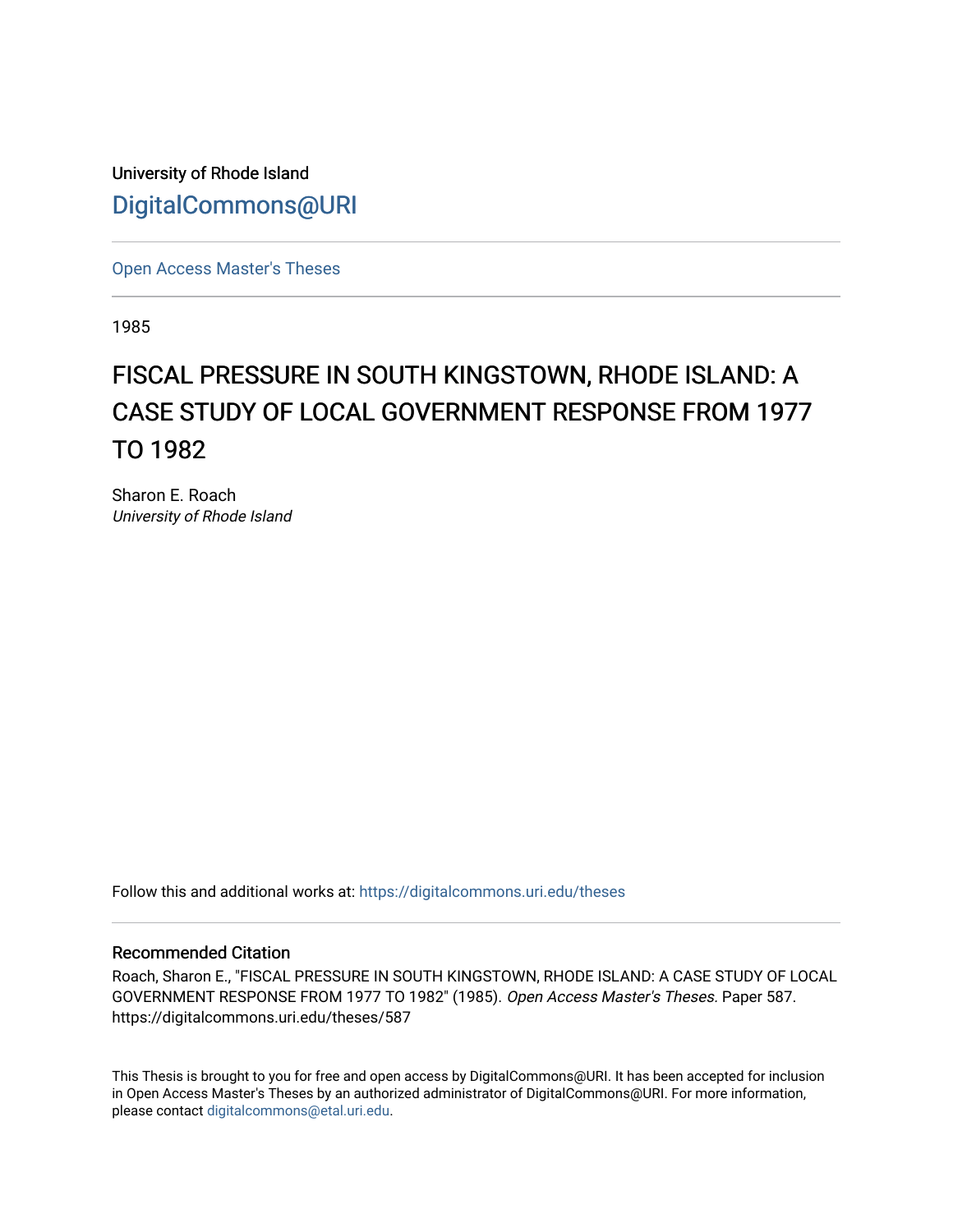University of Rhode Island

DigitalCommons@URI

---

Open Access Master's Theses

---

1985

# FISCAL PRESSURE IN SOUTH KINGSTOWN, RHODE ISLAND: A CASE STUDY OF LOCAL GOVERNMENT RESPONSE FROM 1977 TO 1982

Sharon E. Roach
*University of Rhode Island*

Follow this and additional works at: https://digitalcommons.uri.edu/theses

---

## Recommended Citation

Roach, Sharon E., "FISCAL PRESSURE IN SOUTH KINGSTOWN, RHODE ISLAND: A CASE STUDY OF LOCAL GOVERNMENT RESPONSE FROM 1977 TO 1982" (1985). *Open Access Master's Theses.* Paper 587. https://digitalcommons.uri.edu/theses/587

---

This Thesis is brought to you for free and open access by DigitalCommons@URI. It has been accepted for inclusion in Open Access Master's Theses by an authorized administrator of DigitalCommons@URI. For more information, please contact digitalcommons@etal.uri.edu.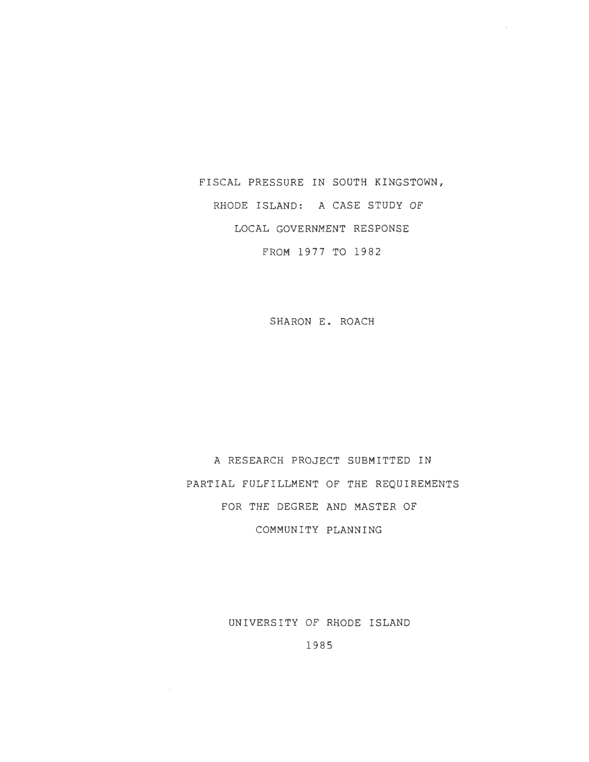# FISCAL PRESSURE IN SOUTH KINGSTOWN, RHODE ISLAND: A CASE STUDY OF LOCAL GOVERNMENT RESPONSE FROM 1977 TO 1982

SHARON E. ROACH

A RESEARCH PROJECT SUBMITTED IN PARTIAL FULFILLMENT OF THE REQUIREMENTS FOR THE DEGREE AND MASTER OF COMMUNITY PLANNING

UNIVERSITY OF RHODE ISLAND

1985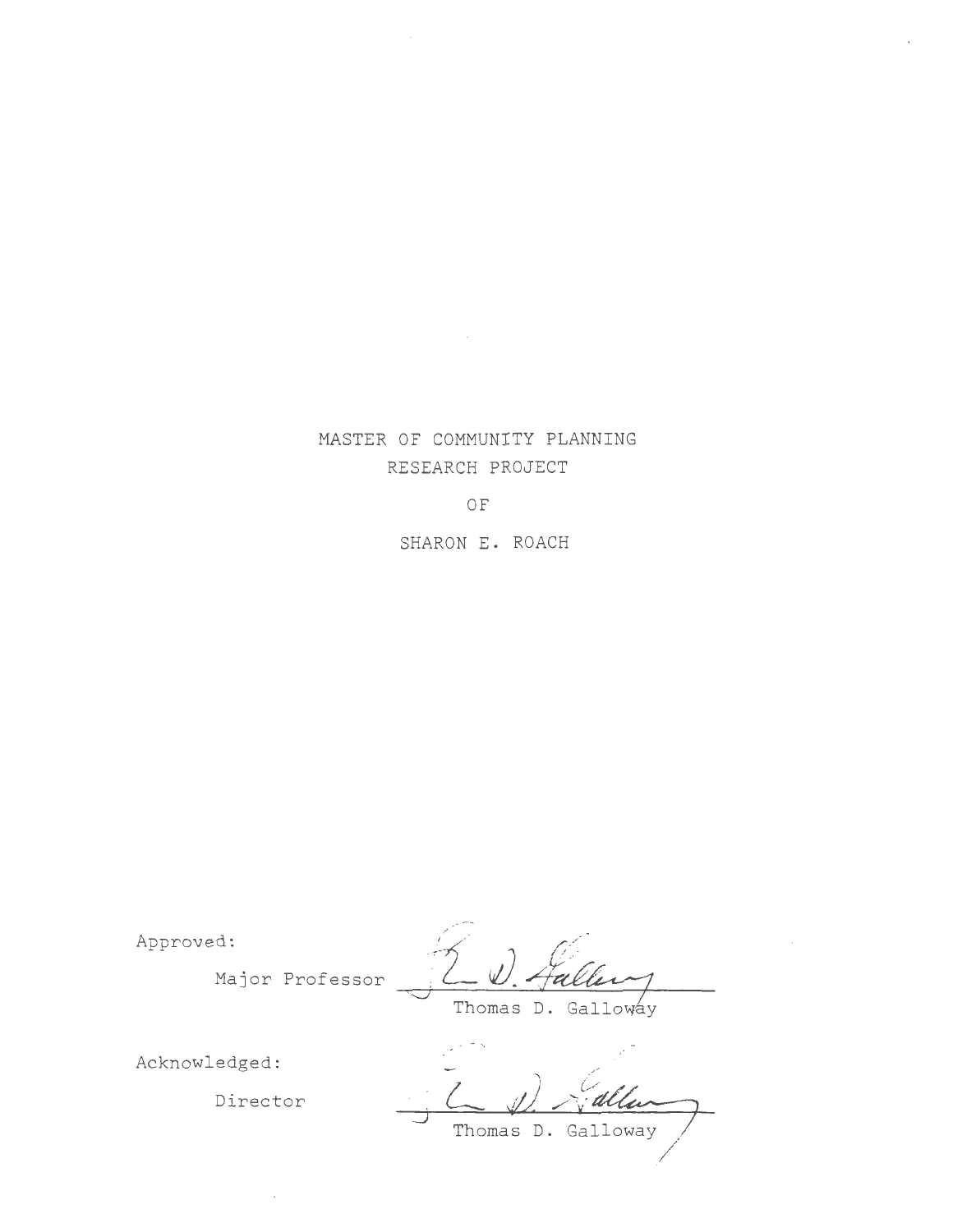MASTER OF COMMUNITY PLANNING

RESEARCH PROJECT

OF

SHARON E. ROACH

Approved:

Major Professor ______________________
Thomas D. Galloway

Acknowledged:

Director ______________________
Thomas D. Galloway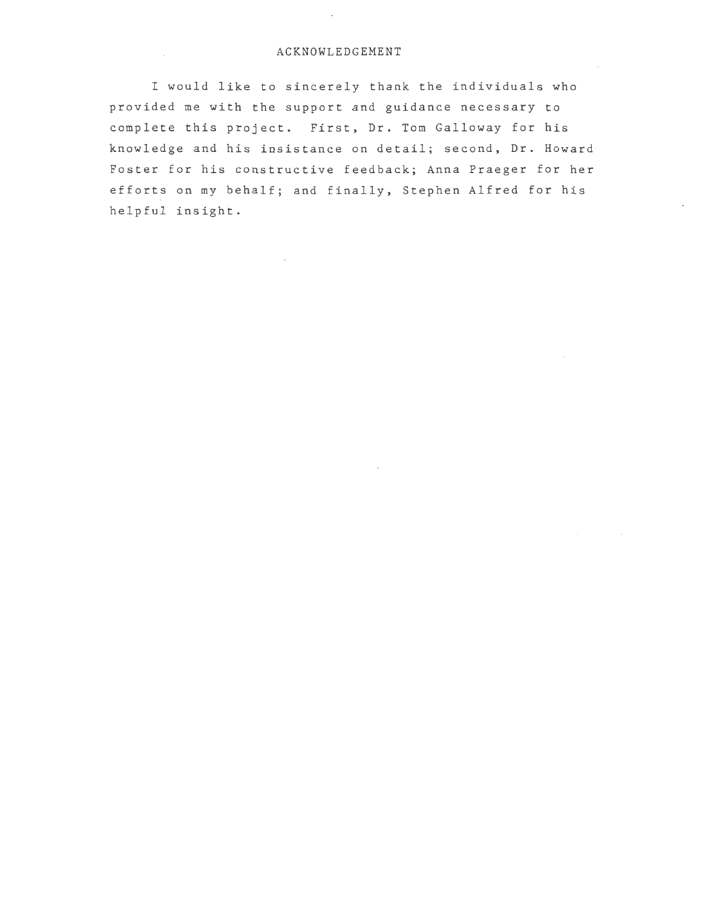# ACKNOWLEDGEMENT

I would like to sincerely thank the individuals who provided me with the support and guidance necessary to complete this project. First, Dr. Tom Galloway for his knowledge and his insistance on detail; second, Dr. Howard Foster for his constructive feedback; Anna Praeger for her efforts on my behalf; and finally, Stephen Alfred for his helpful insight.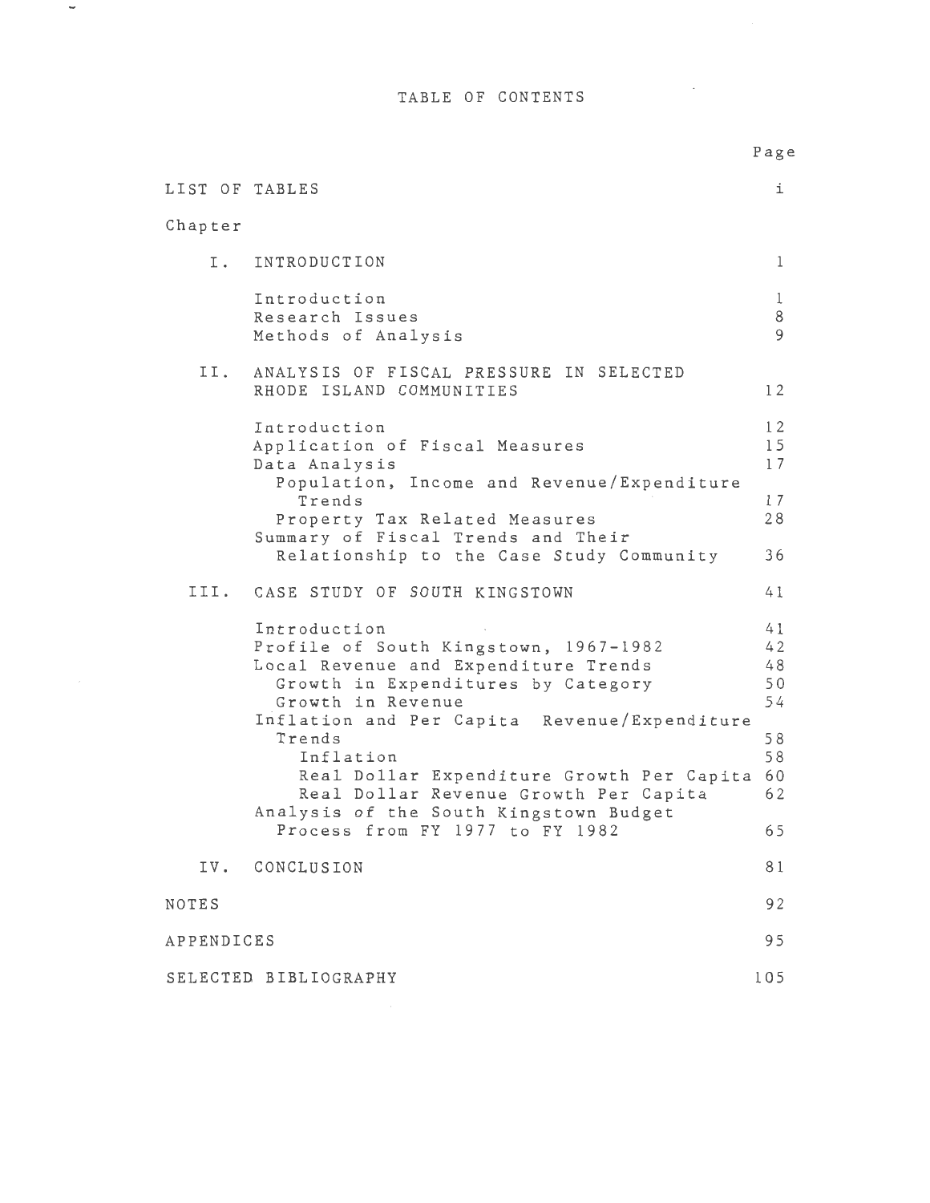# TABLE OF CONTENTS

| | | Page |
|---|---|---|
| LIST OF TABLES | | i |
| Chapter | | |
| I. | INTRODUCTION | 1 |
| | Introduction | 1 |
| | Research Issues | 8 |
| | Methods of Analysis | 9 |
| II. | ANALYSIS OF FISCAL PRESSURE IN SELECTED RHODE ISLAND COMMUNITIES | 12 |
| | Introduction | 12 |
| | Application of Fiscal Measures | 15 |
| | Data Analysis | 17 |
| | Population, Income and Revenue/Expenditure Trends | 17 |
| | Property Tax Related Measures | 28 |
| | Summary of Fiscal Trends and Their Relationship to the Case Study Community | 36 |
| III. | CASE STUDY OF SOUTH KINGSTOWN | 41 |
| | Introduction | 41 |
| | Profile of South Kingstown, 1967-1982 | 42 |
| | Local Revenue and Expenditure Trends | 48 |
| | Growth in Expenditures by Category | 50 |
| | Growth in Revenue | 54 |
| | Inflation and Per Capita Revenue/Expenditure Trends | 58 |
| | Inflation | 58 |
| | Real Dollar Expenditure Growth Per Capita | 60 |
| | Real Dollar Revenue Growth Per Capita | 62 |
| | Analysis of the South Kingstown Budget Process from FY 1977 to FY 1982 | 65 |
| IV. | CONCLUSION | 81 |
| NOTES | | 92 |
| APPENDICES | | 95 |
| SELECTED BIBLIOGRAPHY | | 105 |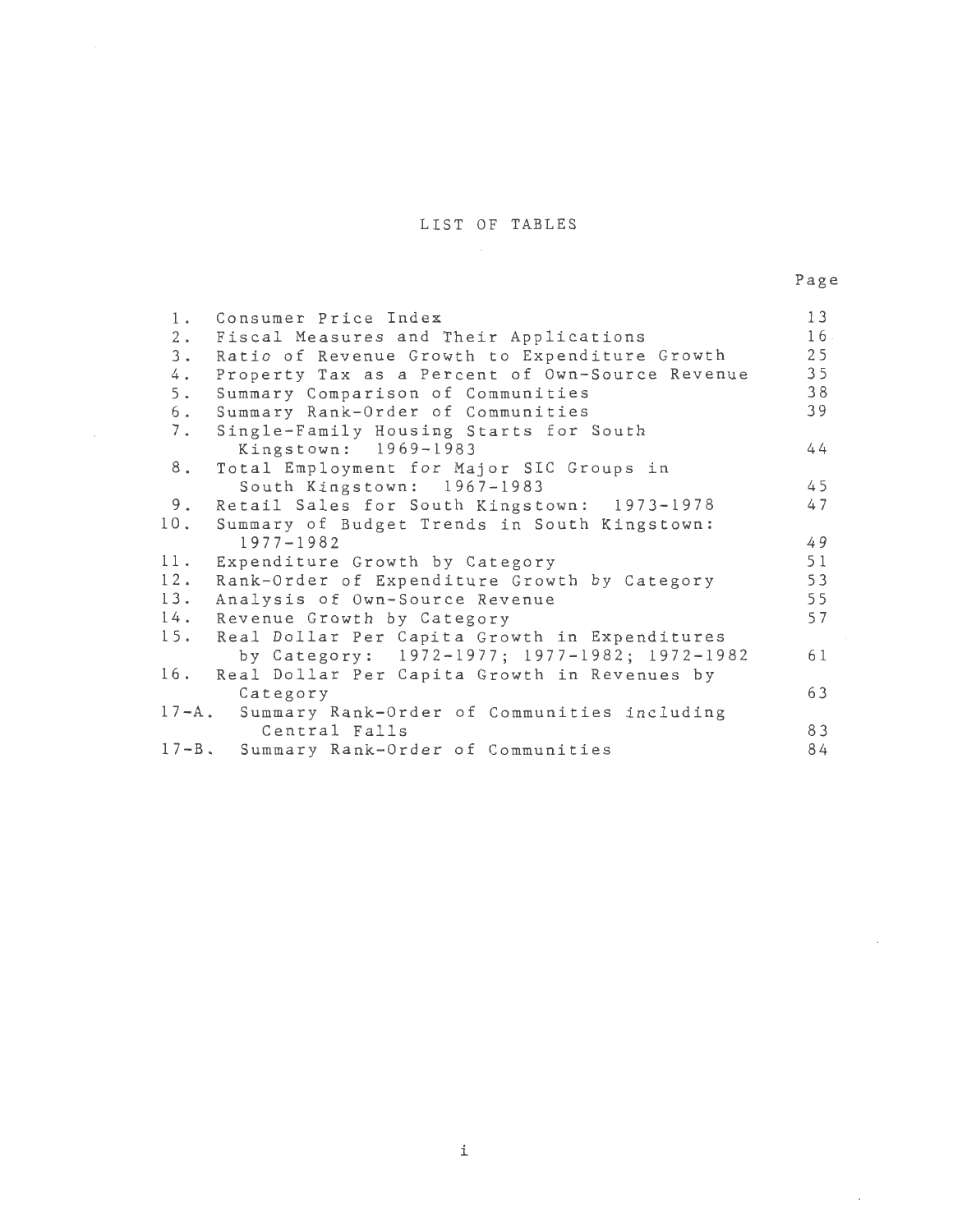# LIST OF TABLES

| | | Page |
|---|---|---|
| 1. | Consumer Price Index | 13 |
| 2. | Fiscal Measures and Their Applications | 16 |
| 3. | Ratio of Revenue Growth to Expenditure Growth | 25 |
| 4. | Property Tax as a Percent of Own-Source Revenue | 35 |
| 5. | Summary Comparison of Communities | 38 |
| 6. | Summary Rank-Order of Communities | 39 |
| 7. | Single-Family Housing Starts for South Kingstown: 1969-1983 | 44 |
| 8. | Total Employment for Major SIC Groups in South Kingstown: 1967-1983 | 45 |
| 9. | Retail Sales for South Kingstown: 1973-1978 | 47 |
| 10. | Summary of Budget Trends in South Kingstown: 1977-1982 | 49 |
| 11. | Expenditure Growth by Category | 51 |
| 12. | Rank-Order of Expenditure Growth by Category | 53 |
| 13. | Analysis of Own-Source Revenue | 55 |
| 14. | Revenue Growth by Category | 57 |
| 15. | Real Dollar Per Capita Growth in Expenditures by Category: 1972-1977; 1977-1982; 1972-1982 | 61 |
| 16. | Real Dollar Per Capita Growth in Revenues by Category | 63 |
| 17-A. | Summary Rank-Order of Communities including Central Falls | 83 |
| 17-B. | Summary Rank-Order of Communities | 84 |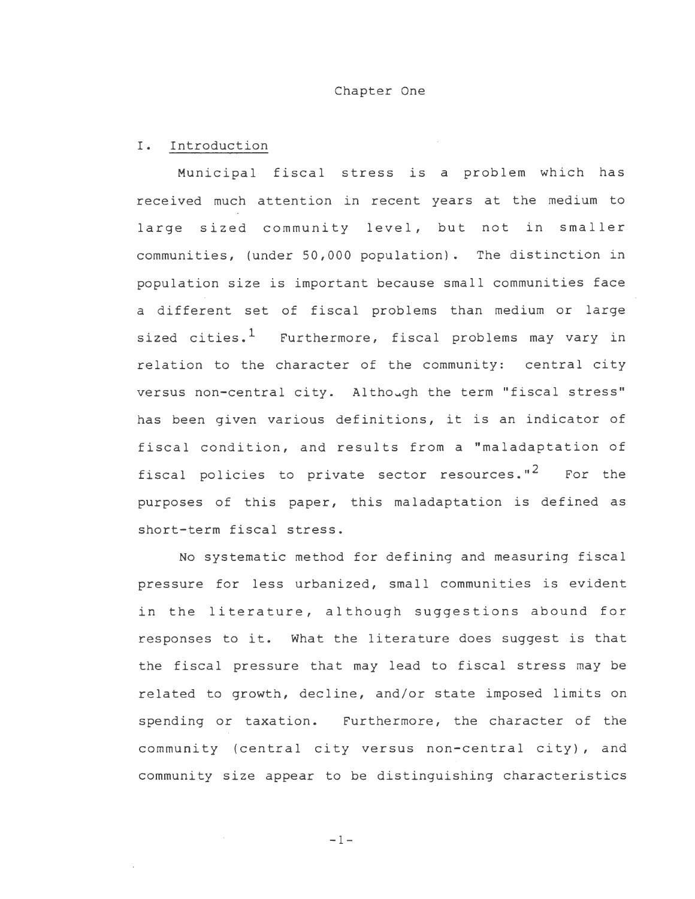# Chapter One

## I. Introduction

Municipal fiscal stress is a problem which has received much attention in recent years at the medium to large sized community level, but not in smaller communities, (under 50,000 population). The distinction in population size is important because small communities face a different set of fiscal problems than medium or large sized cities.[1] Furthermore, fiscal problems may vary in relation to the character of the community: central city versus non-central city. Although the term "fiscal stress" has been given various definitions, it is an indicator of fiscal condition, and results from a "maladaptation of fiscal policies to private sector resources."[2] For the purposes of this paper, this maladaptation is defined as short-term fiscal stress.

No systematic method for defining and measuring fiscal pressure for less urbanized, small communities is evident in the literature, although suggestions abound for responses to it. What the literature does suggest is that the fiscal pressure that may lead to fiscal stress may be related to growth, decline, and/or state imposed limits on spending or taxation. Furthermore, the character of the community (central city versus non-central city), and community size appear to be distinguishing characteristics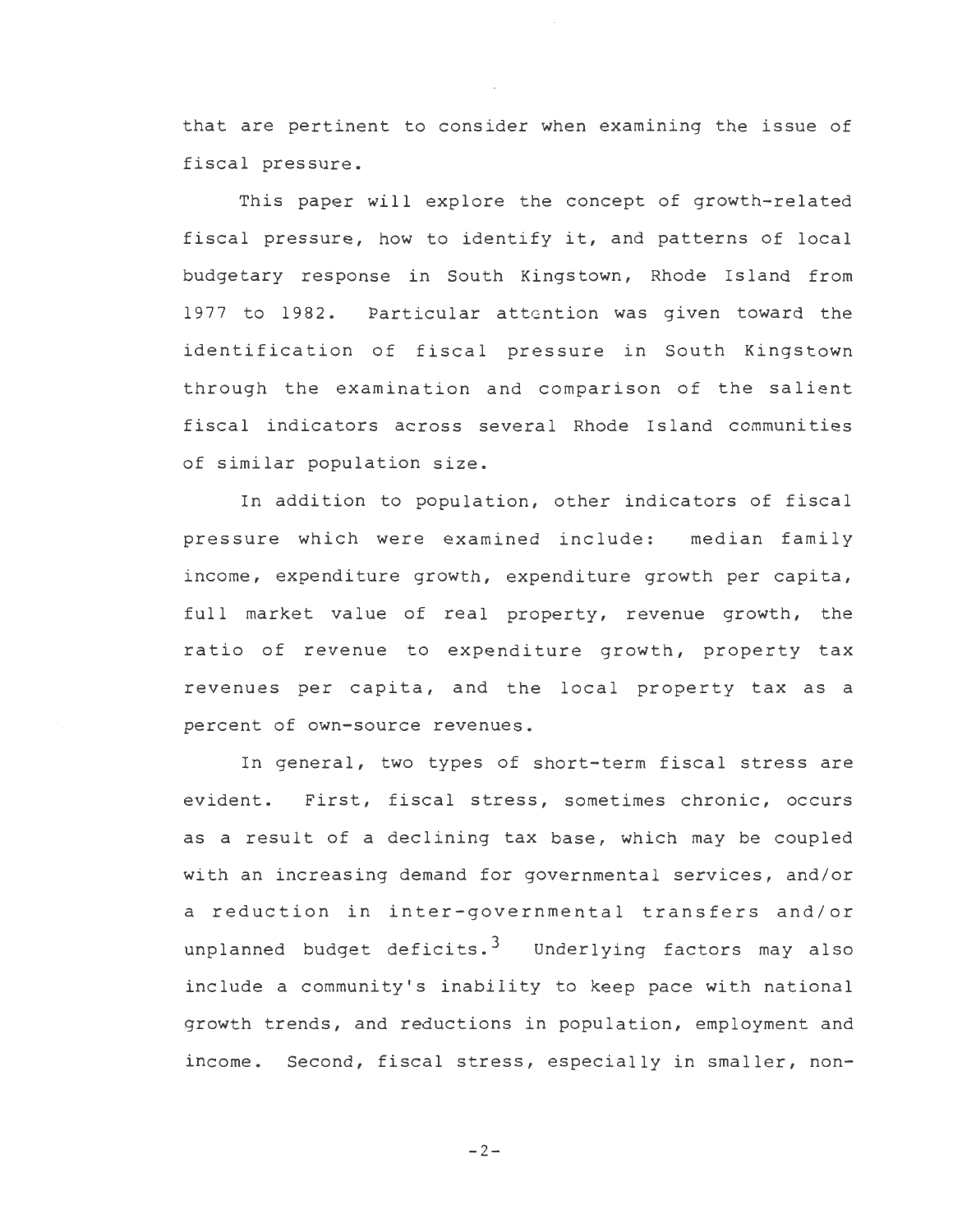that are pertinent to consider when examining the issue of fiscal pressure.

This paper will explore the concept of growth-related fiscal pressure, how to identify it, and patterns of local budgetary response in South Kingstown, Rhode Island from 1977 to 1982. Particular attention was given toward the identification of fiscal pressure in South Kingstown through the examination and comparison of the salient fiscal indicators across several Rhode Island communities of similar population size.

In addition to population, other indicators of fiscal pressure which were examined include: median family income, expenditure growth, expenditure growth per capita, full market value of real property, revenue growth, the ratio of revenue to expenditure growth, property tax revenues per capita, and the local property tax as a percent of own-source revenues.

In general, two types of short-term fiscal stress are evident. First, fiscal stress, sometimes chronic, occurs as a result of a declining tax base, which may be coupled with an increasing demand for governmental services, and/or a reduction in inter-governmental transfers and/or unplanned budget deficits.[3] Underlying factors may also include a community's inability to keep pace with national growth trends, and reductions in population, employment and income. Second, fiscal stress, especially in smaller, non-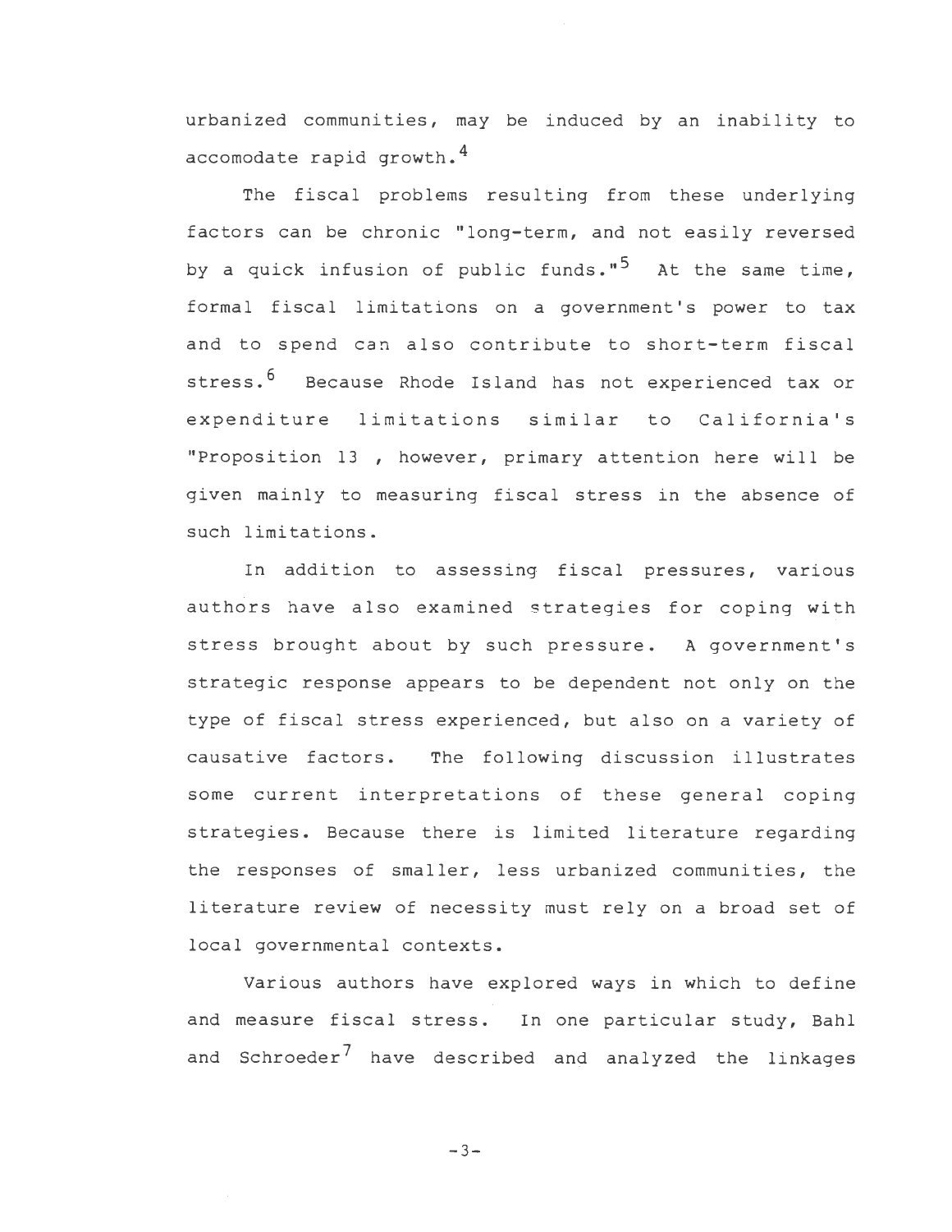urbanized communities, may be induced by an inability to accomodate rapid growth.[4]

The fiscal problems resulting from these underlying factors can be chronic "long-term, and not easily reversed by a quick infusion of public funds."[5] At the same time, formal fiscal limitations on a government's power to tax and to spend can also contribute to short-term fiscal stress.[6] Because Rhode Island has not experienced tax or expenditure limitations similar to California's "Proposition 13 , however, primary attention here will be given mainly to measuring fiscal stress in the absence of such limitations.

In addition to assessing fiscal pressures, various authors have also examined strategies for coping with stress brought about by such pressure. A government's strategic response appears to be dependent not only on the type of fiscal stress experienced, but also on a variety of causative factors. The following discussion illustrates some current interpretations of these general coping strategies. Because there is limited literature regarding the responses of smaller, less urbanized communities, the literature review of necessity must rely on a broad set of local governmental contexts.

Various authors have explored ways in which to define and measure fiscal stress. In one particular study, Bahl and Schroeder[7] have described and analyzed the linkages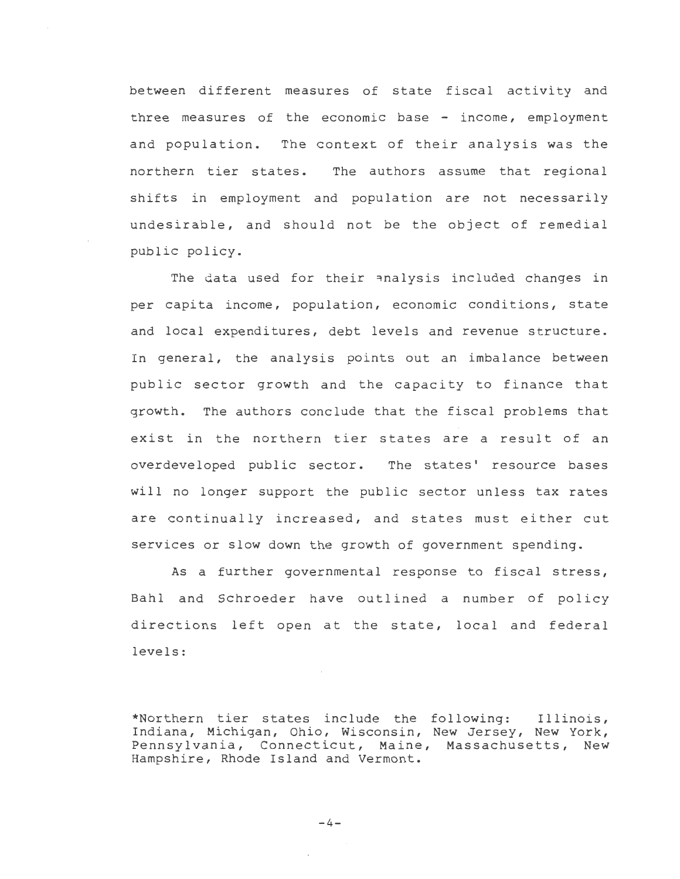between different measures of state fiscal activity and three measures of the economic base - income, employment and population. The context of their analysis was the northern tier states. The authors assume that regional shifts in employment and population are not necessarily undesirable, and should not be the object of remedial public policy.

The data used for their analysis included changes in per capita income, population, economic conditions, state and local expenditures, debt levels and revenue structure. In general, the analysis points out an imbalance between public sector growth and the capacity to finance that growth. The authors conclude that the fiscal problems that exist in the northern tier states are a result of an overdeveloped public sector. The states' resource bases will no longer support the public sector unless tax rates are continually increased, and states must either cut services or slow down the growth of government spending.

As a further governmental response to fiscal stress, Bahl and Schroeder have outlined a number of policy directions left open at the state, local and federal levels:

*Northern tier states include the following: Illinois, Indiana, Michigan, Ohio, Wisconsin, New Jersey, New York, Pennsylvania, Connecticut, Maine, Massachusetts, New Hampshire, Rhode Island and Vermont.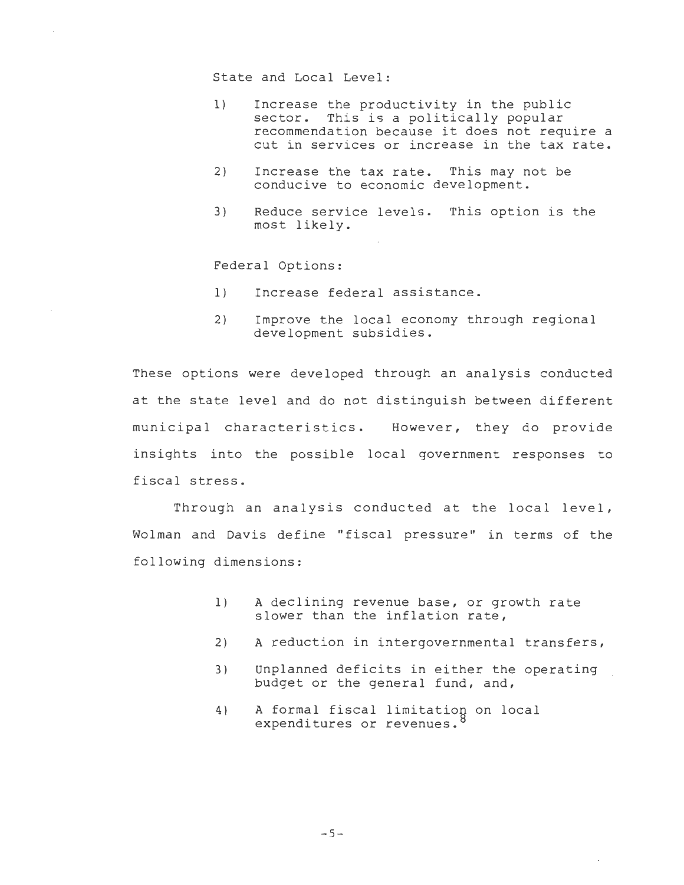State and Local Level:

1) Increase the productivity in the public sector. This is a politically popular recommendation because it does not require a cut in services or increase in the tax rate.

2) Increase the tax rate. This may not be conducive to economic development.

3) Reduce service levels. This option is the most likely.

Federal Options:

1) Increase federal assistance.

2) Improve the local economy through regional development subsidies.

These options were developed through an analysis conducted at the state level and do not distinguish between different municipal characteristics. However, they do provide insights into the possible local government responses to fiscal stress.

Through an analysis conducted at the local level, Wolman and Davis define "fiscal pressure" in terms of the following dimensions:

1) A declining revenue base, or growth rate slower than the inflation rate,

2) A reduction in intergovernmental transfers,

3) Unplanned deficits in either the operating budget or the general fund, and,

4) A formal fiscal limitation on local expenditures or revenues.[8]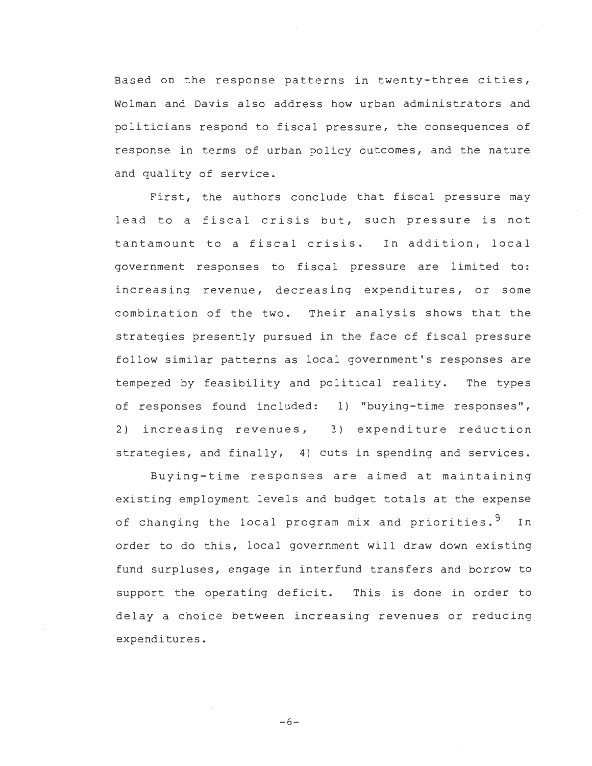Based on the response patterns in twenty-three cities, Wolman and Davis also address how urban administrators and politicians respond to fiscal pressure, the consequences of response in terms of urban policy outcomes, and the nature and quality of service.

First, the authors conclude that fiscal pressure may lead to a fiscal crisis but, such pressure is not tantamount to a fiscal crisis. In addition, local government responses to fiscal pressure are limited to: increasing revenue, decreasing expenditures, or some combination of the two. Their analysis shows that the strategies presently pursued in the face of fiscal pressure follow similar patterns as local government's responses are tempered by feasibility and political reality. The types of responses found included: 1) "buying-time responses", 2) increasing revenues, 3) expenditure reduction strategies, and finally, 4) cuts in spending and services.

Buying-time responses are aimed at maintaining existing employment levels and budget totals at the expense of changing the local program mix and priorities.[9] In order to do this, local government will draw down existing fund surpluses, engage in interfund transfers and borrow to support the operating deficit. This is done in order to delay a choice between increasing revenues or reducing expenditures.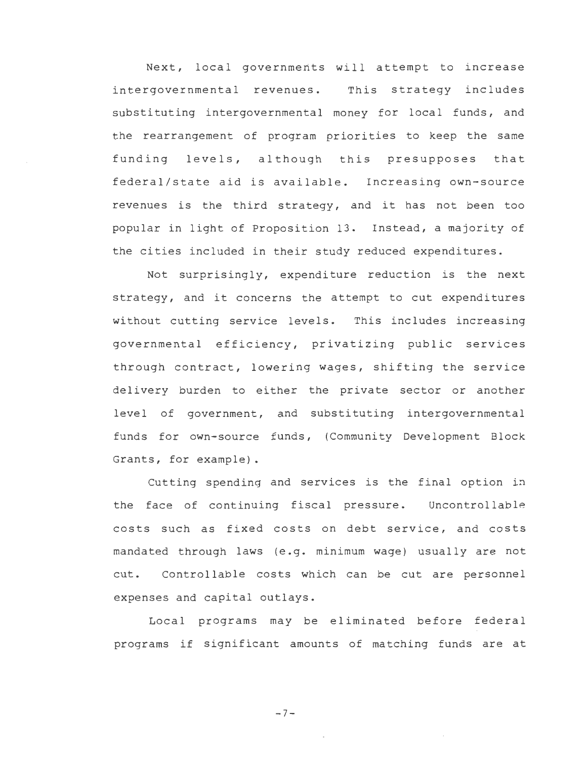Next, local governments will attempt to increase intergovernmental revenues. This strategy includes substituting intergovernmental money for local funds, and the rearrangement of program priorities to keep the same funding levels, although this presupposes that federal/state aid is available. Increasing own-source revenues is the third strategy, and it has not been too popular in light of Proposition 13. Instead, a majority of the cities included in their study reduced expenditures.

Not surprisingly, expenditure reduction is the next strategy, and it concerns the attempt to cut expenditures without cutting service levels. This includes increasing governmental efficiency, privatizing public services through contract, lowering wages, shifting the service delivery burden to either the private sector or another level of government, and substituting intergovernmental funds for own-source funds, (Community Development Block Grants, for example).

Cutting spending and services is the final option in the face of continuing fiscal pressure. Uncontrollable costs such as fixed costs on debt service, and costs mandated through laws (e.g. minimum wage) usually are not cut. Controllable costs which can be cut are personnel expenses and capital outlays.

Local programs may be eliminated before federal programs if significant amounts of matching funds are at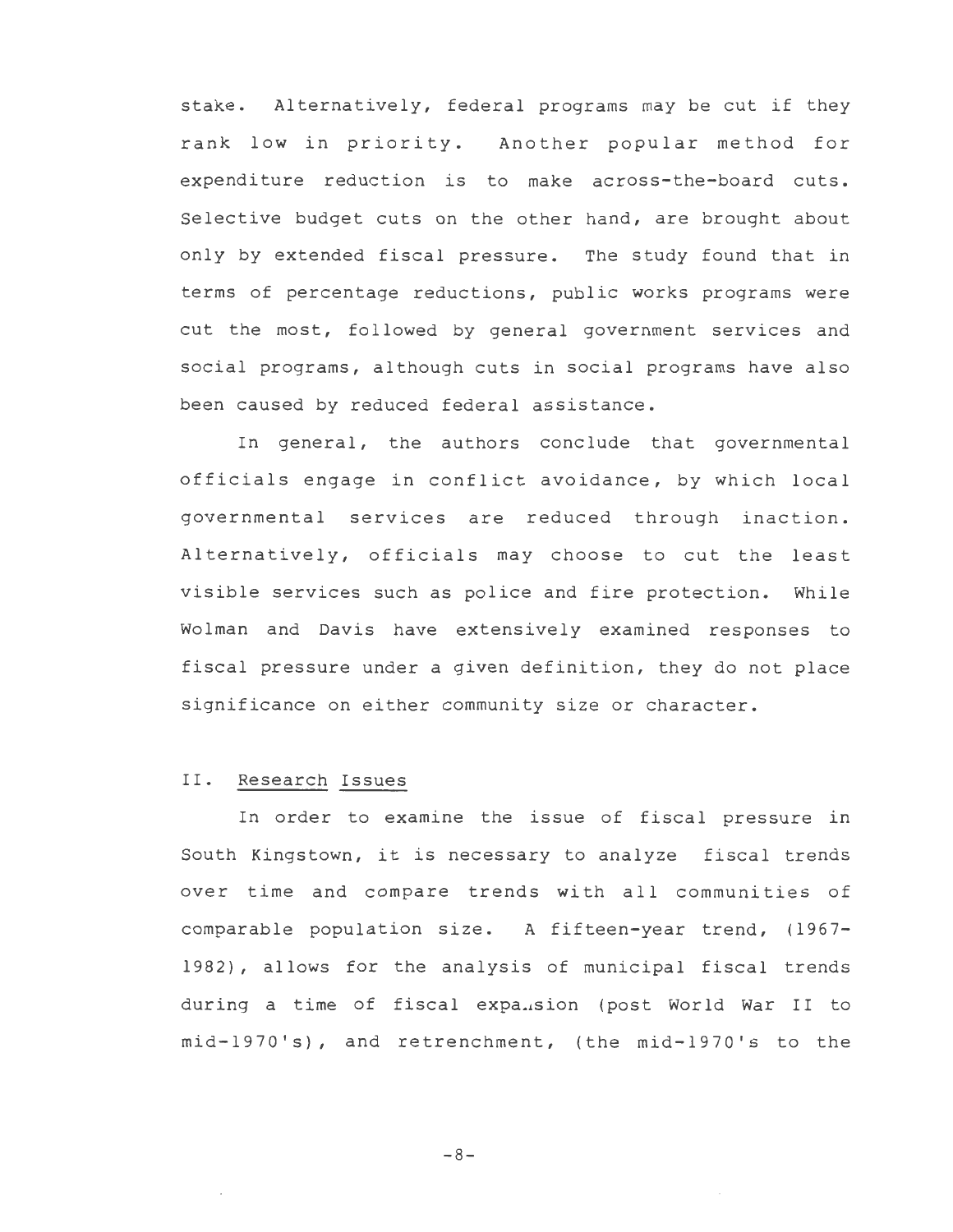stake. Alternatively, federal programs may be cut if they rank low in priority. Another popular method for expenditure reduction is to make across-the-board cuts. Selective budget cuts on the other hand, are brought about only by extended fiscal pressure. The study found that in terms of percentage reductions, public works programs were cut the most, followed by general government services and social programs, although cuts in social programs have also been caused by reduced federal assistance.

In general, the authors conclude that governmental officials engage in conflict avoidance, by which local governmental services are reduced through inaction. Alternatively, officials may choose to cut the least visible services such as police and fire protection. While Wolman and Davis have extensively examined responses to fiscal pressure under a given definition, they do not place significance on either community size or character.

## II. Research Issues

In order to examine the issue of fiscal pressure in South Kingstown, it is necessary to analyze fiscal trends over time and compare trends with all communities of comparable population size. A fifteen-year trend, (1967-1982), allows for the analysis of municipal fiscal trends during a time of fiscal expansion (post World War II to mid-1970's), and retrenchment, (the mid-1970's to the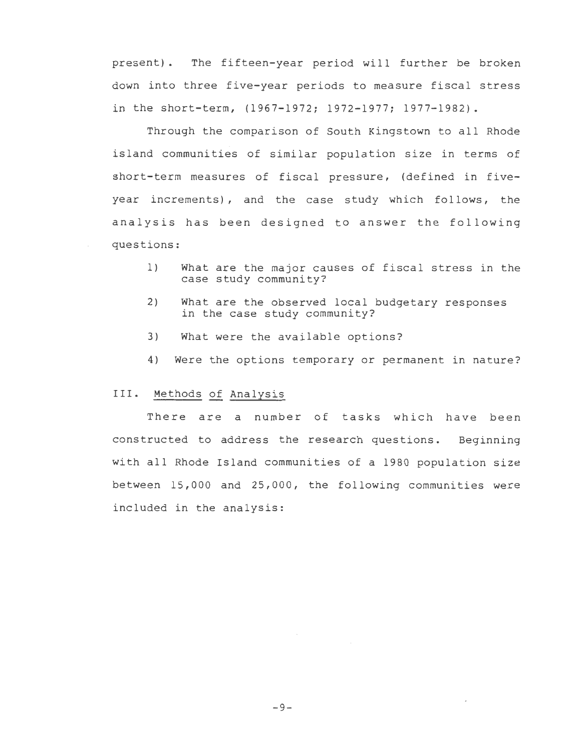present). The fifteen-year period will further be broken down into three five-year periods to measure fiscal stress in the short-term, (1967-1972; 1972-1977; 1977-1982).

Through the comparison of South Kingstown to all Rhode island communities of similar population size in terms of short-term measures of fiscal pressure, (defined in five-year increments), and the case study which follows, the analysis has been designed to answer the following questions:

1) What are the major causes of fiscal stress in the case study community?

2) What are the observed local budgetary responses in the case study community?

3) What were the available options?

4) Were the options temporary or permanent in nature?

## III. Methods of Analysis

There are a number of tasks which have been constructed to address the research questions. Beginning with all Rhode Island communities of a 1980 population size between 15,000 and 25,000, the following communities were included in the analysis: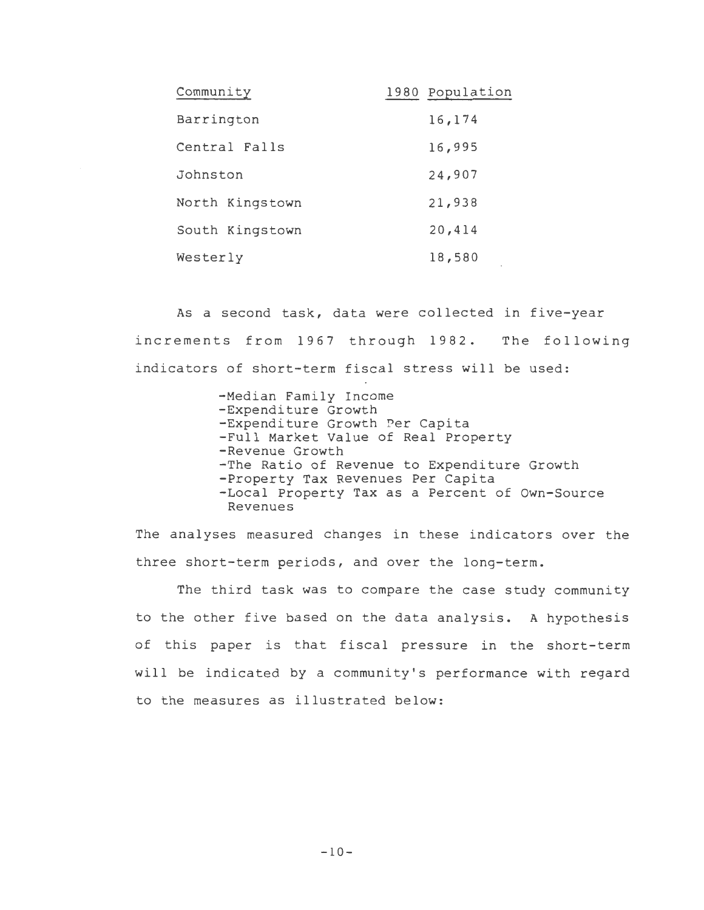| Community | 1980 Population |
|---|---|
| Barrington | 16,174 |
| Central Falls | 16,995 |
| Johnston | 24,907 |
| North Kingstown | 21,938 |
| South Kingstown | 20,414 |
| Westerly | 18,580 |

As a second task, data were collected in five-year increments from 1967 through 1982. The following indicators of short-term fiscal stress will be used:

- -Median Family Income
- -Expenditure Growth
- -Expenditure Growth Per Capita
- -Full Market Value of Real Property
- -Revenue Growth
- -The Ratio of Revenue to Expenditure Growth
- -Property Tax Revenues Per Capita
- -Local Property Tax as a Percent of Own-Source Revenues

The analyses measured changes in these indicators over the three short-term periods, and over the long-term.

The third task was to compare the case study community to the other five based on the data analysis. A hypothesis of this paper is that fiscal pressure in the short-term will be indicated by a community's performance with regard to the measures as illustrated below: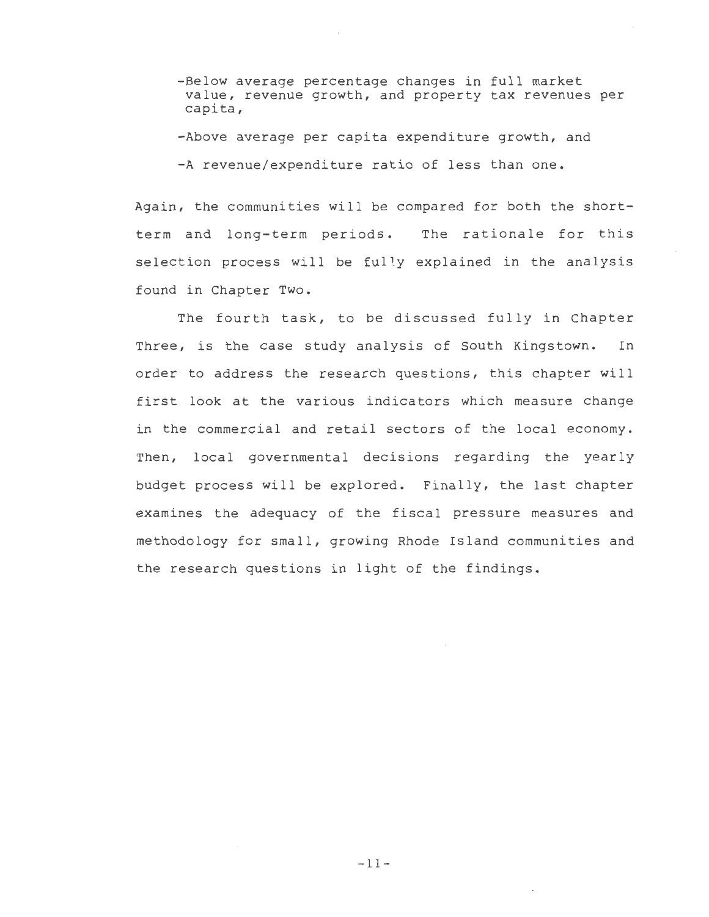- Below average percentage changes in full market value, revenue growth, and property tax revenues per capita,
- Above average per capita expenditure growth, and
- A revenue/expenditure ratio of less than one.

Again, the communities will be compared for both the short-term and long-term periods. The rationale for this selection process will be fully explained in the analysis found in Chapter Two.

The fourth task, to be discussed fully in Chapter Three, is the case study analysis of South Kingstown. In order to address the research questions, this chapter will first look at the various indicators which measure change in the commercial and retail sectors of the local economy. Then, local governmental decisions regarding the yearly budget process will be explored. Finally, the last chapter examines the adequacy of the fiscal pressure measures and methodology for small, growing Rhode Island communities and the research questions in light of the findings.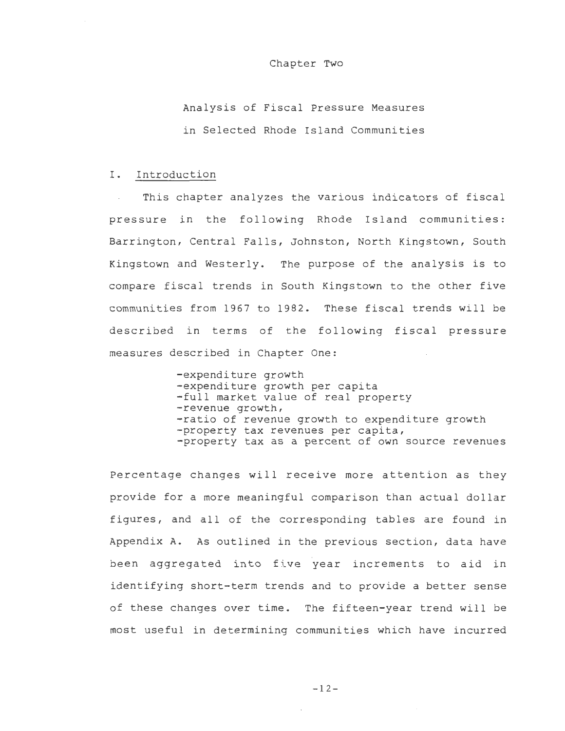# Chapter Two

## Analysis of Fiscal Pressure Measures in Selected Rhode Island Communities

### I. Introduction

This chapter analyzes the various indicators of fiscal pressure in the following Rhode Island communities: Barrington, Central Falls, Johnston, North Kingstown, South Kingstown and Westerly. The purpose of the analysis is to compare fiscal trends in South Kingstown to the other five communities from 1967 to 1982. These fiscal trends will be described in terms of the following fiscal pressure measures described in Chapter One:

- expenditure growth
- expenditure growth per capita
- full market value of real property
- revenue growth,
- ratio of revenue growth to expenditure growth
- property tax revenues per capita,
- property tax as a percent of own source revenues

Percentage changes will receive more attention as they provide for a more meaningful comparison than actual dollar figures, and all of the corresponding tables are found in Appendix A. As outlined in the previous section, data have been aggregated into five year increments to aid in identifying short-term trends and to provide a better sense of these changes over time. The fifteen-year trend will be most useful in determining communities which have incurred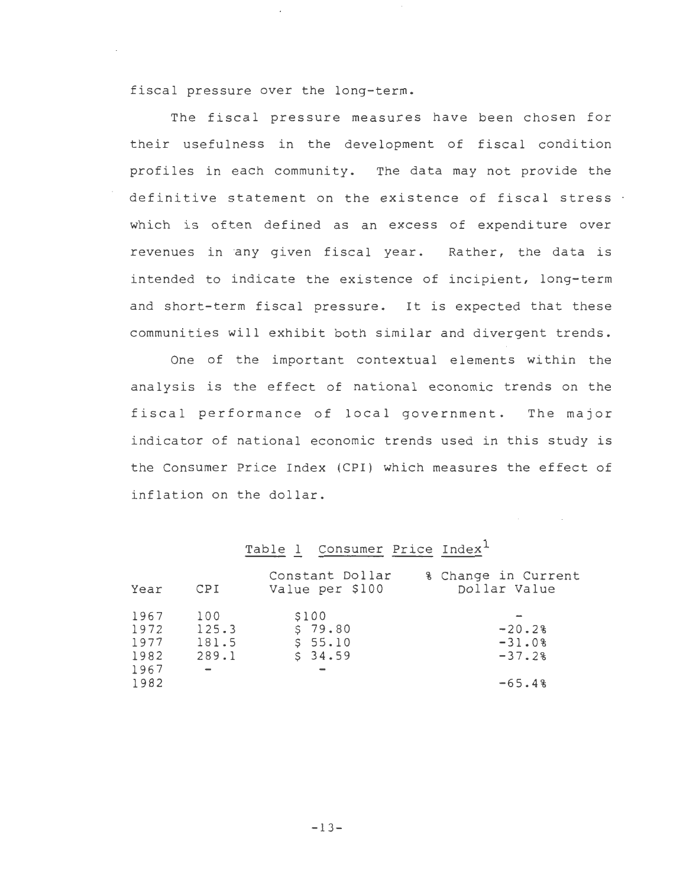fiscal pressure over the long-term.

The fiscal pressure measures have been chosen for their usefulness in the development of fiscal condition profiles in each community. The data may not provide the definitive statement on the existence of fiscal stress which is often defined as an excess of expenditure over revenues in any given fiscal year. Rather, the data is intended to indicate the existence of incipient, long-term and short-term fiscal pressure. It is expected that these communities will exhibit both similar and divergent trends.

One of the important contextual elements within the analysis is the effect of national economic trends on the fiscal performance of local government. The major indicator of national economic trends used in this study is the Consumer Price Index (CPI) which measures the effect of inflation on the dollar.

Table 1 Consumer Price Index[1]

| Year | CPI | Constant Dollar Value per $100 | % Change in Current Dollar Value |
|---|---|---|---|
| 1967 | 100 | $100 | - |
| 1972 | 125.3 | $ 79.80 | -20.2% |
| 1977 | 181.5 | $ 55.10 | -31.0% |
| 1982 | 289.1 | $ 34.59 | -37.2% |
| 1967 - 1982 | - | - | -65.4% |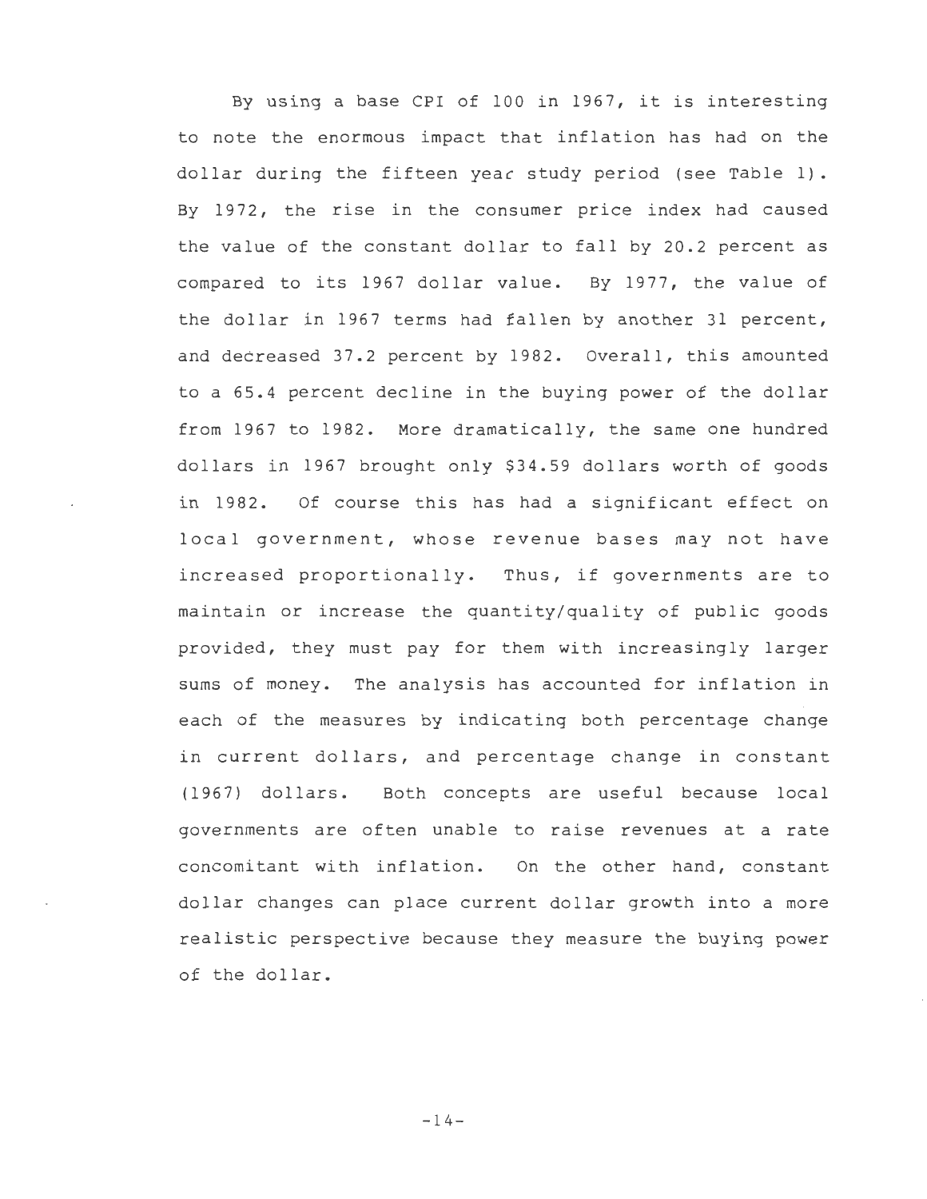By using a base CPI of 100 in 1967, it is interesting to note the enormous impact that inflation has had on the dollar during the fifteen year study period (see Table 1). By 1972, the rise in the consumer price index had caused the value of the constant dollar to fall by 20.2 percent as compared to its 1967 dollar value. By 1977, the value of the dollar in 1967 terms had fallen by another 31 percent, and decreased 37.2 percent by 1982. Overall, this amounted to a 65.4 percent decline in the buying power of the dollar from 1967 to 1982. More dramatically, the same one hundred dollars in 1967 brought only $34.59 dollars worth of goods in 1982. Of course this has had a significant effect on local government, whose revenue bases may not have increased proportionally. Thus, if governments are to maintain or increase the quantity/quality of public goods provided, they must pay for them with increasingly larger sums of money. The analysis has accounted for inflation in each of the measures by indicating both percentage change in current dollars, and percentage change in constant (1967) dollars. Both concepts are useful because local governments are often unable to raise revenues at a rate concomitant with inflation. On the other hand, constant dollar changes can place current dollar growth into a more realistic perspective because they measure the buying power of the dollar.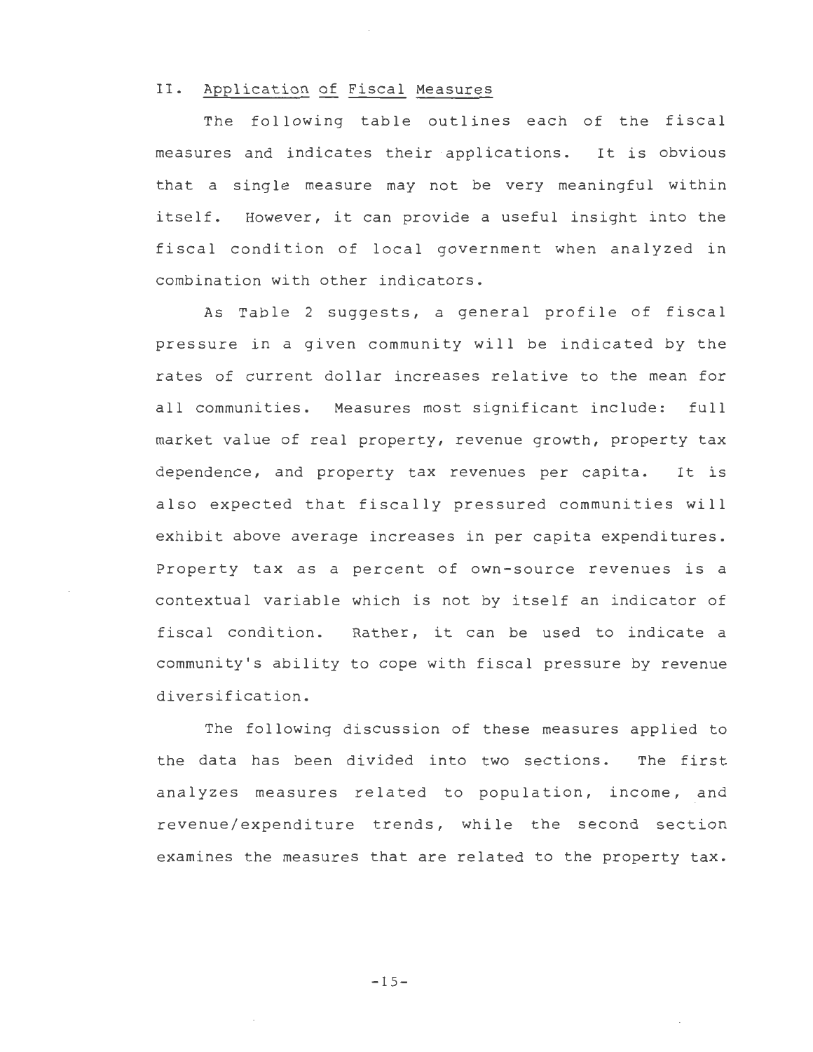## II. Application of Fiscal Measures

The following table outlines each of the fiscal measures and indicates their applications. It is obvious that a single measure may not be very meaningful within itself. However, it can provide a useful insight into the fiscal condition of local government when analyzed in combination with other indicators.

As Table 2 suggests, a general profile of fiscal pressure in a given community will be indicated by the rates of current dollar increases relative to the mean for all communities. Measures most significant include: full market value of real property, revenue growth, property tax dependence, and property tax revenues per capita. It is also expected that fiscally pressured communities will exhibit above average increases in per capita expenditures. Property tax as a percent of own-source revenues is a contextual variable which is not by itself an indicator of fiscal condition. Rather, it can be used to indicate a community's ability to cope with fiscal pressure by revenue diversification.

The following discussion of these measures applied to the data has been divided into two sections. The first analyzes measures related to population, income, and revenue/expenditure trends, while the second section examines the measures that are related to the property tax.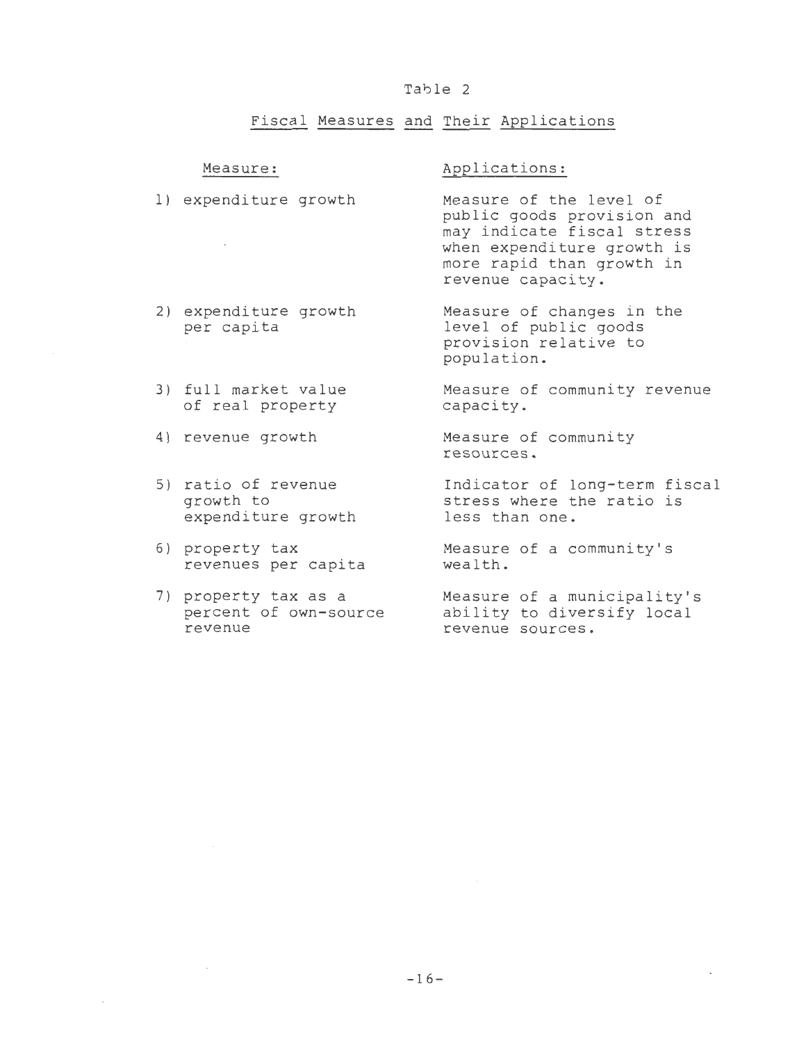Table 2

Fiscal Measures and Their Applications

| Measure: | Applications: |
|---|---|
| 1) expenditure growth | Measure of the level of public goods provision and may indicate fiscal stress when expenditure growth is more rapid than growth in revenue capacity. |
| 2) expenditure growth per capita | Measure of changes in the level of public goods provision relative to population. |
| 3) full market value of real property | Measure of community revenue capacity. |
| 4) revenue growth | Measure of community resources. |
| 5) ratio of revenue growth to expenditure growth | Indicator of long-term fiscal stress where the ratio is less than one. |
| 6) property tax revenues per capita | Measure of a community's wealth. |
| 7) property tax as a percent of own-source revenue | Measure of a municipality's ability to diversify local revenue sources. |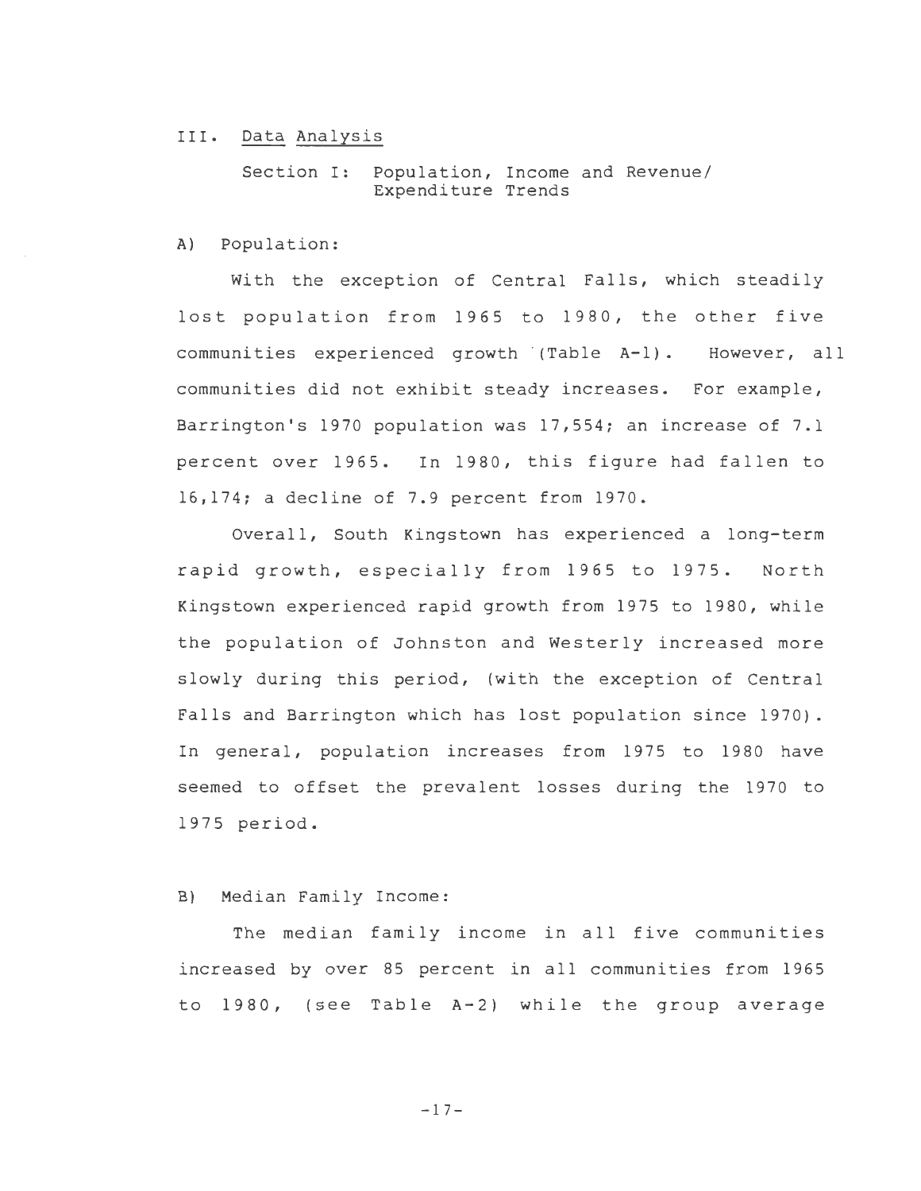## III. Data Analysis

### Section I: Population, Income and Revenue/Expenditure Trends

A) Population:

With the exception of Central Falls, which steadily lost population from 1965 to 1980, the other five communities experienced growth (Table A-1). However, all communities did not exhibit steady increases. For example, Barrington's 1970 population was 17,554; an increase of 7.1 percent over 1965. In 1980, this figure had fallen to 16,174; a decline of 7.9 percent from 1970.

Overall, South Kingstown has experienced a long-term rapid growth, especially from 1965 to 1975. North Kingstown experienced rapid growth from 1975 to 1980, while the population of Johnston and Westerly increased more slowly during this period, (with the exception of Central Falls and Barrington which has lost population since 1970). In general, population increases from 1975 to 1980 have seemed to offset the prevalent losses during the 1970 to 1975 period.

B) Median Family Income:

The median family income in all five communities increased by over 85 percent in all communities from 1965 to 1980, (see Table A-2) while the group average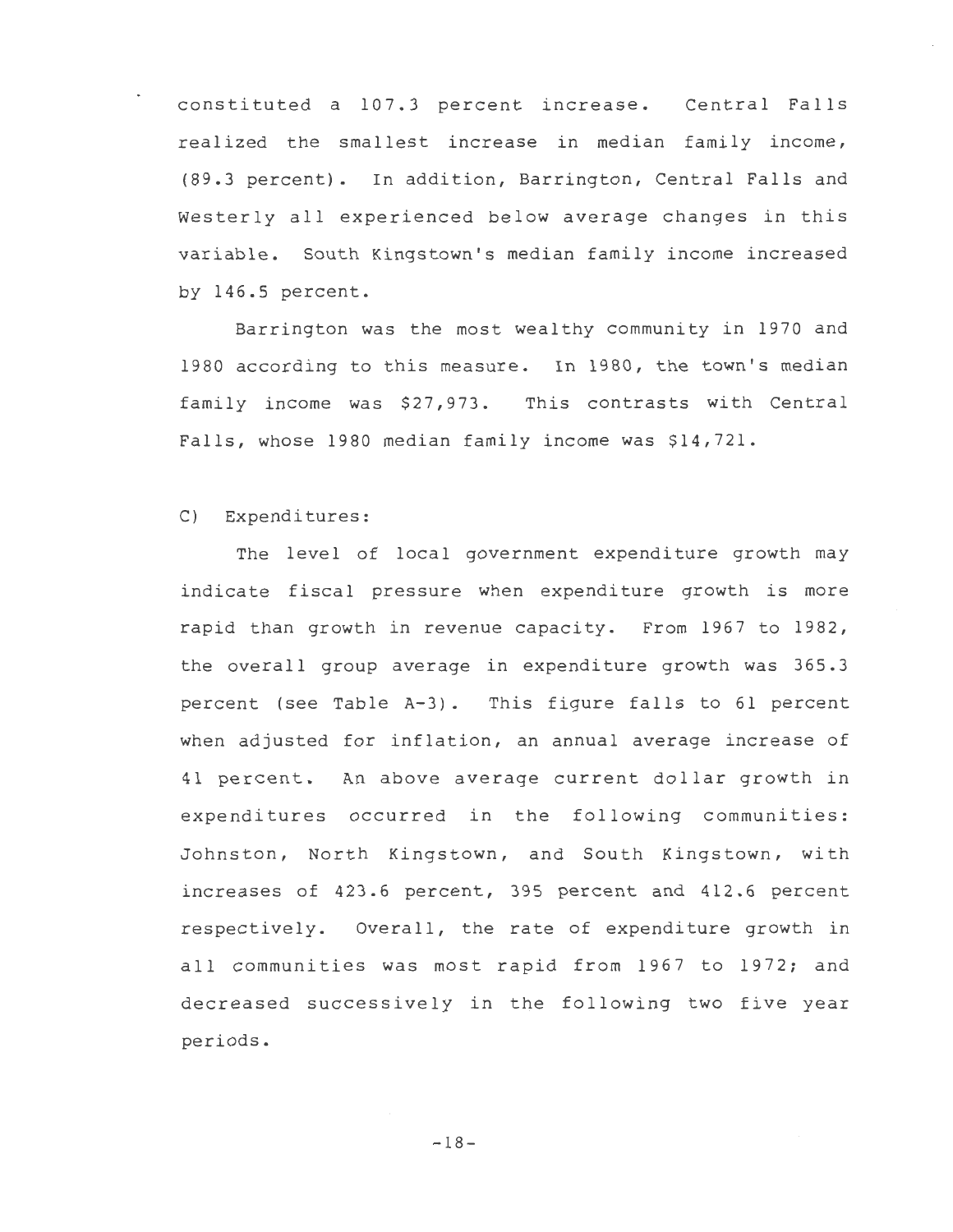constituted a 107.3 percent increase. Central Falls realized the smallest increase in median family income, (89.3 percent). In addition, Barrington, Central Falls and Westerly all experienced below average changes in this variable. South Kingstown's median family income increased by 146.5 percent.

Barrington was the most wealthy community in 1970 and 1980 according to this measure. In 1980, the town's median family income was $27,973. This contrasts with Central Falls, whose 1980 median family income was $14,721.

C) Expenditures:

The level of local government expenditure growth may indicate fiscal pressure when expenditure growth is more rapid than growth in revenue capacity. From 1967 to 1982, the overall group average in expenditure growth was 365.3 percent (see Table A-3). This figure falls to 61 percent when adjusted for inflation, an annual average increase of 41 percent. An above average current dollar growth in expenditures occurred in the following communities: Johnston, North Kingstown, and South Kingstown, with increases of 423.6 percent, 395 percent and 412.6 percent respectively. Overall, the rate of expenditure growth in all communities was most rapid from 1967 to 1972; and decreased successively in the following two five year periods.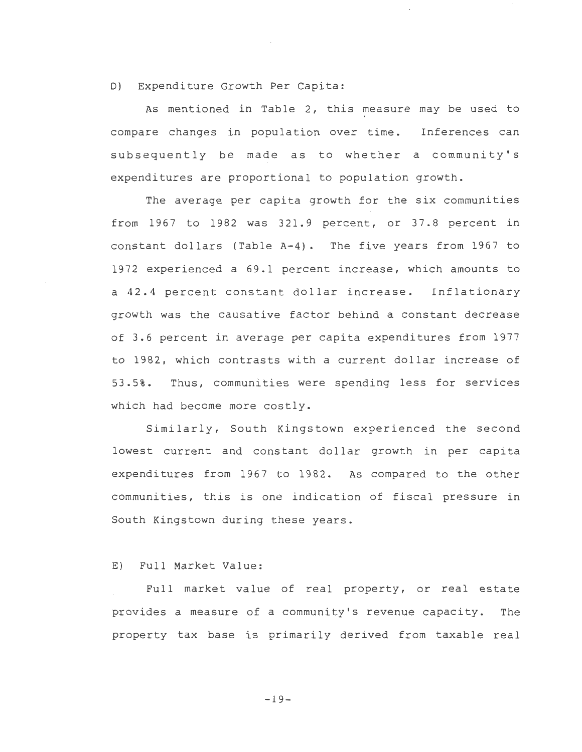D) Expenditure Growth Per Capita:

As mentioned in Table 2, this measure may be used to compare changes in population over time. Inferences can subsequently be made as to whether a community's expenditures are proportional to population growth.

The average per capita growth for the six communities from 1967 to 1982 was 321.9 percent, or 37.8 percent in constant dollars (Table A-4). The five years from 1967 to 1972 experienced a 69.1 percent increase, which amounts to a 42.4 percent constant dollar increase. Inflationary growth was the causative factor behind a constant decrease of 3.6 percent in average per capita expenditures from 1977 to 1982, which contrasts with a current dollar increase of 53.5%. Thus, communities were spending less for services which had become more costly.

Similarly, South Kingstown experienced the second lowest current and constant dollar growth in per capita expenditures from 1967 to 1982. As compared to the other communities, this is one indication of fiscal pressure in South Kingstown during these years.

E) Full Market Value:

Full market value of real property, or real estate provides a measure of a community's revenue capacity. The property tax base is primarily derived from taxable real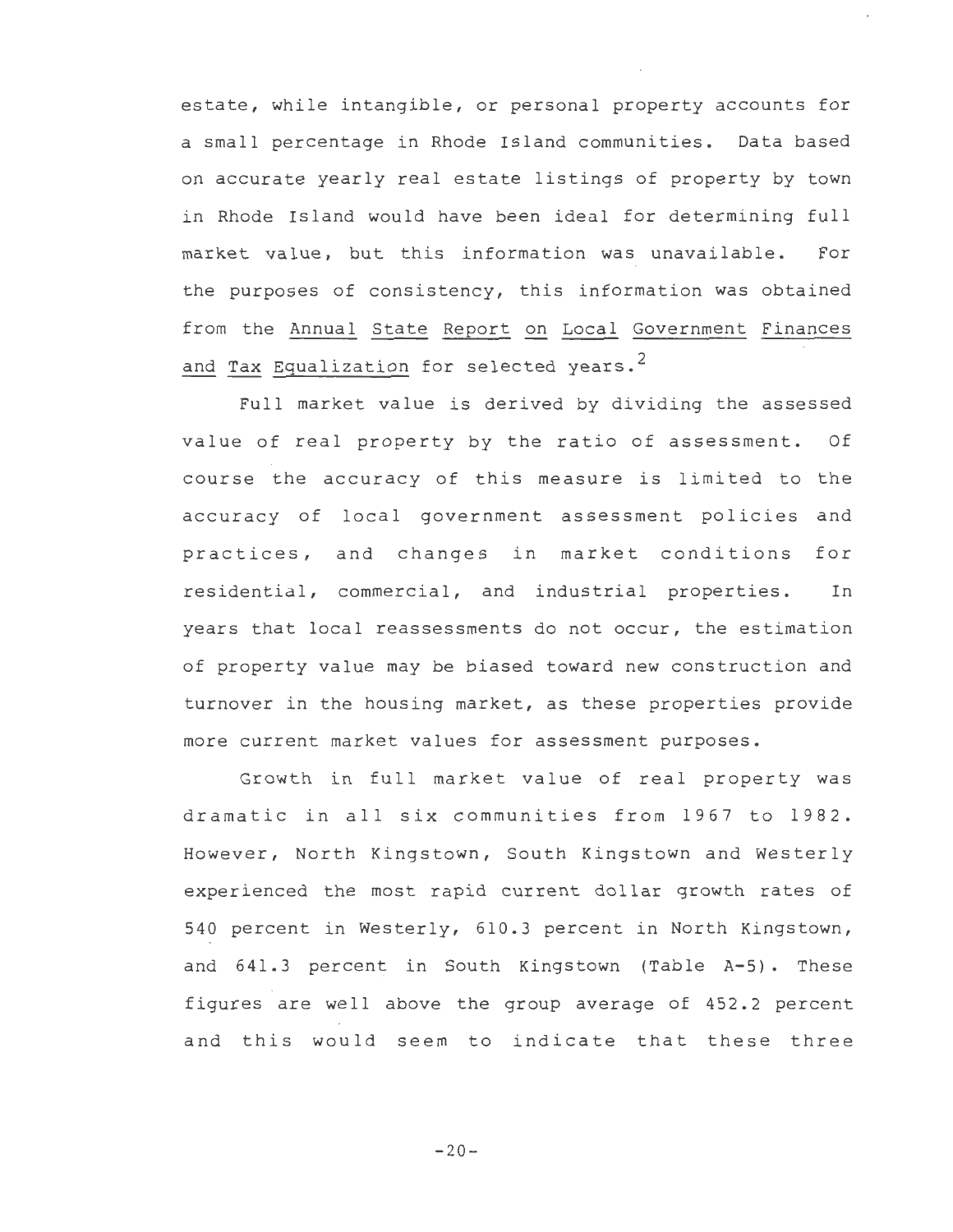estate, while intangible, or personal property accounts for a small percentage in Rhode Island communities. Data based on accurate yearly real estate listings of property by town in Rhode Island would have been ideal for determining full market value, but this information was unavailable. For the purposes of consistency, this information was obtained from the Annual State Report on Local Government Finances and Tax Equalization for selected years.[2]

Full market value is derived by dividing the assessed value of real property by the ratio of assessment. Of course the accuracy of this measure is limited to the accuracy of local government assessment policies and practices, and changes in market conditions for residential, commercial, and industrial properties. In years that local reassessments do not occur, the estimation of property value may be biased toward new construction and turnover in the housing market, as these properties provide more current market values for assessment purposes.

Growth in full market value of real property was dramatic in all six communities from 1967 to 1982. However, North Kingstown, South Kingstown and Westerly experienced the most rapid current dollar growth rates of 540 percent in Westerly, 610.3 percent in North Kingstown, and 641.3 percent in South Kingstown (Table A-5). These figures are well above the group average of 452.2 percent and this would seem to indicate that these three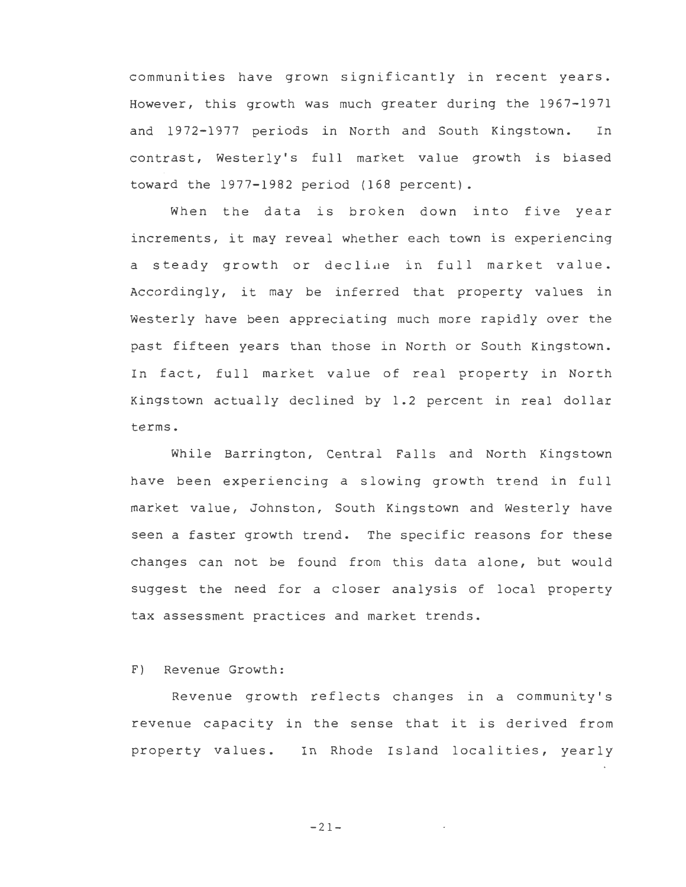communities have grown significantly in recent years. However, this growth was much greater during the 1967-1971 and 1972-1977 periods in North and South Kingstown. In contrast, Westerly's full market value growth is biased toward the 1977-1982 period (168 percent).

When the data is broken down into five year increments, it may reveal whether each town is experiencing a steady growth or decline in full market value. Accordingly, it may be inferred that property values in Westerly have been appreciating much more rapidly over the past fifteen years than those in North or South Kingstown. In fact, full market value of real property in North Kingstown actually declined by 1.2 percent in real dollar terms.

While Barrington, Central Falls and North Kingstown have been experiencing a slowing growth trend in full market value, Johnston, South Kingstown and Westerly have seen a faster growth trend. The specific reasons for these changes can not be found from this data alone, but would suggest the need for a closer analysis of local property tax assessment practices and market trends.

F) Revenue Growth:

Revenue growth reflects changes in a community's revenue capacity in the sense that it is derived from property values. In Rhode Island localities, yearly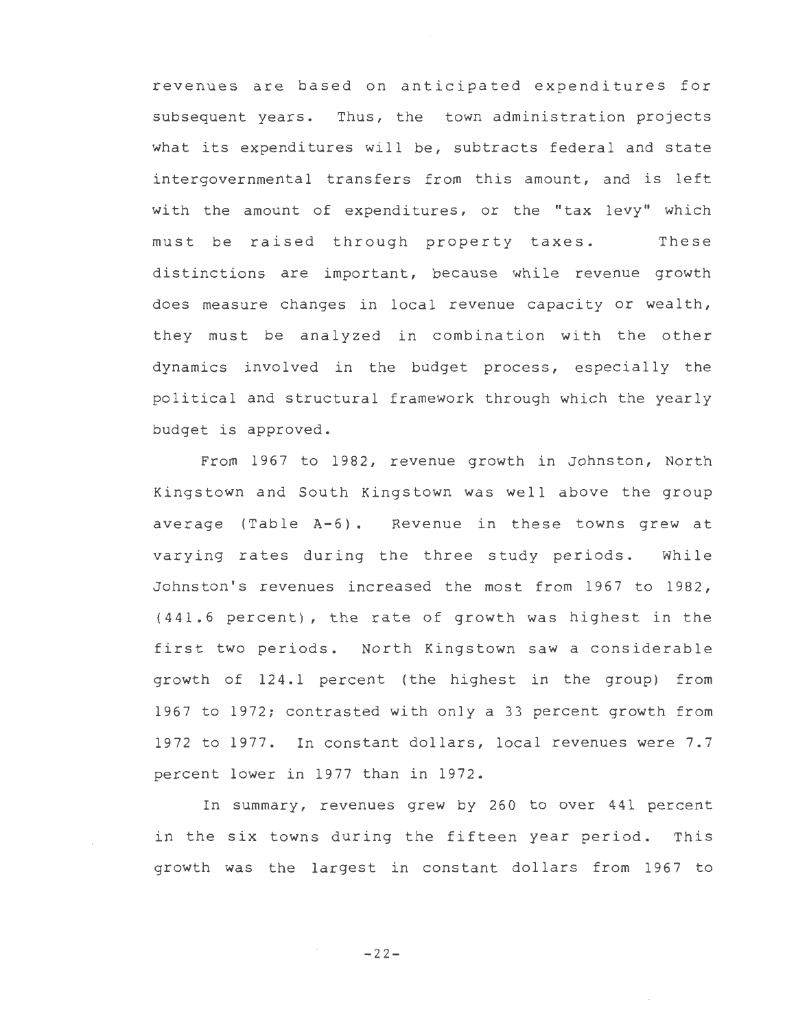revenues are based on anticipated expenditures for subsequent years. Thus, the town administration projects what its expenditures will be, subtracts federal and state intergovernmental transfers from this amount, and is left with the amount of expenditures, or the "tax levy" which must be raised through property taxes. These distinctions are important, because while revenue growth does measure changes in local revenue capacity or wealth, they must be analyzed in combination with the other dynamics involved in the budget process, especially the political and structural framework through which the yearly budget is approved.

From 1967 to 1982, revenue growth in Johnston, North Kingstown and South Kingstown was well above the group average (Table A-6). Revenue in these towns grew at varying rates during the three study periods. While Johnston's revenues increased the most from 1967 to 1982, (441.6 percent), the rate of growth was highest in the first two periods. North Kingstown saw a considerable growth of 124.1 percent (the highest in the group) from 1967 to 1972; contrasted with only a 33 percent growth from 1972 to 1977. In constant dollars, local revenues were 7.7 percent lower in 1977 than in 1972.

In summary, revenues grew by 260 to over 441 percent in the six towns during the fifteen year period. This growth was the largest in constant dollars from 1967 to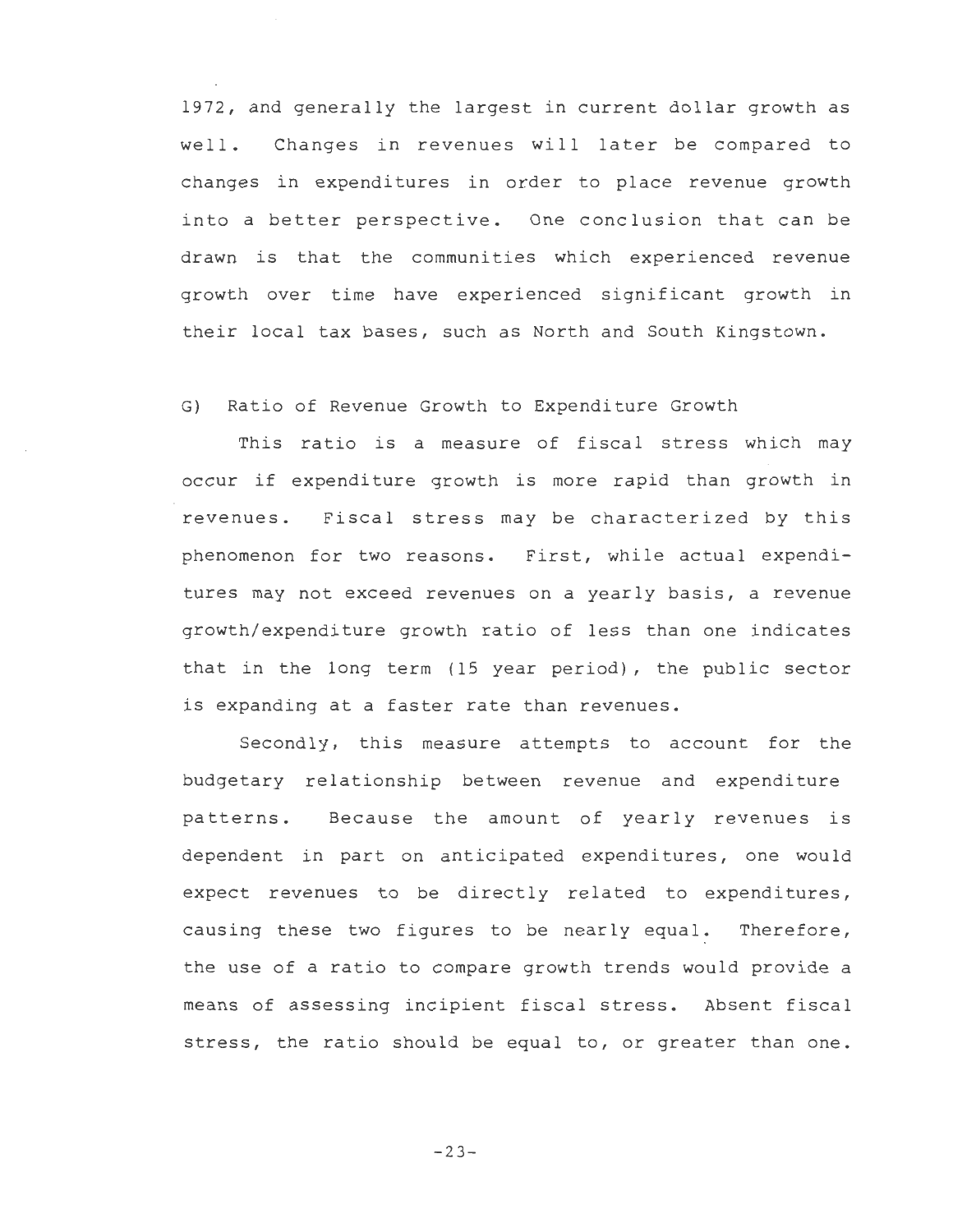1972, and generally the largest in current dollar growth as well. Changes in revenues will later be compared to changes in expenditures in order to place revenue growth into a better perspective. One conclusion that can be drawn is that the communities which experienced revenue growth over time have experienced significant growth in their local tax bases, such as North and South Kingstown.

### G) Ratio of Revenue Growth to Expenditure Growth

This ratio is a measure of fiscal stress which may occur if expenditure growth is more rapid than growth in revenues. Fiscal stress may be characterized by this phenomenon for two reasons. First, while actual expenditures may not exceed revenues on a yearly basis, a revenue growth/expenditure growth ratio of less than one indicates that in the long term (15 year period), the public sector is expanding at a faster rate than revenues.

Secondly, this measure attempts to account for the budgetary relationship between revenue and expenditure patterns. Because the amount of yearly revenues is dependent in part on anticipated expenditures, one would expect revenues to be directly related to expenditures, causing these two figures to be nearly equal. Therefore, the use of a ratio to compare growth trends would provide a means of assessing incipient fiscal stress. Absent fiscal stress, the ratio should be equal to, or greater than one.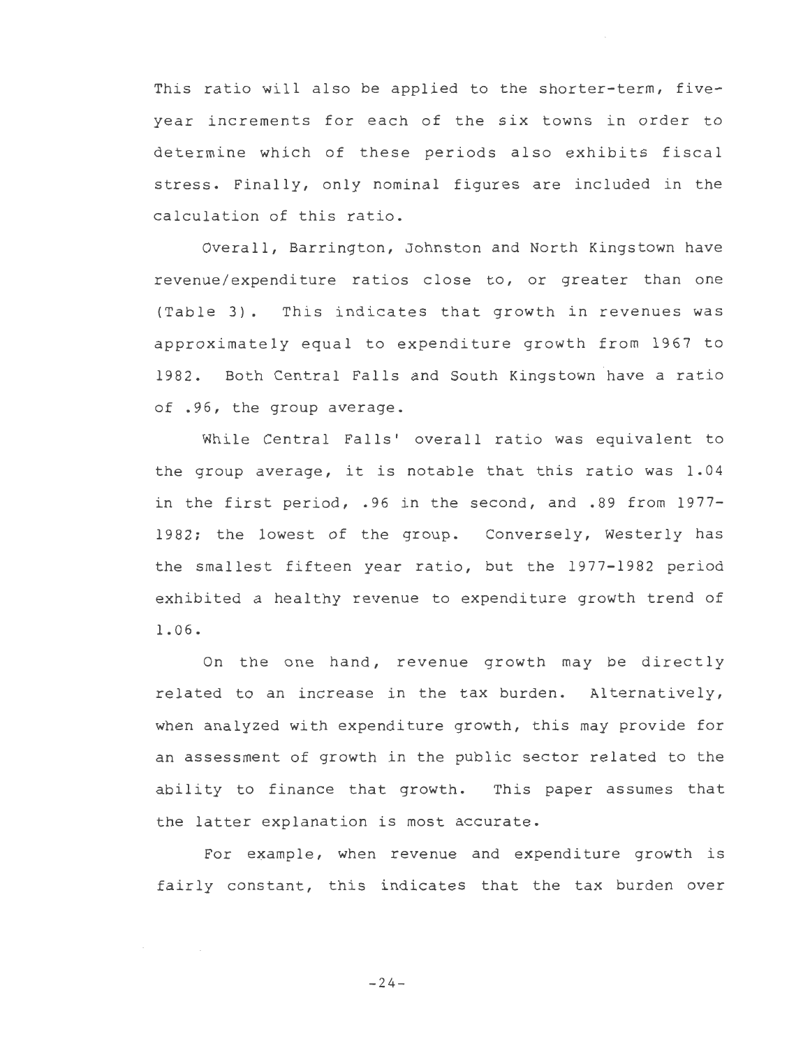This ratio will also be applied to the shorter-term, five-year increments for each of the six towns in order to determine which of these periods also exhibits fiscal stress. Finally, only nominal figures are included in the calculation of this ratio.

Overall, Barrington, Johnston and North Kingstown have revenue/expenditure ratios close to, or greater than one (Table 3). This indicates that growth in revenues was approximately equal to expenditure growth from 1967 to 1982. Both Central Falls and South Kingstown have a ratio of .96, the group average.

While Central Falls' overall ratio was equivalent to the group average, it is notable that this ratio was 1.04 in the first period, .96 in the second, and .89 from 1977-1982; the lowest of the group. Conversely, Westerly has the smallest fifteen year ratio, but the 1977-1982 period exhibited a healthy revenue to expenditure growth trend of 1.06.

On the one hand, revenue growth may be directly related to an increase in the tax burden. Alternatively, when analyzed with expenditure growth, this may provide for an assessment of growth in the public sector related to the ability to finance that growth. This paper assumes that the latter explanation is most accurate.

For example, when revenue and expenditure growth is fairly constant, this indicates that the tax burden over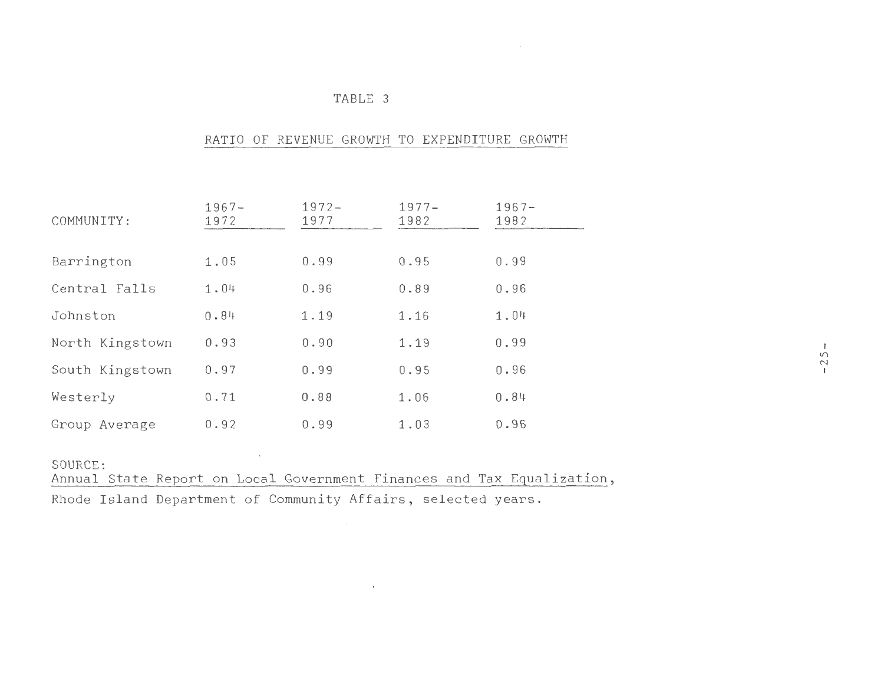TABLE 3

RATIO OF REVENUE GROWTH TO EXPENDITURE GROWTH

| COMMUNITY: | 1967-1972 | 1972-1977 | 1977-1982 | 1967-1982 |
|---|---|---|---|---|
| Barrington | 1.05 | 0.99 | 0.95 | 0.99 |
| Central Falls | 1.04 | 0.96 | 0.89 | 0.96 |
| Johnston | 0.84 | 1.19 | 1.16 | 1.04 |
| North Kingstown | 0.93 | 0.90 | 1.19 | 0.99 |
| South Kingstown | 0.97 | 0.99 | 0.95 | 0.96 |
| Westerly | 0.71 | 0.88 | 1.06 | 0.84 |
| Group Average | 0.92 | 0.99 | 1.03 | 0.96 |

SOURCE:
Annual State Report on Local Government Finances and Tax Equalization, Rhode Island Department of Community Affairs, selected years.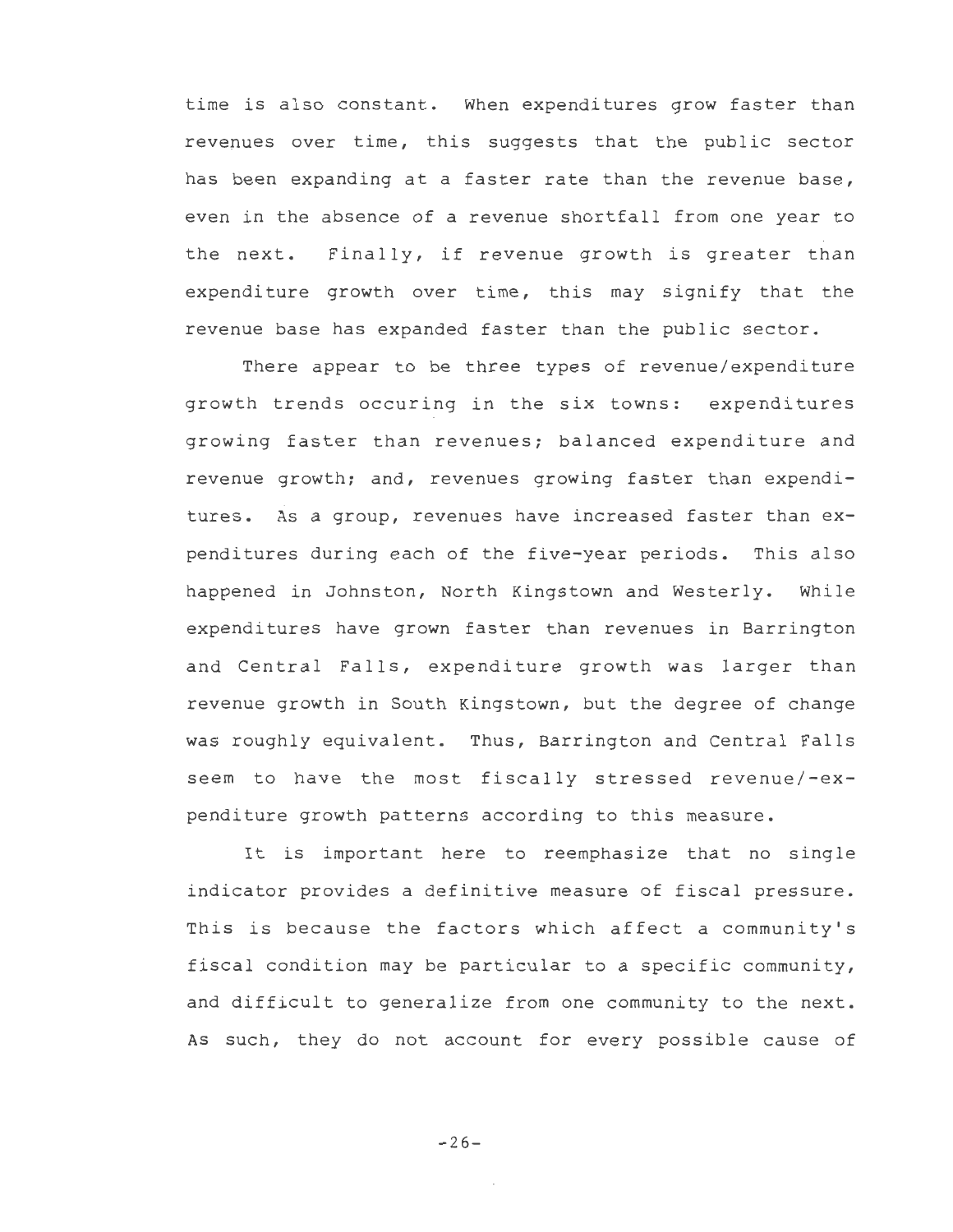time is also constant. When expenditures grow faster than revenues over time, this suggests that the public sector has been expanding at a faster rate than the revenue base, even in the absence of a revenue shortfall from one year to the next. Finally, if revenue growth is greater than expenditure growth over time, this may signify that the revenue base has expanded faster than the public sector.

There appear to be three types of revenue/expenditure growth trends occuring in the six towns: expenditures growing faster than revenues; balanced expenditure and revenue growth; and, revenues growing faster than expenditures. As a group, revenues have increased faster than expenditures during each of the five-year periods. This also happened in Johnston, North Kingstown and Westerly. While expenditures have grown faster than revenues in Barrington and Central Falls, expenditure growth was larger than revenue growth in South Kingstown, but the degree of change was roughly equivalent. Thus, Barrington and Central Falls seem to have the most fiscally stressed revenue/-expenditure growth patterns according to this measure.

It is important here to reemphasize that no single indicator provides a definitive measure of fiscal pressure. This is because the factors which affect a community's fiscal condition may be particular to a specific community, and difficult to generalize from one community to the next. As such, they do not account for every possible cause of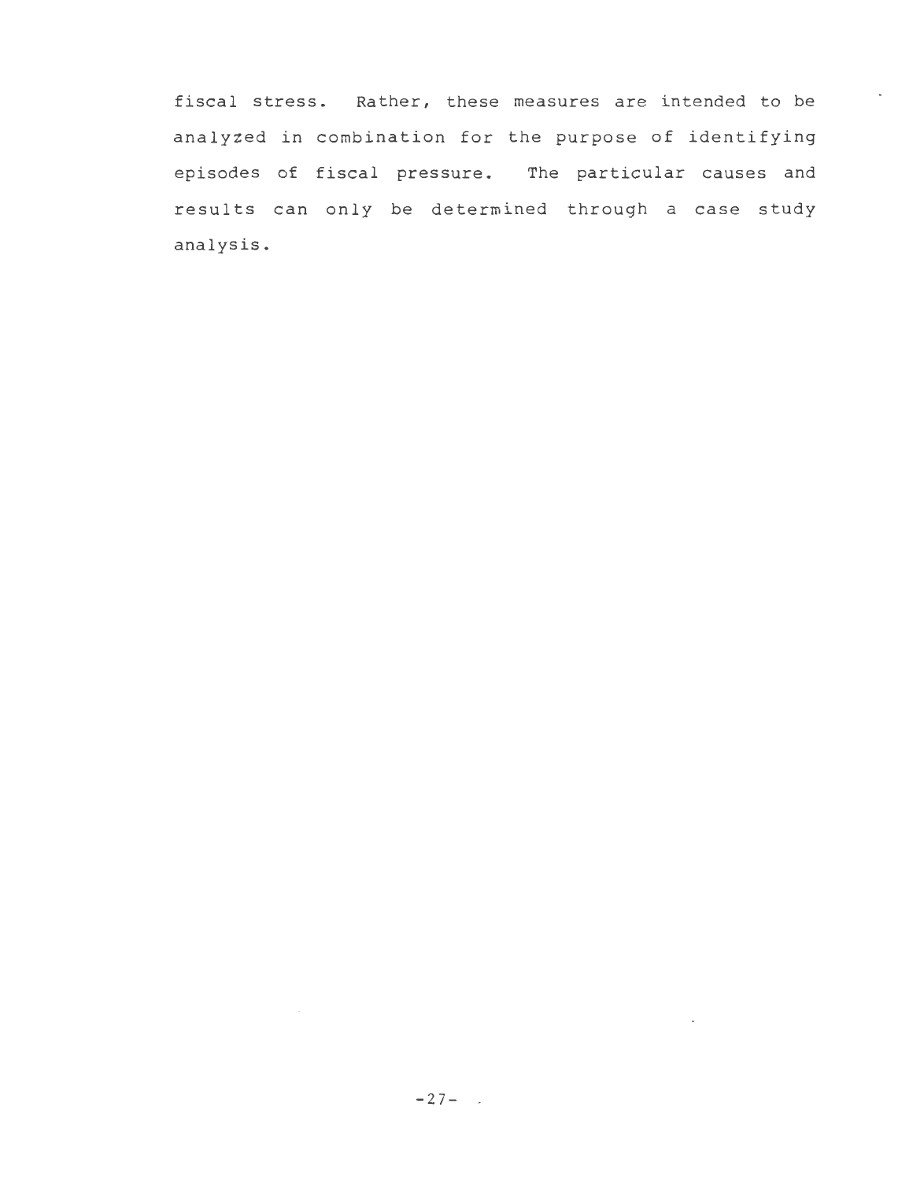fiscal stress. Rather, these measures are intended to be analyzed in combination for the purpose of identifying episodes of fiscal pressure. The particular causes and results can only be determined through a case study analysis.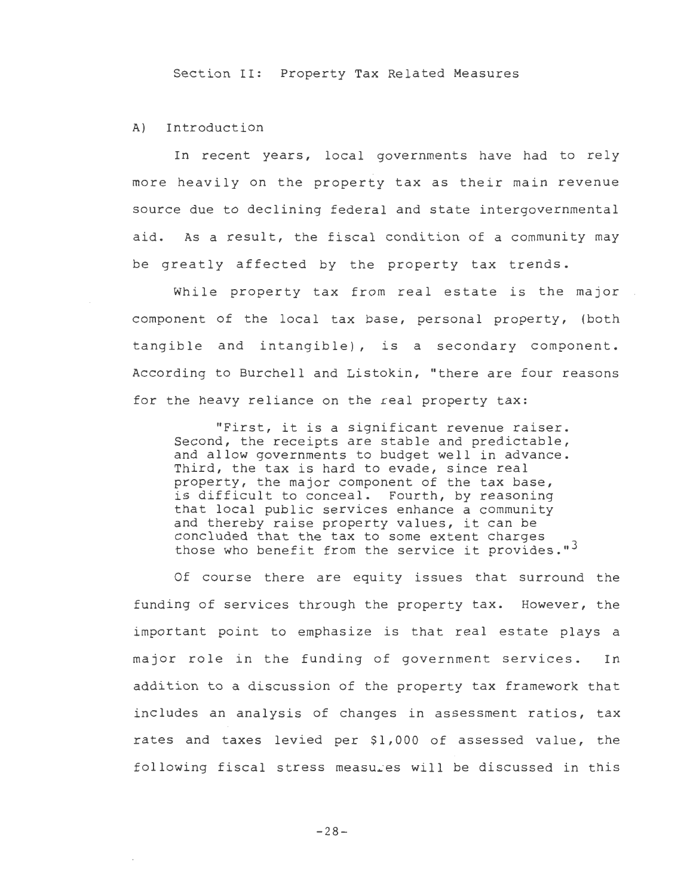## Section II: Property Tax Related Measures

### A) Introduction

In recent years, local governments have had to rely more heavily on the property tax as their main revenue source due to declining federal and state intergovernmental aid. As a result, the fiscal condition of a community may be greatly affected by the property tax trends.

While property tax from real estate is the major component of the local tax base, personal property, (both tangible and intangible), is a secondary component. According to Burchell and Listokin, "there are four reasons for the heavy reliance on the real property tax:

> "First, it is a significant revenue raiser. Second, the receipts are stable and predictable, and allow governments to budget well in advance. Third, the tax is hard to evade, since real property, the major component of the tax base, is difficult to conceal. Fourth, by reasoning that local public services enhance a community and thereby raise property values, it can be concluded that the tax to some extent charges those who benefit from the service it provides."[3]

Of course there are equity issues that surround the funding of services through the property tax. However, the important point to emphasize is that real estate plays a major role in the funding of government services. In addition to a discussion of the property tax framework that includes an analysis of changes in assessment ratios, tax rates and taxes levied per $1,000 of assessed value, the following fiscal stress measures will be discussed in this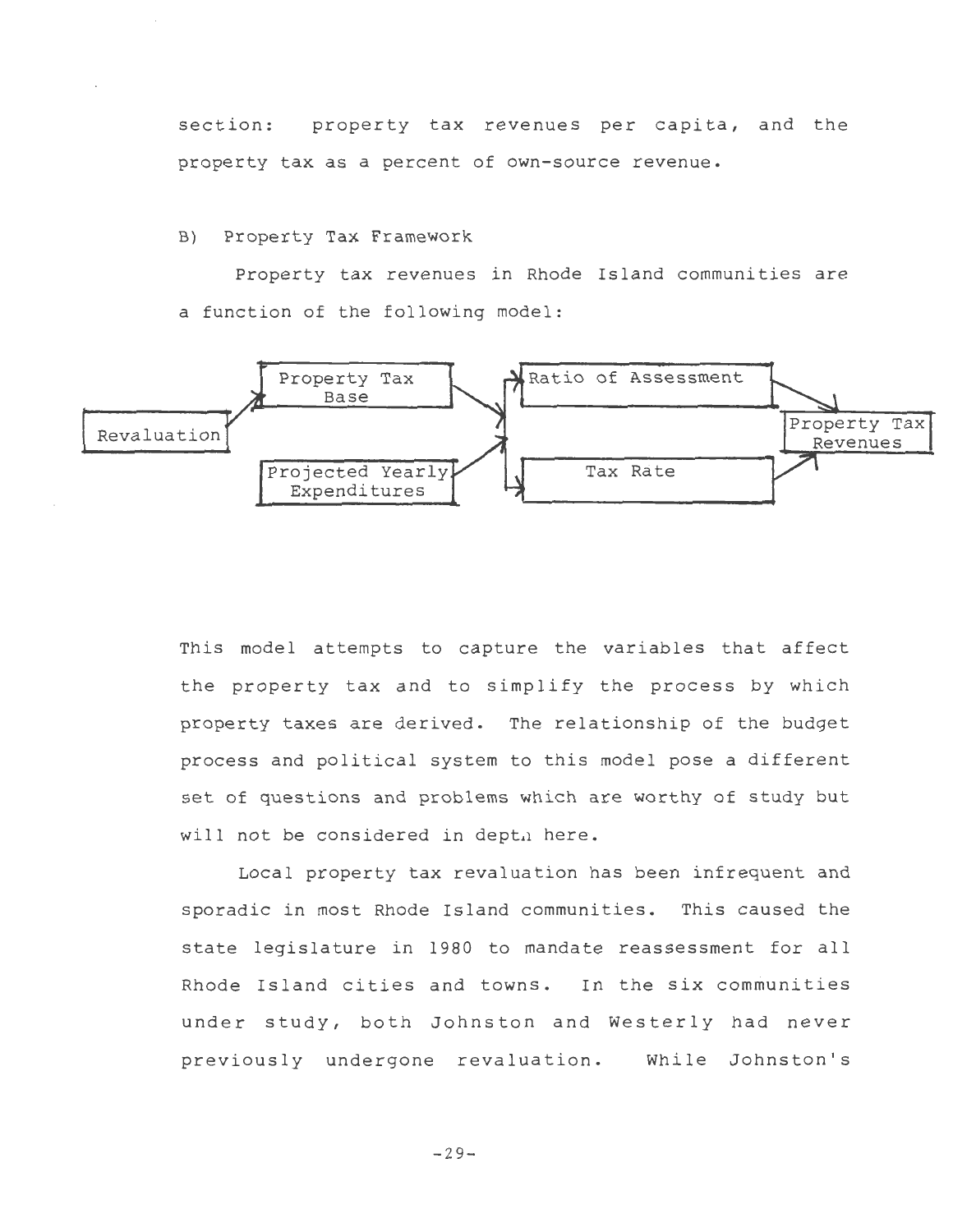section: property tax revenues per capita, and the property tax as a percent of own-source revenue.

## B) Property Tax Framework

Property tax revenues in Rhode Island communities are a function of the following model:

```
                Property Tax          Ratio of Assessment
             /  Base          \     /                     \
Revaluation                    >---<                        >  Property Tax
                Projected Yearly    \                     /    Revenues
                Expenditures  /      Tax Rate
```

This model attempts to capture the variables that affect the property tax and to simplify the process by which property taxes are derived. The relationship of the budget process and political system to this model pose a different set of questions and problems which are worthy of study but will not be considered in depth here.

Local property tax revaluation has been infrequent and sporadic in most Rhode Island communities. This caused the state legislature in 1980 to mandate reassessment for all Rhode Island cities and towns. In the six communities under study, both Johnston and Westerly had never previously undergone revaluation. While Johnston's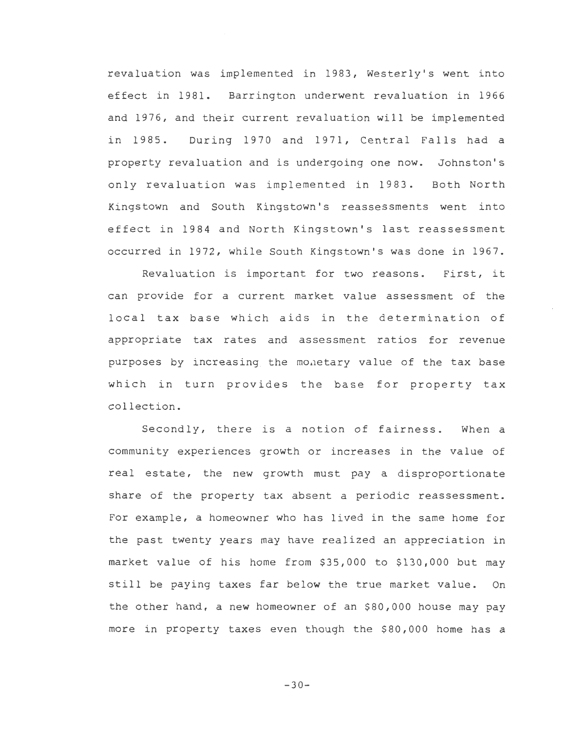revaluation was implemented in 1983, Westerly's went into effect in 1981. Barrington underwent revaluation in 1966 and 1976, and their current revaluation will be implemented in 1985. During 1970 and 1971, Central Falls had a property revaluation and is undergoing one now. Johnston's only revaluation was implemented in 1983. Both North Kingstown and South Kingstown's reassessments went into effect in 1984 and North Kingstown's last reassessment occurred in 1972, while South Kingstown's was done in 1967.

Revaluation is important for two reasons. First, it can provide for a current market value assessment of the local tax base which aids in the determination of appropriate tax rates and assessment ratios for revenue purposes by increasing the monetary value of the tax base which in turn provides the base for property tax collection.

Secondly, there is a notion of fairness. When a community experiences growth or increases in the value of real estate, the new growth must pay a disproportionate share of the property tax absent a periodic reassessment. For example, a homeowner who has lived in the same home for the past twenty years may have realized an appreciation in market value of his home from $35,000 to $130,000 but may still be paying taxes far below the true market value. On the other hand, a new homeowner of an $80,000 house may pay more in property taxes even though the $80,000 home has a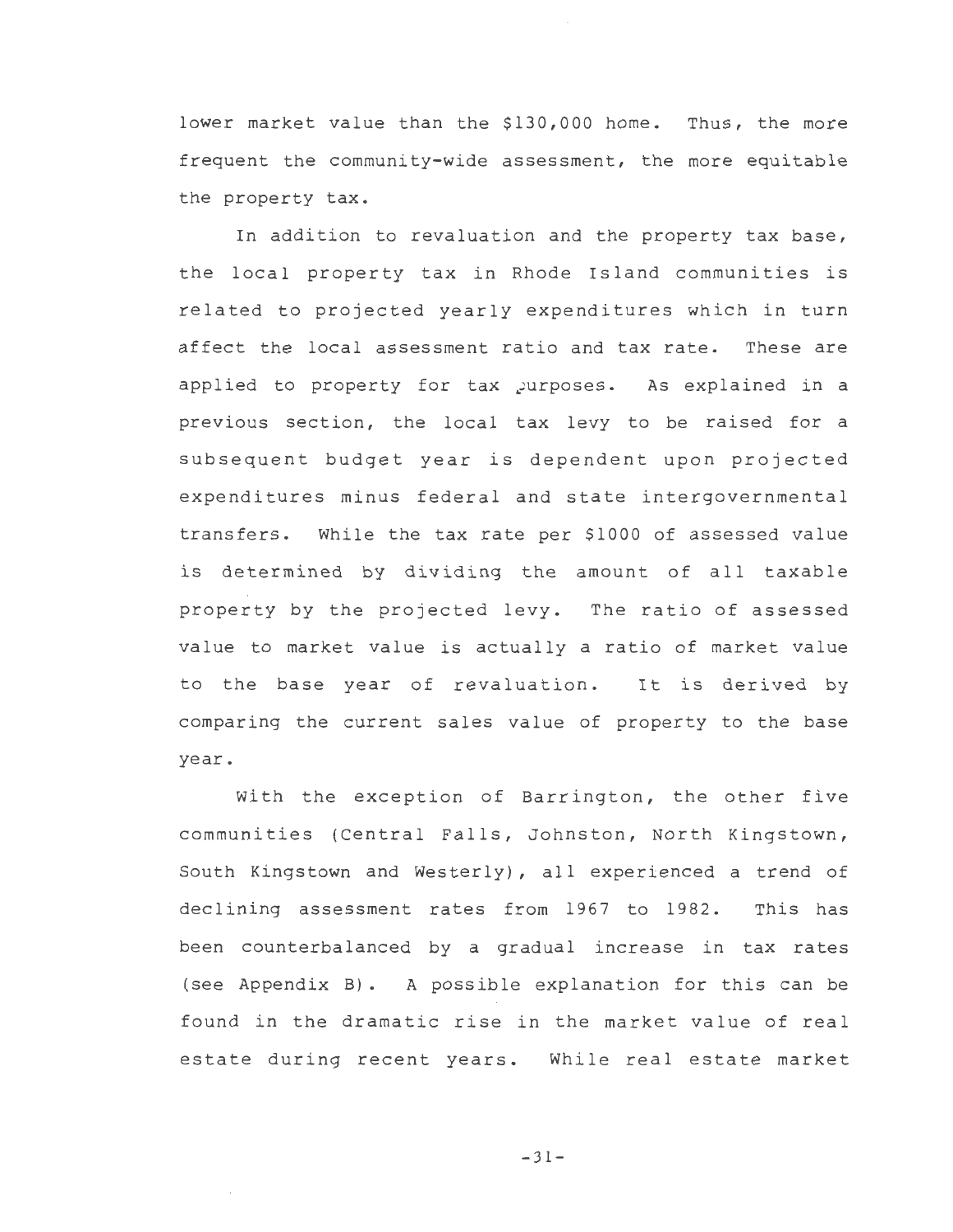lower market value than the $130,000 home. Thus, the more frequent the community-wide assessment, the more equitable the property tax.

In addition to revaluation and the property tax base, the local property tax in Rhode Island communities is related to projected yearly expenditures which in turn affect the local assessment ratio and tax rate. These are applied to property for tax purposes. As explained in a previous section, the local tax levy to be raised for a subsequent budget year is dependent upon projected expenditures minus federal and state intergovernmental transfers. While the tax rate per $1000 of assessed value is determined by dividing the amount of all taxable property by the projected levy. The ratio of assessed value to market value is actually a ratio of market value to the base year of revaluation. It is derived by comparing the current sales value of property to the base year.

With the exception of Barrington, the other five communities (Central Falls, Johnston, North Kingstown, South Kingstown and Westerly), all experienced a trend of declining assessment rates from 1967 to 1982. This has been counterbalanced by a gradual increase in tax rates (see Appendix B). A possible explanation for this can be found in the dramatic rise in the market value of real estate during recent years. While real estate market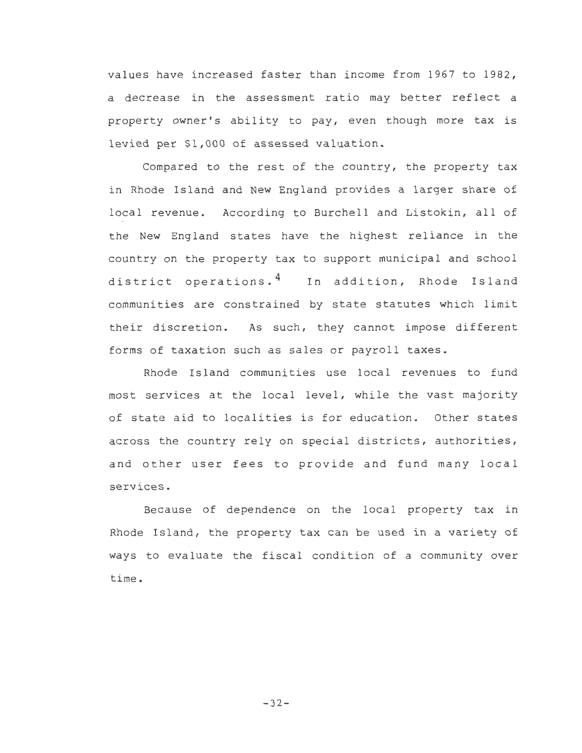values have increased faster than income from 1967 to 1982, a decrease in the assessment ratio may better reflect a property owner's ability to pay, even though more tax is levied per $1,000 of assessed valuation.

Compared to the rest of the country, the property tax in Rhode Island and New England provides a larger share of local revenue. According to Burchell and Listokin, all of the New England states have the highest reliance in the country on the property tax to support municipal and school district operations.[4] In addition, Rhode Island communities are constrained by state statutes which limit their discretion. As such, they cannot impose different forms of taxation such as sales or payroll taxes.

Rhode Island communities use local revenues to fund most services at the local level, while the vast majority of state aid to localities is for education. Other states across the country rely on special districts, authorities, and other user fees to provide and fund many local services.

Because of dependence on the local property tax in Rhode Island, the property tax can be used in a variety of ways to evaluate the fiscal condition of a community over time.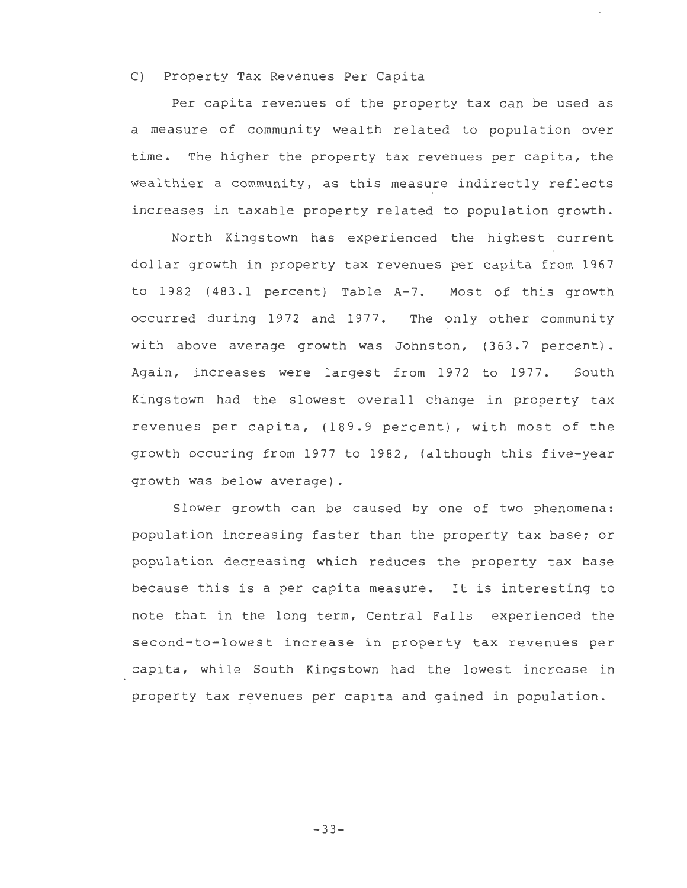### C) Property Tax Revenues Per Capita

Per capita revenues of the property tax can be used as a measure of community wealth related to population over time. The higher the property tax revenues per capita, the wealthier a community, as this measure indirectly reflects increases in taxable property related to population growth.

North Kingstown has experienced the highest current dollar growth in property tax revenues per capita from 1967 to 1982 (483.1 percent) Table A-7. Most of this growth occurred during 1972 and 1977. The only other community with above average growth was Johnston, (363.7 percent). Again, increases were largest from 1972 to 1977. South Kingstown had the slowest overall change in property tax revenues per capita, (189.9 percent), with most of the growth occuring from 1977 to 1982, (although this five-year growth was below average).

Slower growth can be caused by one of two phenomena: population increasing faster than the property tax base; or population decreasing which reduces the property tax base because this is a per capita measure. It is interesting to note that in the long term, Central Falls experienced the second-to-lowest increase in property tax revenues per capita, while South Kingstown had the lowest increase in property tax revenues per capita and gained in population.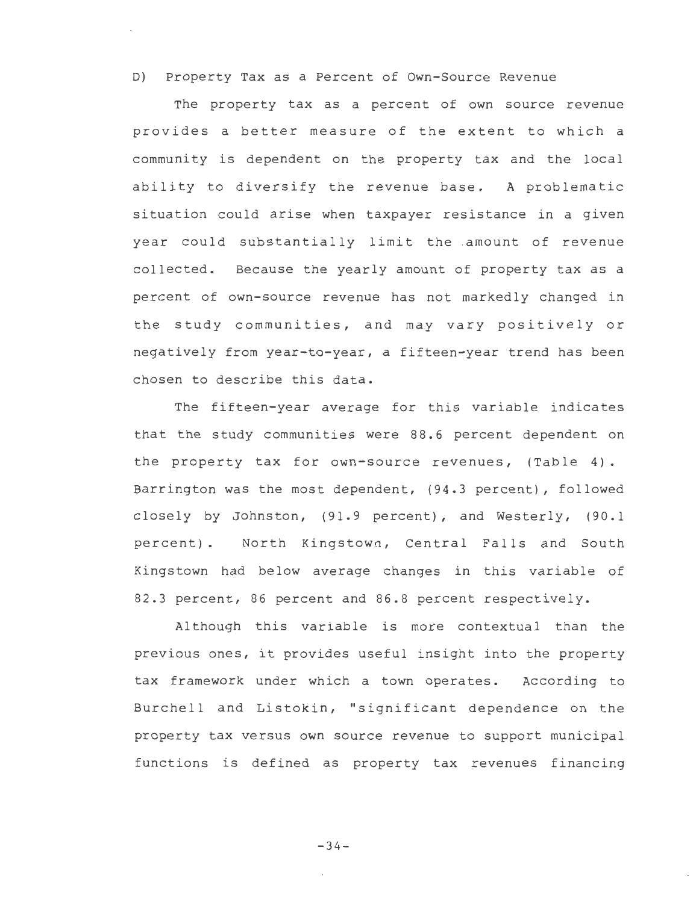### D) Property Tax as a Percent of Own-Source Revenue

The property tax as a percent of own source revenue provides a better measure of the extent to which a community is dependent on the property tax and the local ability to diversify the revenue base. A problematic situation could arise when taxpayer resistance in a given year could substantially limit the amount of revenue collected. Because the yearly amount of property tax as a percent of own-source revenue has not markedly changed in the study communities, and may vary positively or negatively from year-to-year, a fifteen-year trend has been chosen to describe this data.

The fifteen-year average for this variable indicates that the study communities were 88.6 percent dependent on the property tax for own-source revenues, (Table 4). Barrington was the most dependent, (94.3 percent), followed closely by Johnston, (91.9 percent), and Westerly, (90.1 percent). North Kingstown, Central Falls and South Kingstown had below average changes in this variable of 82.3 percent, 86 percent and 86.8 percent respectively.

Although this variable is more contextual than the previous ones, it provides useful insight into the property tax framework under which a town operates. According to Burchell and Listokin, "significant dependence on the property tax versus own source revenue to support municipal functions is defined as property tax revenues financing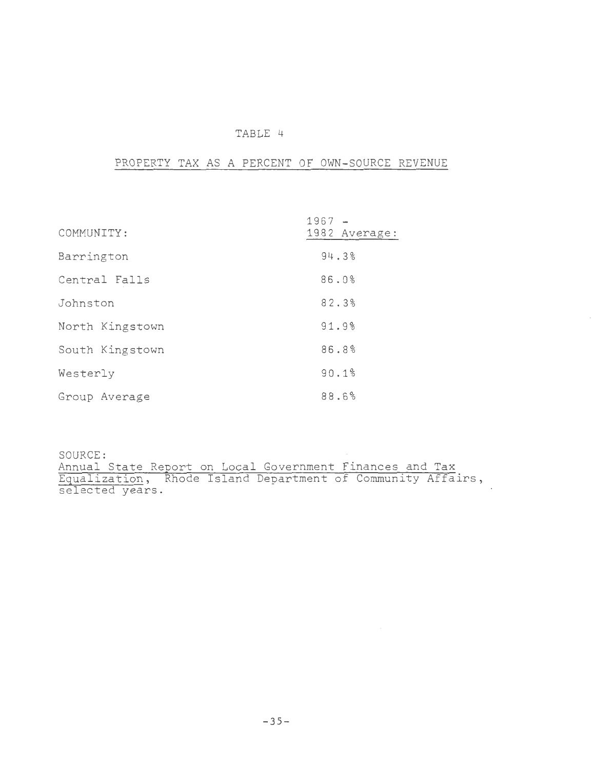## TABLE 4

## PROPERTY TAX AS A PERCENT OF OWN-SOURCE REVENUE

| COMMUNITY: | 1967 - 1982 Average: |
|---|---|
| Barrington | 94.3% |
| Central Falls | 86.0% |
| Johnston | 82.3% |
| North Kingstown | 91.9% |
| South Kingstown | 86.8% |
| Westerly | 90.1% |
| Group Average | 88.6% |

SOURCE:
Annual State Report on Local Government Finances and Tax Equalization, Rhode Island Department of Community Affairs, selected years.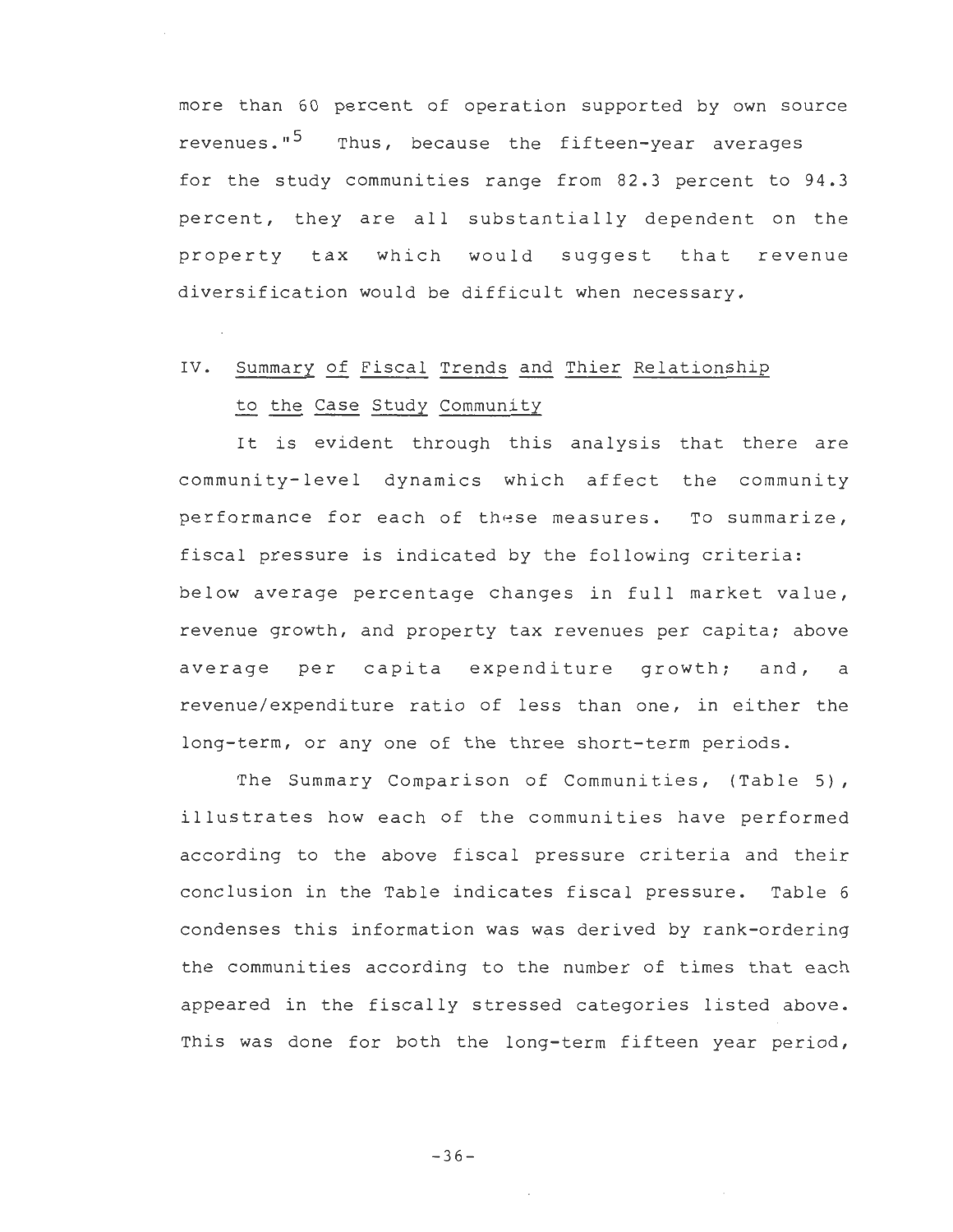more than 60 percent of operation supported by own source revenues."[5] Thus, because the fifteen-year averages for the study communities range from 82.3 percent to 94.3 percent, they are all substantially dependent on the property tax which would suggest that revenue diversification would be difficult when necessary.

## IV. Summary of Fiscal Trends and Thier Relationship to the Case Study Community

It is evident through this analysis that there are community-level dynamics which affect the community performance for each of these measures. To summarize, fiscal pressure is indicated by the following criteria: below average percentage changes in full market value, revenue growth, and property tax revenues per capita; above average per capita expenditure growth; and, a revenue/expenditure ratio of less than one, in either the long-term, or any one of the three short-term periods.

The Summary Comparison of Communities, (Table 5), illustrates how each of the communities have performed according to the above fiscal pressure criteria and their conclusion in the Table indicates fiscal pressure. Table 6 condenses this information was was derived by rank-ordering the communities according to the number of times that each appeared in the fiscally stressed categories listed above. This was done for both the long-term fifteen year period,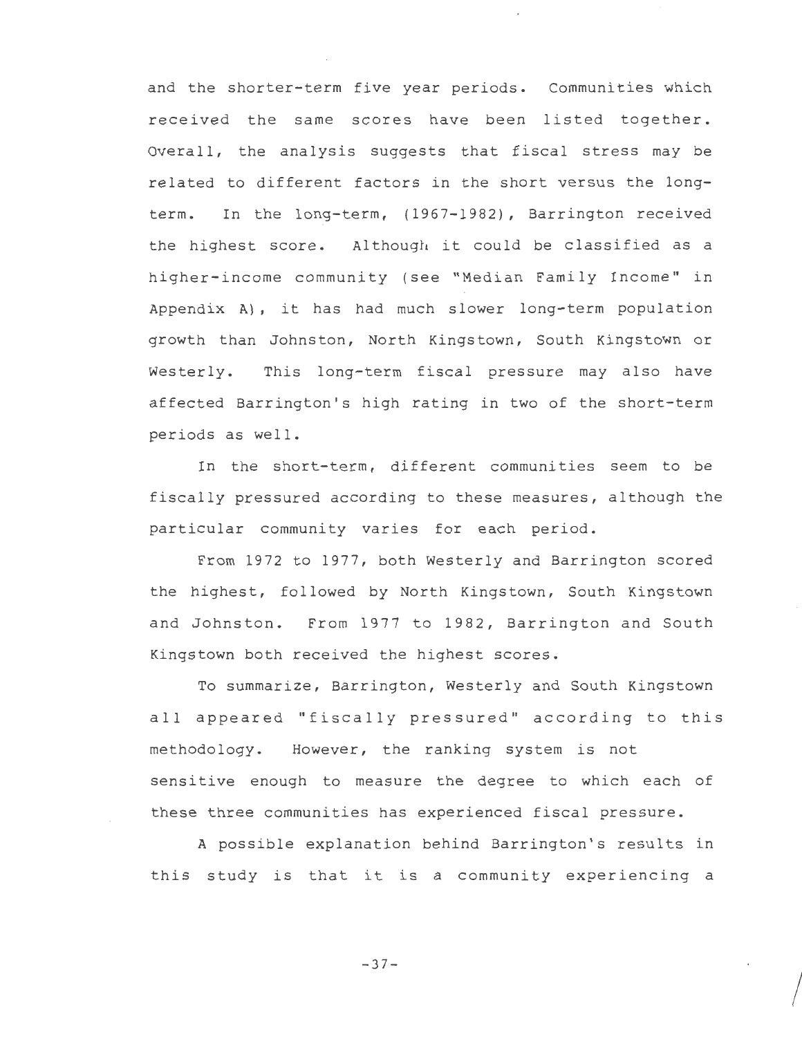and the shorter-term five year periods. Communities which received the same scores have been listed together. Overall, the analysis suggests that fiscal stress may be related to different factors in the short versus the long-term. In the long-term, (1967-1982), Barrington received the highest score. Although it could be classified as a higher-income community (see "Median Family Income" in Appendix A), it has had much slower long-term population growth than Johnston, North Kingstown, South Kingstown or Westerly. This long-term fiscal pressure may also have affected Barrington's high rating in two of the short-term periods as well.

In the short-term, different communities seem to be fiscally pressured according to these measures, although the particular community varies for each period.

From 1972 to 1977, both Westerly and Barrington scored the highest, followed by North Kingstown, South Kingstown and Johnston. From 1977 to 1982, Barrington and South Kingstown both received the highest scores.

To summarize, Barrington, Westerly and South Kingstown all appeared "fiscally pressured" according to this methodology. However, the ranking system is not sensitive enough to measure the degree to which each of these three communities has experienced fiscal pressure.

A possible explanation behind Barrington's results in this study is that it is a community experiencing a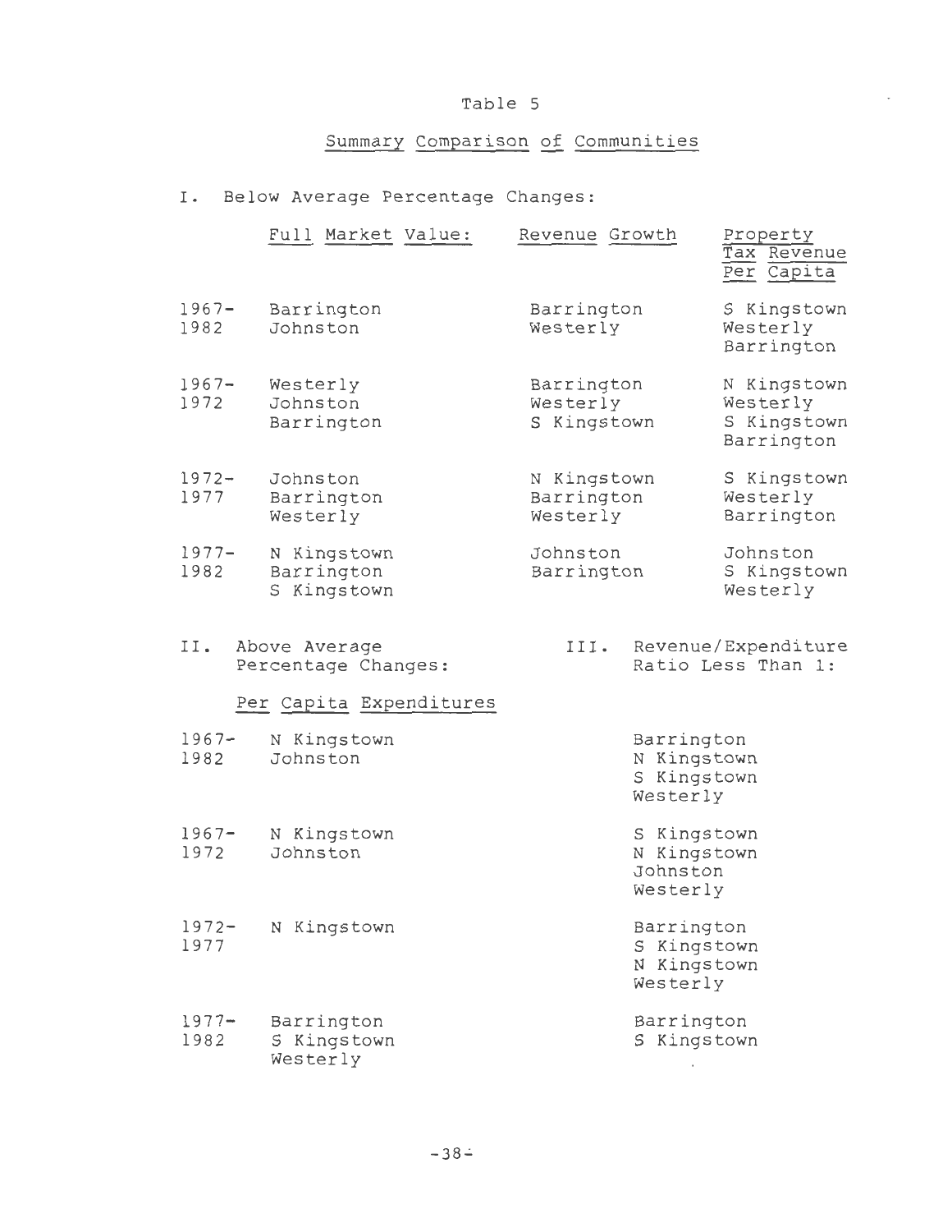Table 5

Summary Comparison of Communities

I. Below Average Percentage Changes:

| | Full Market Value: | Revenue Growth | Property Tax Revenue Per Capita |
|---|---|---|---|
| 1967-1982 | Barrington<br>Johnston | Barrington<br>Westerly | S Kingstown<br>Westerly<br>Barrington |
| 1967-1972 | Westerly<br>Johnston<br>Barrington | Barrington<br>Westerly<br>S Kingstown | N Kingstown<br>Westerly<br>S Kingstown<br>Barrington |
| 1972-1977 | Johnston<br>Barrington<br>Westerly | N Kingstown<br>Barrington<br>Westerly | S Kingstown<br>Westerly<br>Barrington |
| 1977-1982 | N Kingstown<br>Barrington<br>S Kingstown | Johnston<br>Barrington | Johnston<br>S Kingstown<br>Westerly |

| | II. Above Average Percentage Changes: Per Capita Expenditures | III. Revenue/Expenditure Ratio Less Than 1: |
|---|---|---|
| 1967-1982 | N Kingstown<br>Johnston | Barrington<br>N Kingstown<br>S Kingstown<br>Westerly |
| 1967-1972 | N Kingstown<br>Johnston | S Kingstown<br>N Kingstown<br>Johnston<br>Westerly |
| 1972-1977 | N Kingstown | Barrington<br>S Kingstown<br>N Kingstown<br>Westerly |
| 1977-1982 | Barrington<br>S Kingstown<br>Westerly | Barrington<br>S Kingstown |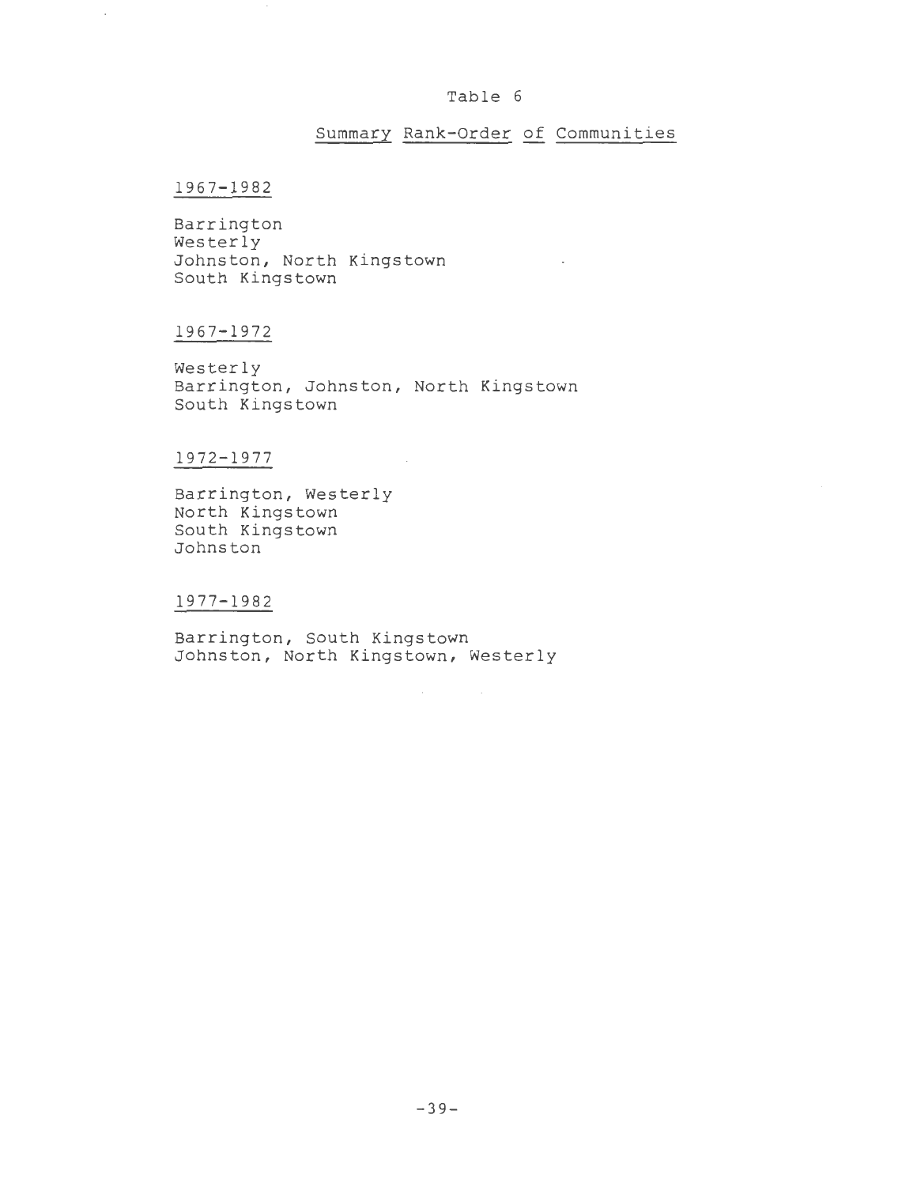Table 6

Summary Rank-Order of Communities

1967-1982

Barrington
Westerly
Johnston, North Kingstown
South Kingstown

1967-1972

Westerly
Barrington, Johnston, North Kingstown
South Kingstown

1972-1977

Barrington, Westerly
North Kingstown
South Kingstown
Johnston

1977-1982

Barrington, South Kingstown
Johnston, North Kingstown, Westerly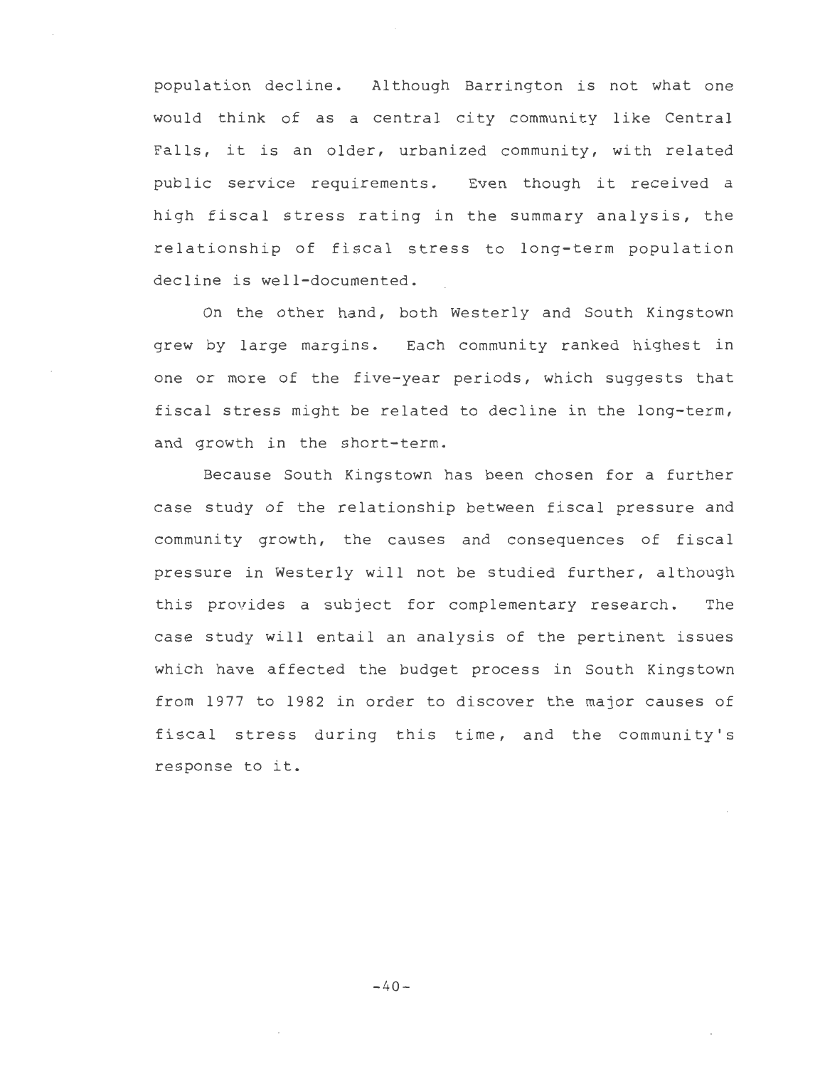population decline. Although Barrington is not what one would think of as a central city community like Central Falls, it is an older, urbanized community, with related public service requirements. Even though it received a high fiscal stress rating in the summary analysis, the relationship of fiscal stress to long-term population decline is well-documented.

On the other hand, both Westerly and South Kingstown grew by large margins. Each community ranked highest in one or more of the five-year periods, which suggests that fiscal stress might be related to decline in the long-term, and growth in the short-term.

Because South Kingstown has been chosen for a further case study of the relationship between fiscal pressure and community growth, the causes and consequences of fiscal pressure in Westerly will not be studied further, although this provides a subject for complementary research. The case study will entail an analysis of the pertinent issues which have affected the budget process in South Kingstown from 1977 to 1982 in order to discover the major causes of fiscal stress during this time, and the community's response to it.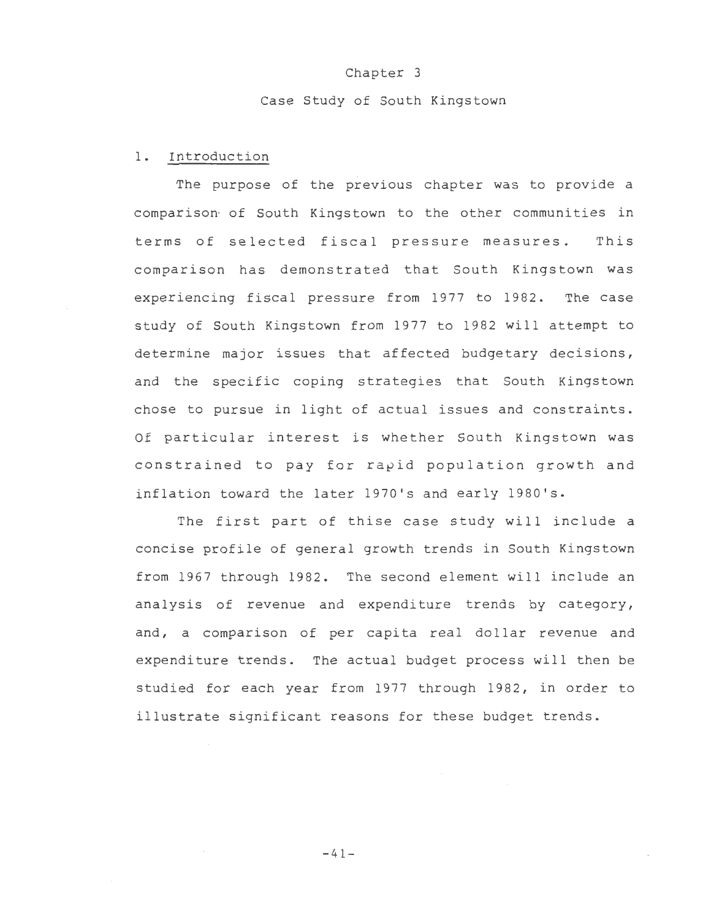# Chapter 3

## Case Study of South Kingstown

### 1. Introduction

The purpose of the previous chapter was to provide a comparison of South Kingstown to the other communities in terms of selected fiscal pressure measures. This comparison has demonstrated that South Kingstown was experiencing fiscal pressure from 1977 to 1982. The case study of South Kingstown from 1977 to 1982 will attempt to determine major issues that affected budgetary decisions, and the specific coping strategies that South Kingstown chose to pursue in light of actual issues and constraints. Of particular interest is whether South Kingstown was constrained to pay for rapid population growth and inflation toward the later 1970's and early 1980's.

The first part of thise case study will include a concise profile of general growth trends in South Kingstown from 1967 through 1982. The second element will include an analysis of revenue and expenditure trends by category, and, a comparison of per capita real dollar revenue and expenditure trends. The actual budget process will then be studied for each year from 1977 through 1982, in order to illustrate significant reasons for these budget trends.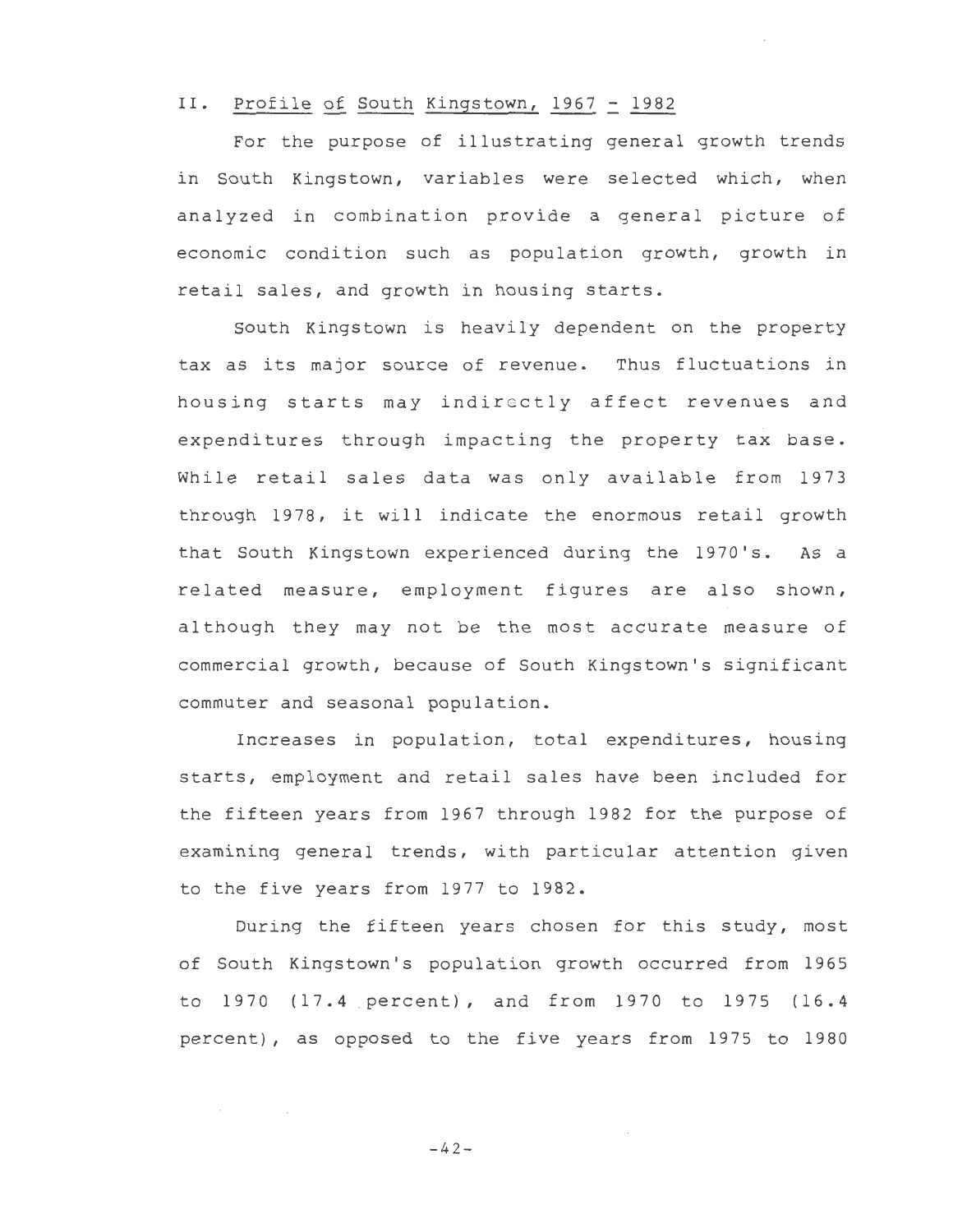## II. Profile of South Kingstown, 1967 - 1982

For the purpose of illustrating general growth trends in South Kingstown, variables were selected which, when analyzed in combination provide a general picture of economic condition such as population growth, growth in retail sales, and growth in housing starts.

South Kingstown is heavily dependent on the property tax as its major source of revenue. Thus fluctuations in housing starts may indirectly affect revenues and expenditures through impacting the property tax base. While retail sales data was only available from 1973 through 1978, it will indicate the enormous retail growth that South Kingstown experienced during the 1970's. As a related measure, employment figures are also shown, although they may not be the most accurate measure of commercial growth, because of South Kingstown's significant commuter and seasonal population.

Increases in population, total expenditures, housing starts, employment and retail sales have been included for the fifteen years from 1967 through 1982 for the purpose of examining general trends, with particular attention given to the five years from 1977 to 1982.

During the fifteen years chosen for this study, most of South Kingstown's population growth occurred from 1965 to 1970 (17.4 percent), and from 1970 to 1975 (16.4 percent), as opposed to the five years from 1975 to 1980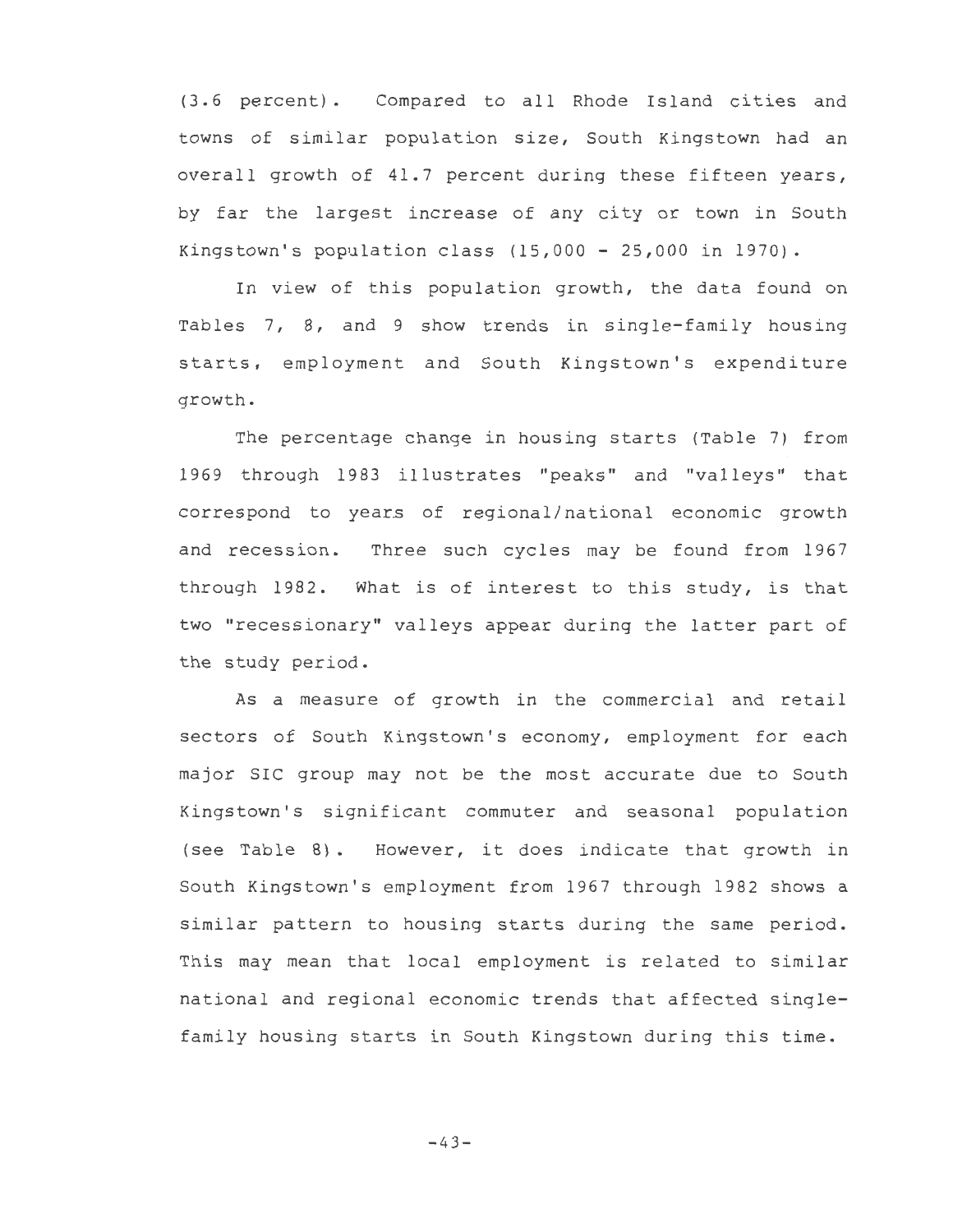(3.6 percent). Compared to all Rhode Island cities and towns of similar population size, South Kingstown had an overall growth of 41.7 percent during these fifteen years, by far the largest increase of any city or town in South Kingstown's population class (15,000 - 25,000 in 1970).

In view of this population growth, the data found on Tables 7, 8, and 9 show trends in single-family housing starts, employment and South Kingstown's expenditure growth.

The percentage change in housing starts (Table 7) from 1969 through 1983 illustrates "peaks" and "valleys" that correspond to years of regional/national economic growth and recession. Three such cycles may be found from 1967 through 1982. What is of interest to this study, is that two "recessionary" valleys appear during the latter part of the study period.

As a measure of growth in the commercial and retail sectors of South Kingstown's economy, employment for each major SIC group may not be the most accurate due to South Kingstown's significant commuter and seasonal population (see Table 8). However, it does indicate that growth in South Kingstown's employment from 1967 through 1982 shows a similar pattern to housing starts during the same period. This may mean that local employment is related to similar national and regional economic trends that affected single-family housing starts in South Kingstown during this time.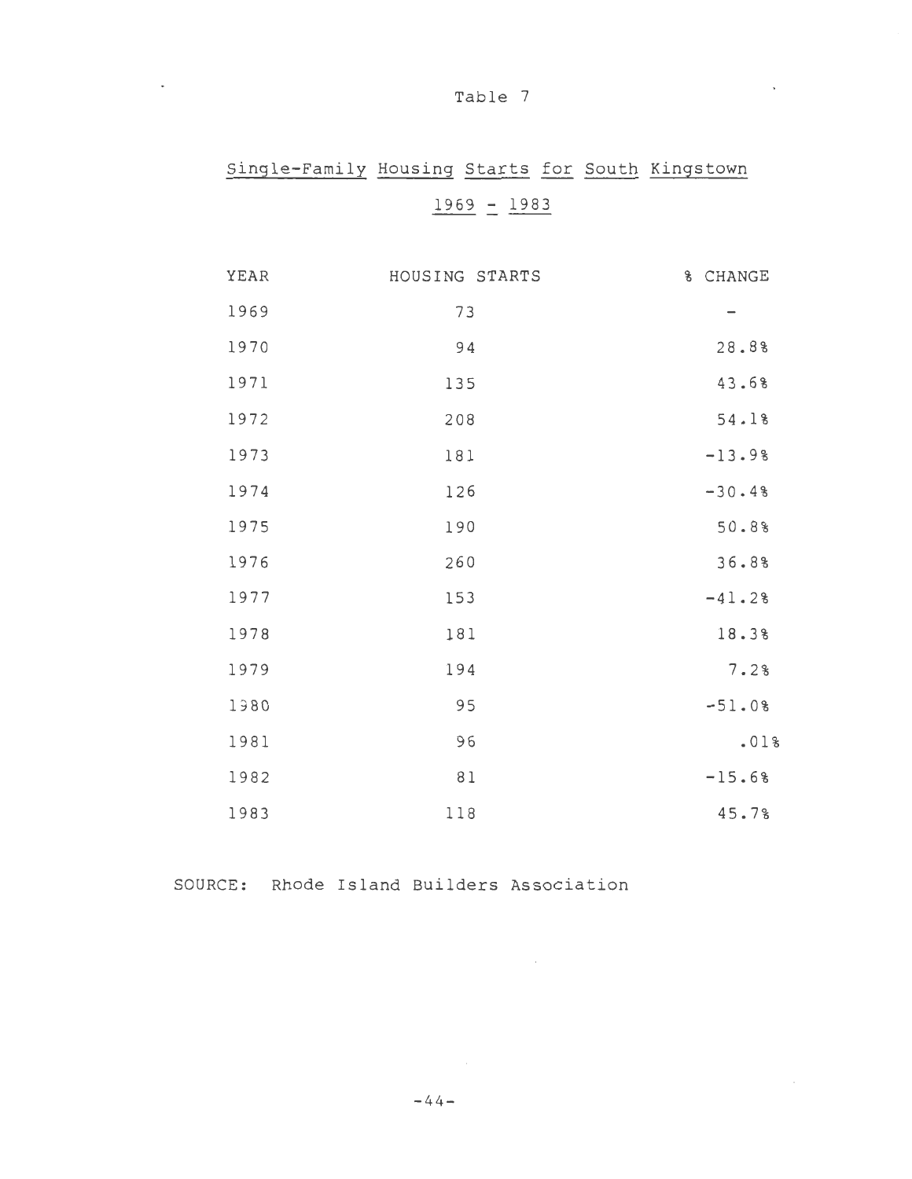Table 7

Single-Family Housing Starts for South Kingstown

1969 - 1983

| YEAR | HOUSING STARTS | % CHANGE |
|---|---|---|
| 1969 | 73 | - |
| 1970 | 94 | 28.8% |
| 1971 | 135 | 43.6% |
| 1972 | 208 | 54.1% |
| 1973 | 181 | -13.9% |
| 1974 | 126 | -30.4% |
| 1975 | 190 | 50.8% |
| 1976 | 260 | 36.8% |
| 1977 | 153 | -41.2% |
| 1978 | 181 | 18.3% |
| 1979 | 194 | 7.2% |
| 1980 | 95 | -51.0% |
| 1981 | 96 | .01% |
| 1982 | 81 | -15.6% |
| 1983 | 118 | 45.7% |

SOURCE: Rhode Island Builders Association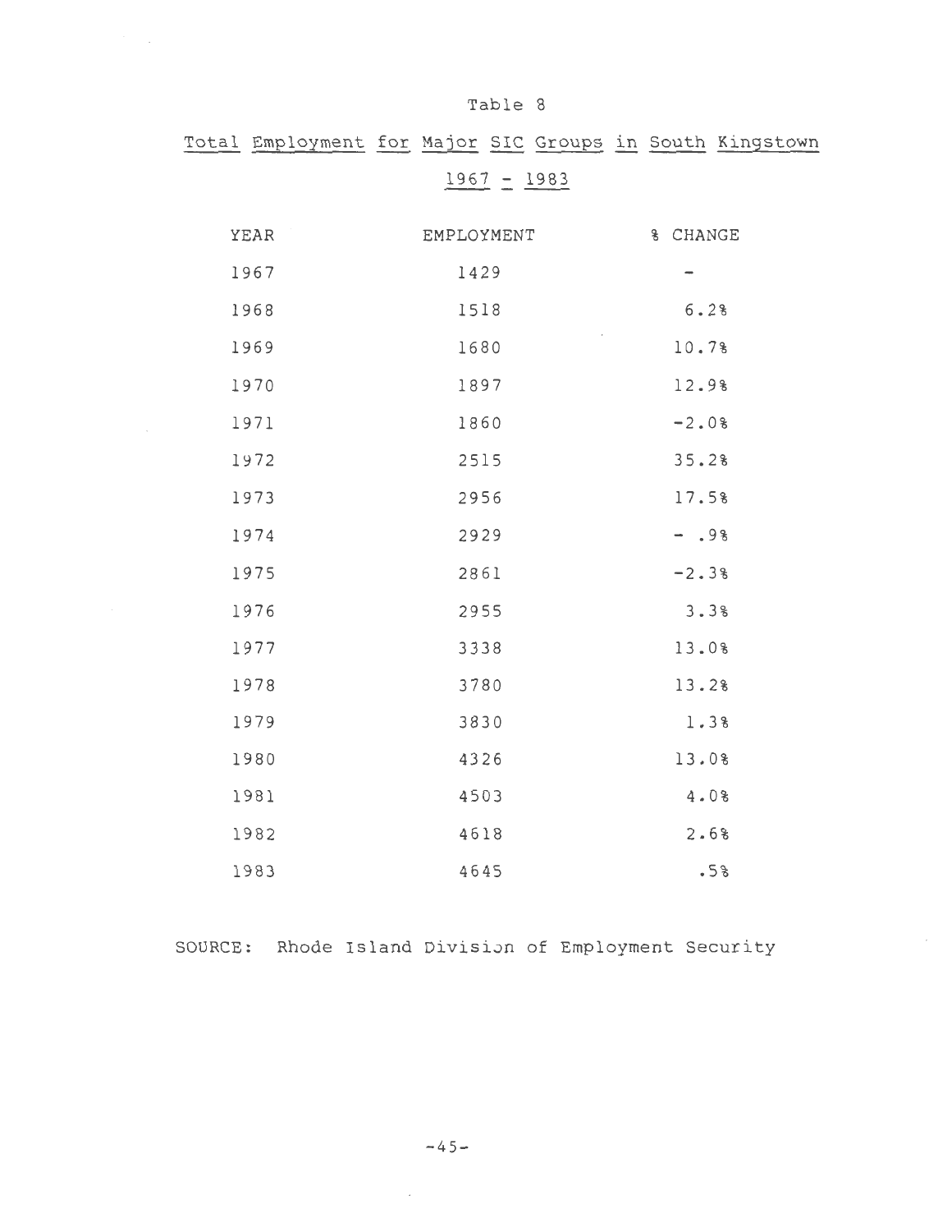Table 8

Total Employment for Major SIC Groups in South Kingstown

1967 - 1983

| YEAR | EMPLOYMENT | % CHANGE |
|---|---|---|
| 1967 | 1429 | - |
| 1968 | 1518 | 6.2% |
| 1969 | 1680 | 10.7% |
| 1970 | 1897 | 12.9% |
| 1971 | 1860 | -2.0% |
| 1972 | 2515 | 35.2% |
| 1973 | 2956 | 17.5% |
| 1974 | 2929 | - .9% |
| 1975 | 2861 | -2.3% |
| 1976 | 2955 | 3.3% |
| 1977 | 3338 | 13.0% |
| 1978 | 3780 | 13.2% |
| 1979 | 3830 | 1.3% |
| 1980 | 4326 | 13.0% |
| 1981 | 4503 | 4.0% |
| 1982 | 4618 | 2.6% |
| 1983 | 4645 | .5% |

SOURCE: Rhode Island Division of Employment Security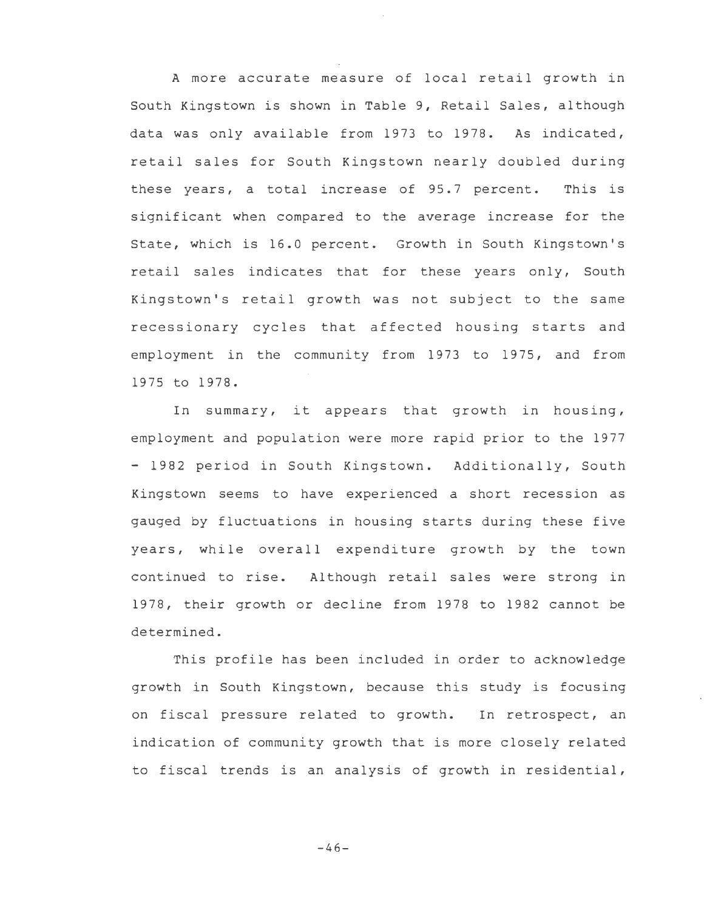A more accurate measure of local retail growth in South Kingstown is shown in Table 9, Retail Sales, although data was only available from 1973 to 1978. As indicated, retail sales for South Kingstown nearly doubled during these years, a total increase of 95.7 percent. This is significant when compared to the average increase for the State, which is 16.0 percent. Growth in South Kingstown's retail sales indicates that for these years only, South Kingstown's retail growth was not subject to the same recessionary cycles that affected housing starts and employment in the community from 1973 to 1975, and from 1975 to 1978.

In summary, it appears that growth in housing, employment and population were more rapid prior to the 1977 - 1982 period in South Kingstown. Additionally, South Kingstown seems to have experienced a short recession as gauged by fluctuations in housing starts during these five years, while overall expenditure growth by the town continued to rise. Although retail sales were strong in 1978, their growth or decline from 1978 to 1982 cannot be determined.

This profile has been included in order to acknowledge growth in South Kingstown, because this study is focusing on fiscal pressure related to growth. In retrospect, an indication of community growth that is more closely related to fiscal trends is an analysis of growth in residential,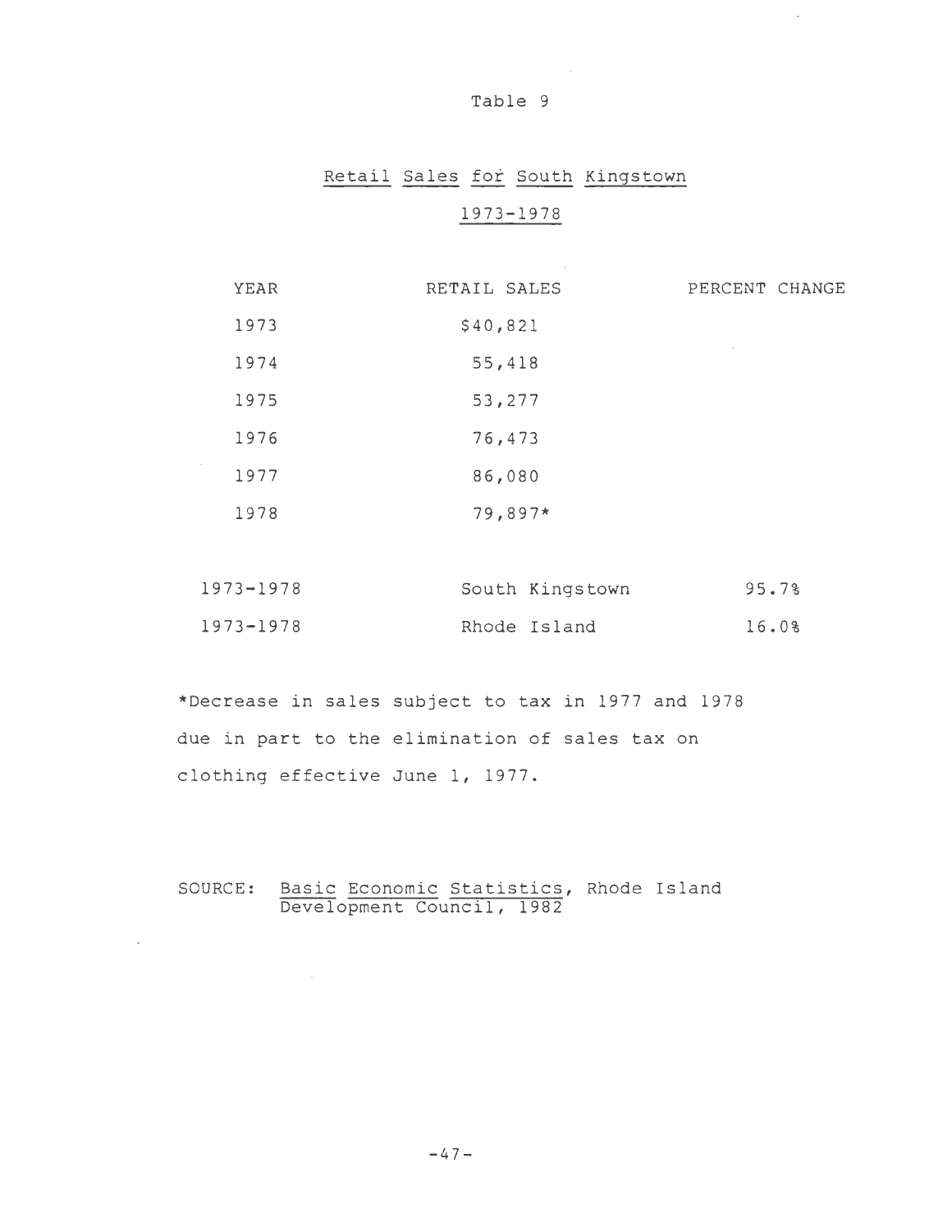Table 9

Retail Sales for South Kingstown

1973-1978

| YEAR | RETAIL SALES | PERCENT CHANGE |
|---|---|---|
| 1973 | $40,821 | |
| 1974 | 55,418 | |
| 1975 | 53,277 | |
| 1976 | 76,473 | |
| 1977 | 86,080 | |
| 1978 | 79,897* | |
| 1973-1978 | South Kingstown | 95.7% |
| 1973-1978 | Rhode Island | 16.0% |

*Decrease in sales subject to tax in 1977 and 1978 due in part to the elimination of sales tax on clothing effective June 1, 1977.

SOURCE: Basic Economic Statistics, Rhode Island Development Council, 1982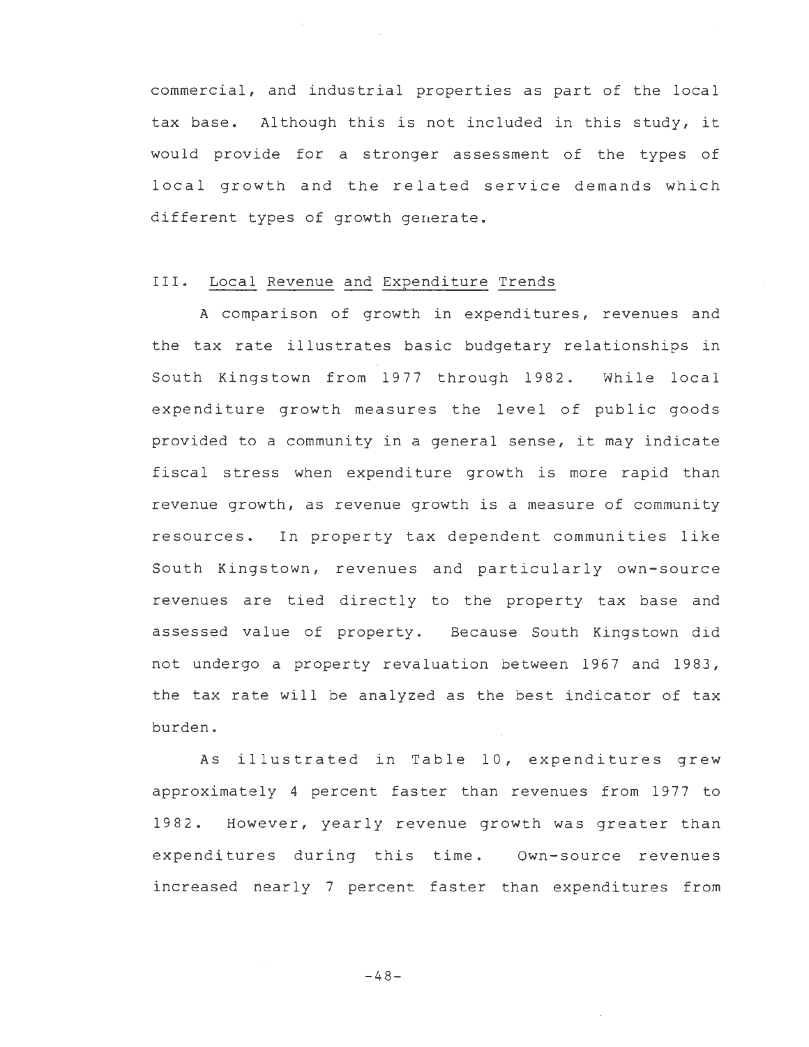commercial, and industrial properties as part of the local tax base. Although this is not included in this study, it would provide for a stronger assessment of the types of local growth and the related service demands which different types of growth generate.

## III. Local Revenue and Expenditure Trends

A comparison of growth in expenditures, revenues and the tax rate illustrates basic budgetary relationships in South Kingstown from 1977 through 1982. While local expenditure growth measures the level of public goods provided to a community in a general sense, it may indicate fiscal stress when expenditure growth is more rapid than revenue growth, as revenue growth is a measure of community resources. In property tax dependent communities like South Kingstown, revenues and particularly own-source revenues are tied directly to the property tax base and assessed value of property. Because South Kingstown did not undergo a property revaluation between 1967 and 1983, the tax rate will be analyzed as the best indicator of tax burden.

As illustrated in Table 10, expenditures grew approximately 4 percent faster than revenues from 1977 to 1982. However, yearly revenue growth was greater than expenditures during this time. Own-source revenues increased nearly 7 percent faster than expenditures from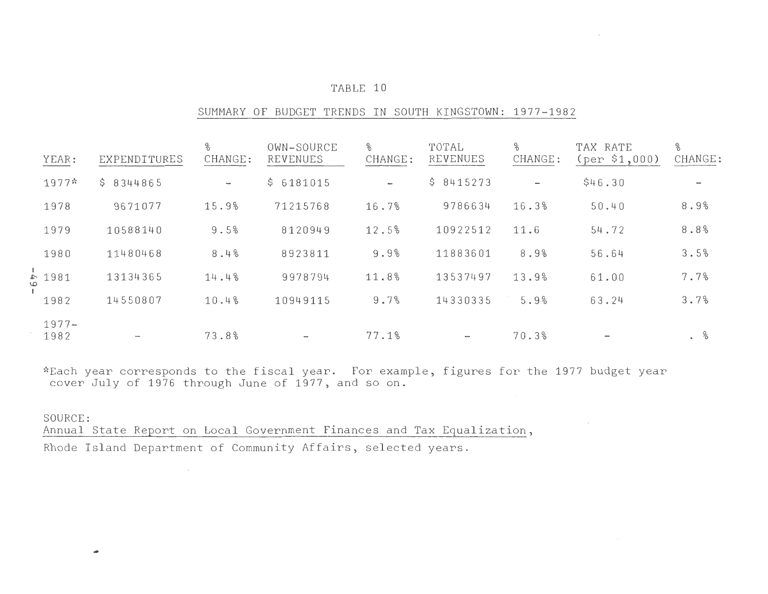TABLE 10

SUMMARY OF BUDGET TRENDS IN SOUTH KINGSTOWN: 1977-1982

| YEAR: | EXPENDITURES | % CHANGE: | OWN-SOURCE REVENUES | % CHANGE: | TOTAL REVENUES | % CHANGE: | TAX RATE (per $1,000) | % CHANGE: |
|---|---|---|---|---|---|---|---|---|
| 1977* | $ 8344865 | - | $ 6181015 | - | $ 8415273 | - | $46.30 | - |
| 1978 | 9671077 | 15.9% | 71215768 | 16.7% | 9786634 | 16.3% | 50.40 | 8.9% |
| 1979 | 10588140 | 9.5% | 8120949 | 12.5% | 10922512 | 11.6 | 54.72 | 8.8% |
| 1980 | 11480468 | 8.4% | 8923811 | 9.9% | 11883601 | 8.9% | 56.64 | 3.5% |
| 1981 | 13134365 | 14.4% | 9978794 | 11.8% | 13537497 | 13.9% | 61.00 | 7.7% |
| 1982 | 14550807 | 10.4% | 10949115 | 9.7% | 14330335 | 5.9% | 63.24 | 3.7% |
| 1977-1982 | - | 73.8% | - | 77.1% | - | 70.3% | - | . % |

*Each year corresponds to the fiscal year. For example, figures for the 1977 budget year cover July of 1976 through June of 1977, and so on.

SOURCE:
Annual State Report on Local Government Finances and Tax Equalization,
Rhode Island Department of Community Affairs, selected years.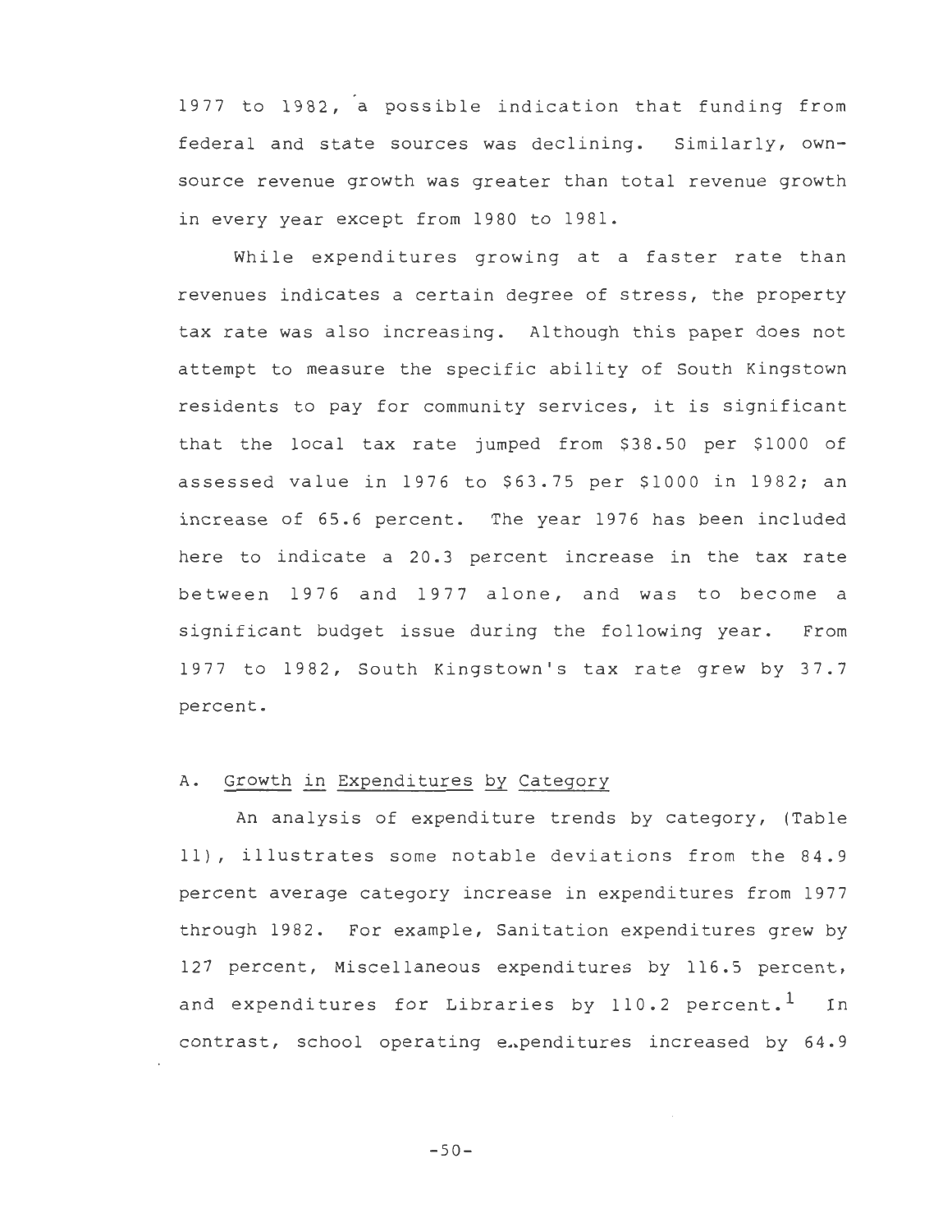1977 to 1982, a possible indication that funding from federal and state sources was declining. Similarly, own-source revenue growth was greater than total revenue growth in every year except from 1980 to 1981.

While expenditures growing at a faster rate than revenues indicates a certain degree of stress, the property tax rate was also increasing. Although this paper does not attempt to measure the specific ability of South Kingstown residents to pay for community services, it is significant that the local tax rate jumped from $38.50 per $1000 of assessed value in 1976 to $63.75 per $1000 in 1982; an increase of 65.6 percent. The year 1976 has been included here to indicate a 20.3 percent increase in the tax rate between 1976 and 1977 alone, and was to become a significant budget issue during the following year. From 1977 to 1982, South Kingstown's tax rate grew by 37.7 percent.

## A. Growth in Expenditures by Category

An analysis of expenditure trends by category, (Table 11), illustrates some notable deviations from the 84.9 percent average category increase in expenditures from 1977 through 1982. For example, Sanitation expenditures grew by 127 percent, Miscellaneous expenditures by 116.5 percent, and expenditures for Libraries by 110.2 percent.[1] In contrast, school operating expenditures increased by 64.9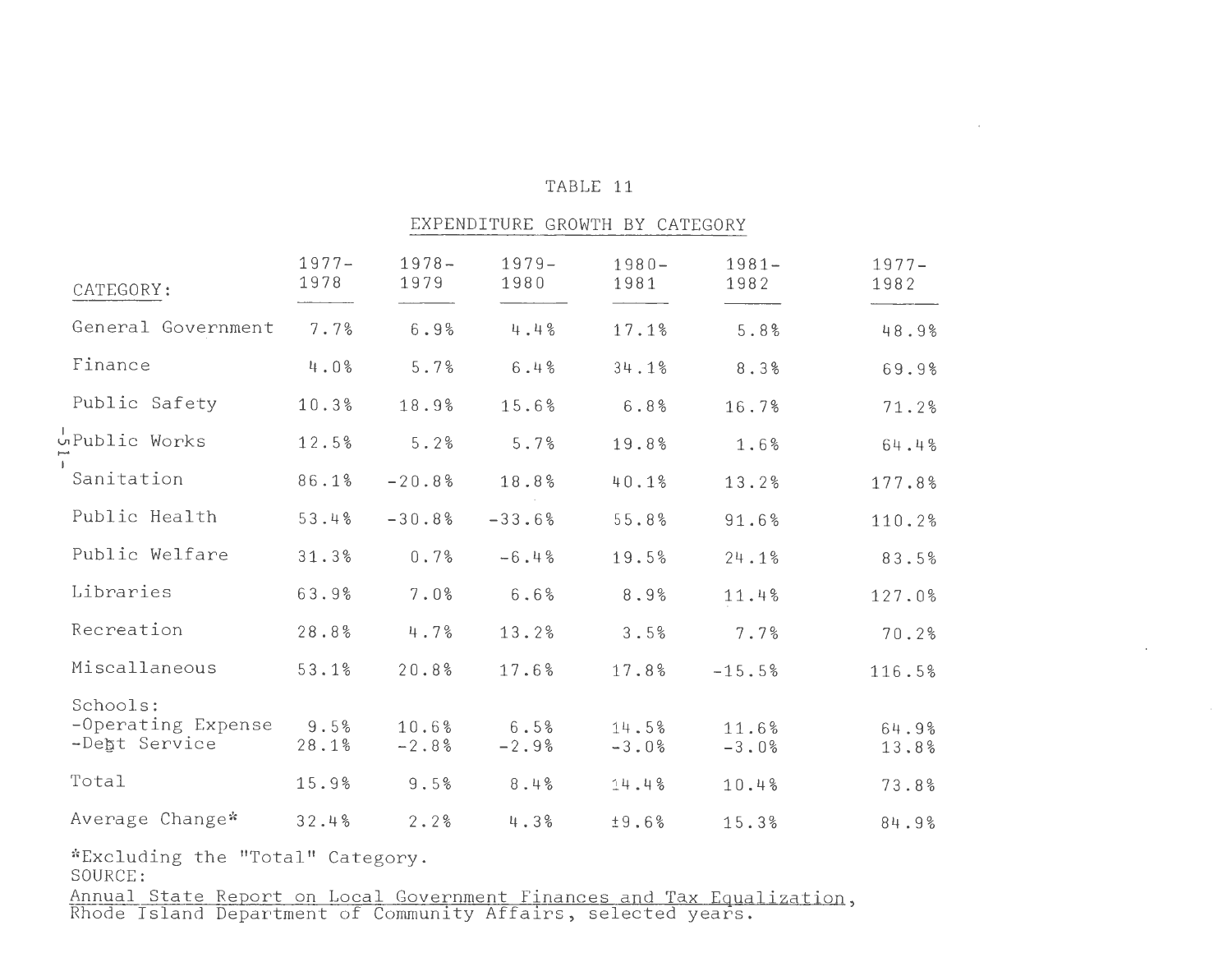TABLE 11

EXPENDITURE GROWTH BY CATEGORY

| CATEGORY: | 1977-1978 | 1978-1979 | 1979-1980 | 1980-1981 | 1981-1982 | 1977-1982 |
|---|---|---|---|---|---|---|
| General Government | 7.7% | 6.9% | 4.4% | 17.1% | 5.8% | 48.9% |
| Finance | 4.0% | 5.7% | 6.4% | 34.1% | 8.3% | 69.9% |
| Public Safety | 10.3% | 18.9% | 15.6% | 6.8% | 16.7% | 71.2% |
| Public Works | 12.5% | 5.2% | 5.7% | 19.8% | 1.6% | 64.4% |
| Sanitation | 86.1% | -20.8% | 18.8% | 40.1% | 13.2% | 177.8% |
| Public Health | 53.4% | -30.8% | -33.6% | 55.8% | 91.6% | 110.2% |
| Public Welfare | 31.3% | 0.7% | -6.4% | 19.5% | 24.1% | 83.5% |
| Libraries | 63.9% | 7.0% | 6.6% | 8.9% | 11.4% | 127.0% |
| Recreation | 28.8% | 4.7% | 13.2% | 3.5% | 7.7% | 70.2% |
| Miscellaneous | 53.1% | 20.8% | 17.6% | 17.8% | -15.5% | 116.5% |
| Schools: | | | | | | |
| -Operating Expense | 9.5% | 10.6% | 6.5% | 14.5% | 11.6% | 64.9% |
| -Debt Service | 28.1% | -2.8% | -2.9% | -3.0% | -3.0% | 13.8% |
| Total | 15.9% | 9.5% | 8.4% | 14.4% | 10.4% | 73.8% |
| Average Change* | 32.4% | 2.2% | 4.3% | ±9.6% | 15.3% | 84.9% |

*Excluding the "Total" Category.

SOURCE:

Annual State Report on Local Government Finances and Tax Equalization, Rhode Island Department of Community Affairs, selected years.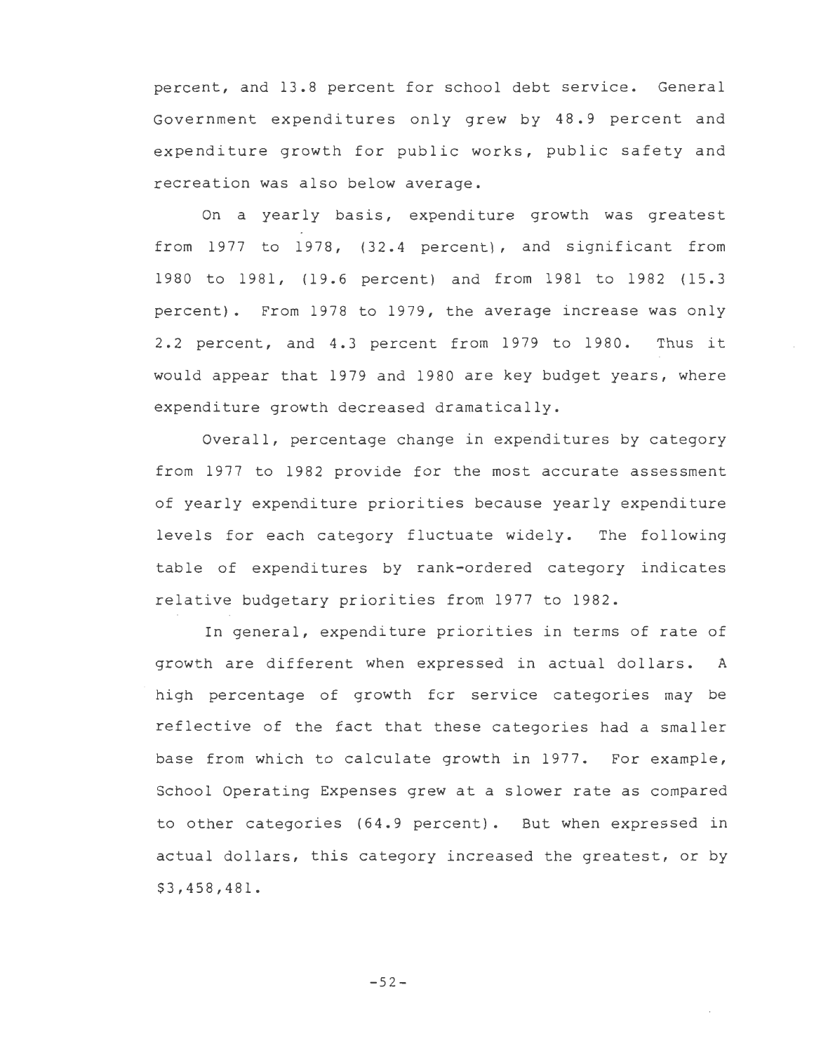percent, and 13.8 percent for school debt service. General Government expenditures only grew by 48.9 percent and expenditure growth for public works, public safety and recreation was also below average.

On a yearly basis, expenditure growth was greatest from 1977 to 1978, (32.4 percent), and significant from 1980 to 1981, (19.6 percent) and from 1981 to 1982 (15.3 percent). From 1978 to 1979, the average increase was only 2.2 percent, and 4.3 percent from 1979 to 1980. Thus it would appear that 1979 and 1980 are key budget years, where expenditure growth decreased dramatically.

Overall, percentage change in expenditures by category from 1977 to 1982 provide for the most accurate assessment of yearly expenditure priorities because yearly expenditure levels for each category fluctuate widely. The following table of expenditures by rank-ordered category indicates relative budgetary priorities from 1977 to 1982.

In general, expenditure priorities in terms of rate of growth are different when expressed in actual dollars. A high percentage of growth for service categories may be reflective of the fact that these categories had a smaller base from which to calculate growth in 1977. For example, School Operating Expenses grew at a slower rate as compared to other categories (64.9 percent). But when expressed in actual dollars, this category increased the greatest, or by $3,458,481.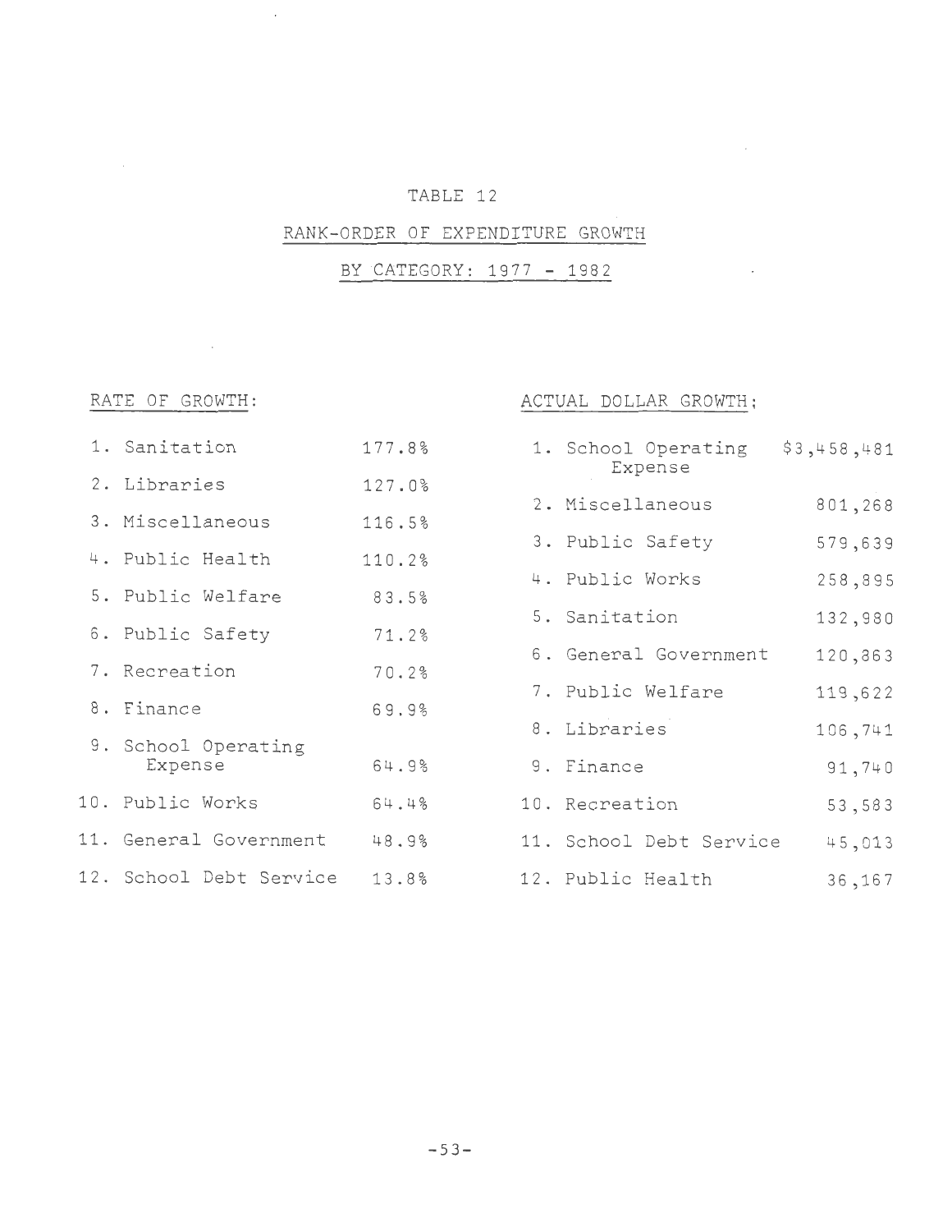# TABLE 12

## RANK-ORDER OF EXPENDITURE GROWTH

## BY CATEGORY: 1977 - 1982

RATE OF GROWTH:

| Rank | Category | Rate |
|---|---|---|
| 1. | Sanitation | 177.8% |
| 2. | Libraries | 127.0% |
| 3. | Miscellaneous | 116.5% |
| 4. | Public Health | 110.2% |
| 5. | Public Welfare | 83.5% |
| 6. | Public Safety | 71.2% |
| 7. | Recreation | 70.2% |
| 8. | Finance | 69.9% |
| 9. | School Operating Expense | 64.9% |
| 10. | Public Works | 64.4% |
| 11. | General Government | 48.9% |
| 12. | School Debt Service | 13.8% |

ACTUAL DOLLAR GROWTH:

| Rank | Category | Amount |
|---|---|---|
| 1. | School Operating Expense | $3,458,481 |
| 2. | Miscellaneous | 801,268 |
| 3. | Public Safety | 579,639 |
| 4. | Public Works | 258,895 |
| 5. | Sanitation | 132,980 |
| 6. | General Government | 120,863 |
| 7. | Public Welfare | 119,622 |
| 8. | Libraries | 106,741 |
| 9. | Finance | 91,740 |
| 10. | Recreation | 53,583 |
| 11. | School Debt Service | 45,013 |
| 12. | Public Health | 36,167 |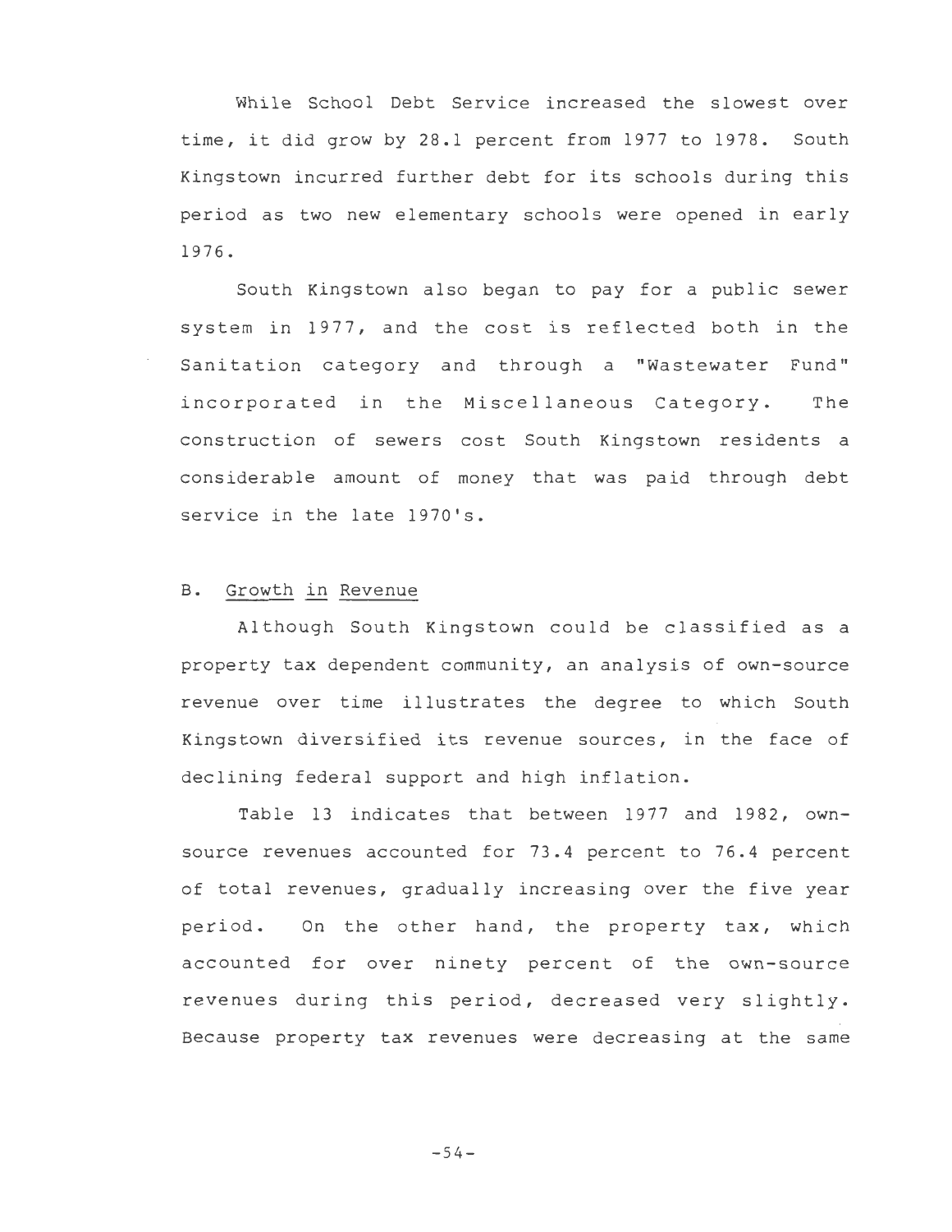While School Debt Service increased the slowest over time, it did grow by 28.1 percent from 1977 to 1978. South Kingstown incurred further debt for its schools during this period as two new elementary schools were opened in early 1976.

South Kingstown also began to pay for a public sewer system in 1977, and the cost is reflected both in the Sanitation category and through a "Wastewater Fund" incorporated in the Miscellaneous Category. The construction of sewers cost South Kingstown residents a considerable amount of money that was paid through debt service in the late 1970's.

## B. Growth in Revenue

Although South Kingstown could be classified as a property tax dependent community, an analysis of own-source revenue over time illustrates the degree to which South Kingstown diversified its revenue sources, in the face of declining federal support and high inflation.

Table 13 indicates that between 1977 and 1982, own-source revenues accounted for 73.4 percent to 76.4 percent of total revenues, gradually increasing over the five year period. On the other hand, the property tax, which accounted for over ninety percent of the own-source revenues during this period, decreased very slightly. Because property tax revenues were decreasing at the same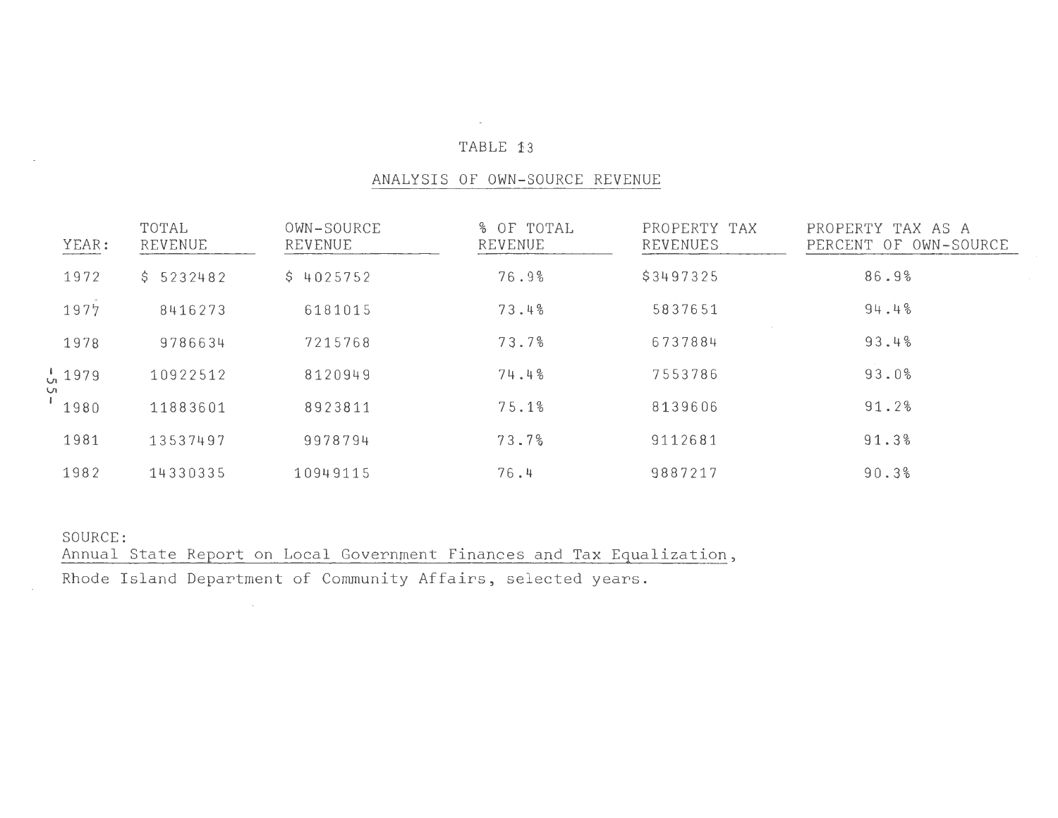TABLE 13

ANALYSIS OF OWN-SOURCE REVENUE

| YEAR: | TOTAL REVENUE | OWN-SOURCE REVENUE | % OF TOTAL REVENUE | PROPERTY TAX REVENUES | PROPERTY TAX AS A PERCENT OF OWN-SOURCE |
|---|---|---|---|---|---|
| 1972 | $ 5232482 | $ 4025752 | 76.9% | $3497325 | 86.9% |
| 1977 | 8416273 | 6181015 | 73.4% | 5837651 | 94.4% |
| 1978 | 9786634 | 7215768 | 73.7% | 6737884 | 93.4% |
| 1979 | 10922512 | 8120949 | 74.4% | 7553786 | 93.0% |
| 1980 | 11883601 | 8923811 | 75.1% | 8139606 | 91.2% |
| 1981 | 13537497 | 9978794 | 73.7% | 9112681 | 91.3% |
| 1982 | 14330335 | 10949115 | 76.4 | 9887217 | 90.3% |

SOURCE:
Annual State Report on Local Government Finances and Tax Equalization,
Rhode Island Department of Community Affairs, selected years.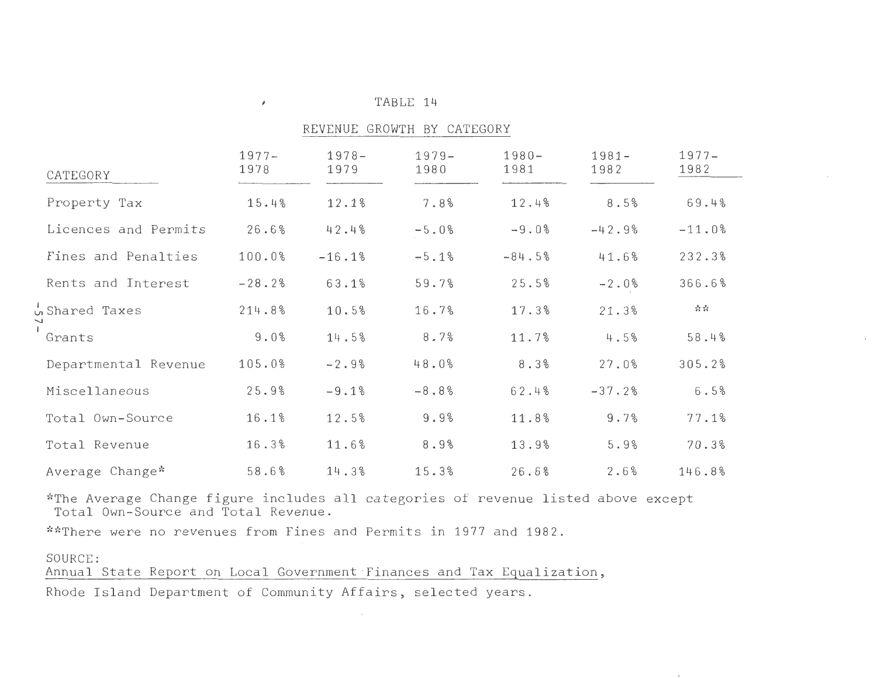TABLE 14

REVENUE GROWTH BY CATEGORY

| CATEGORY | 1977-1978 | 1978-1979 | 1979-1980 | 1980-1981 | 1981-1982 | 1977-1982 |
|---|---|---|---|---|---|---|
| Property Tax | 15.4% | 12.1% | 7.8% | 12.4% | 8.5% | 69.4% |
| Licences and Permits | 26.6% | 42.4% | -5.0% | -9.0% | -42.9% | -11.0% |
| Fines and Penalties | 100.0% | -16.1% | -5.1% | -84.5% | 41.6% | 232.3% |
| Rents and Interest | -28.2% | 63.1% | 59.7% | 25.5% | -2.0% | 366.6% |
| Shared Taxes | 214.8% | 10.5% | 16.7% | 17.3% | 21.3% | ** |
| Grants | 9.0% | 14.5% | 8.7% | 11.7% | 4.5% | 58.4% |
| Departmental Revenue | 105.0% | -2.9% | 48.0% | 8.3% | 27.0% | 305.2% |
| Miscellaneous | 25.9% | -9.1% | -8.8% | 62.4% | -37.2% | 6.5% |
| Total Own-Source | 16.1% | 12.5% | 9.9% | 11.8% | 9.7% | 77.1% |
| Total Revenue | 16.3% | 11.6% | 8.9% | 13.9% | 5.9% | 70.3% |
| Average Change* | 58.6% | 14.3% | 15.3% | 26.6% | 2.6% | 146.8% |

*The Average Change figure includes all categories of revenue listed above except Total Own-Source and Total Revenue.

**There were no revenues from Fines and Permits in 1977 and 1982.

SOURCE:
Annual State Report on Local Government Finances and Tax Equalization,
Rhode Island Department of Community Affairs, selected years.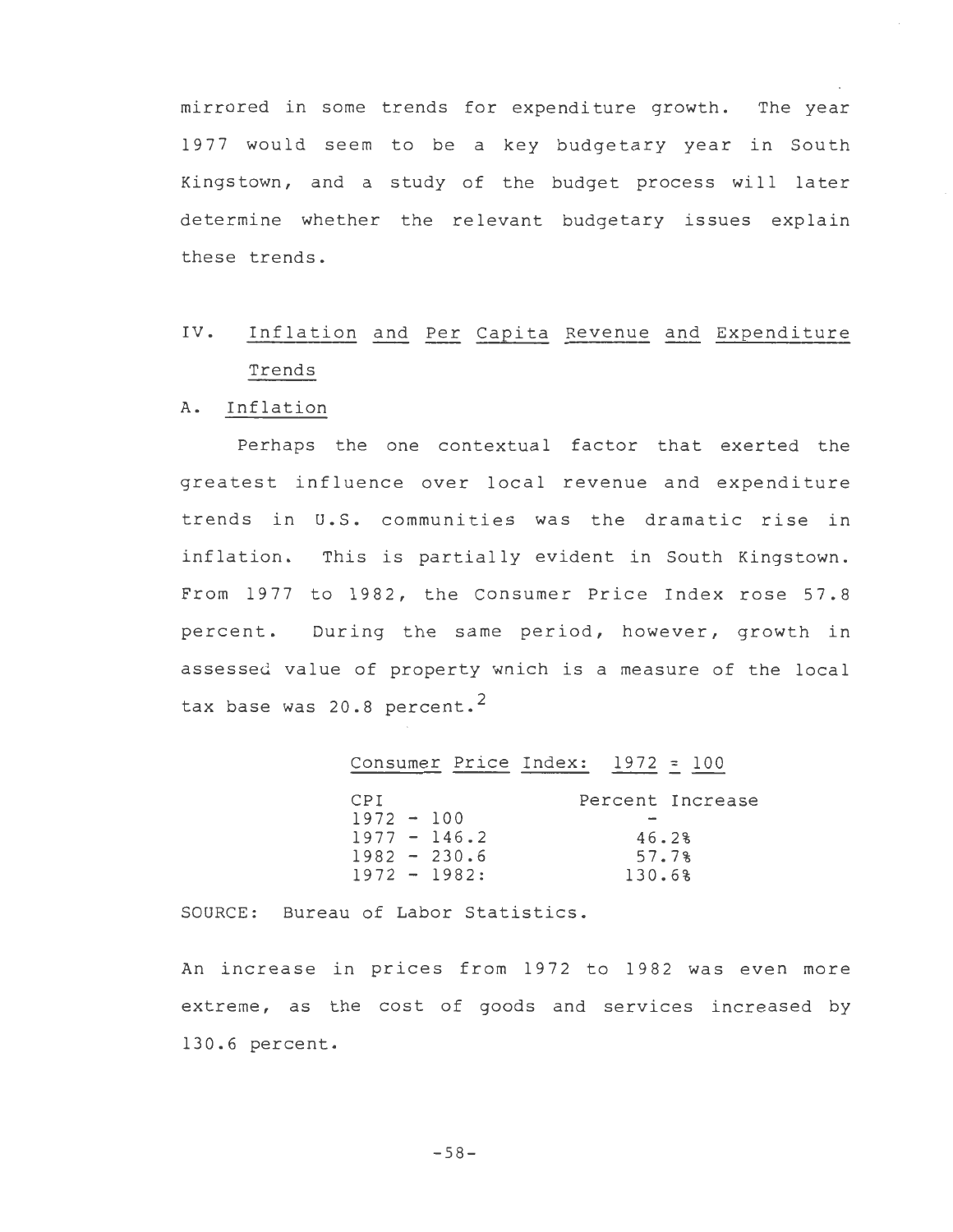mirrored in some trends for expenditure growth. The year 1977 would seem to be a key budgetary year in South Kingstown, and a study of the budget process will later determine whether the relevant budgetary issues explain these trends.

## IV. Inflation and Per Capita Revenue and Expenditure Trends

### A. Inflation

Perhaps the one contextual factor that exerted the greatest influence over local revenue and expenditure trends in U.S. communities was the dramatic rise in inflation. This is partially evident in South Kingstown. From 1977 to 1982, the Consumer Price Index rose 57.8 percent. During the same period, however, growth in assessed value of property which is a measure of the local tax base was 20.8 percent.[2]

Consumer Price Index: 1972 = 100

| CPI | Percent Increase |
|---|---|
| 1972 - 100 | - |
| 1977 - 146.2 | 46.2% |
| 1982 - 230.6 | 57.7% |
| 1972 - 1982: | 130.6% |

SOURCE: Bureau of Labor Statistics.

An increase in prices from 1972 to 1982 was even more extreme, as the cost of goods and services increased by 130.6 percent.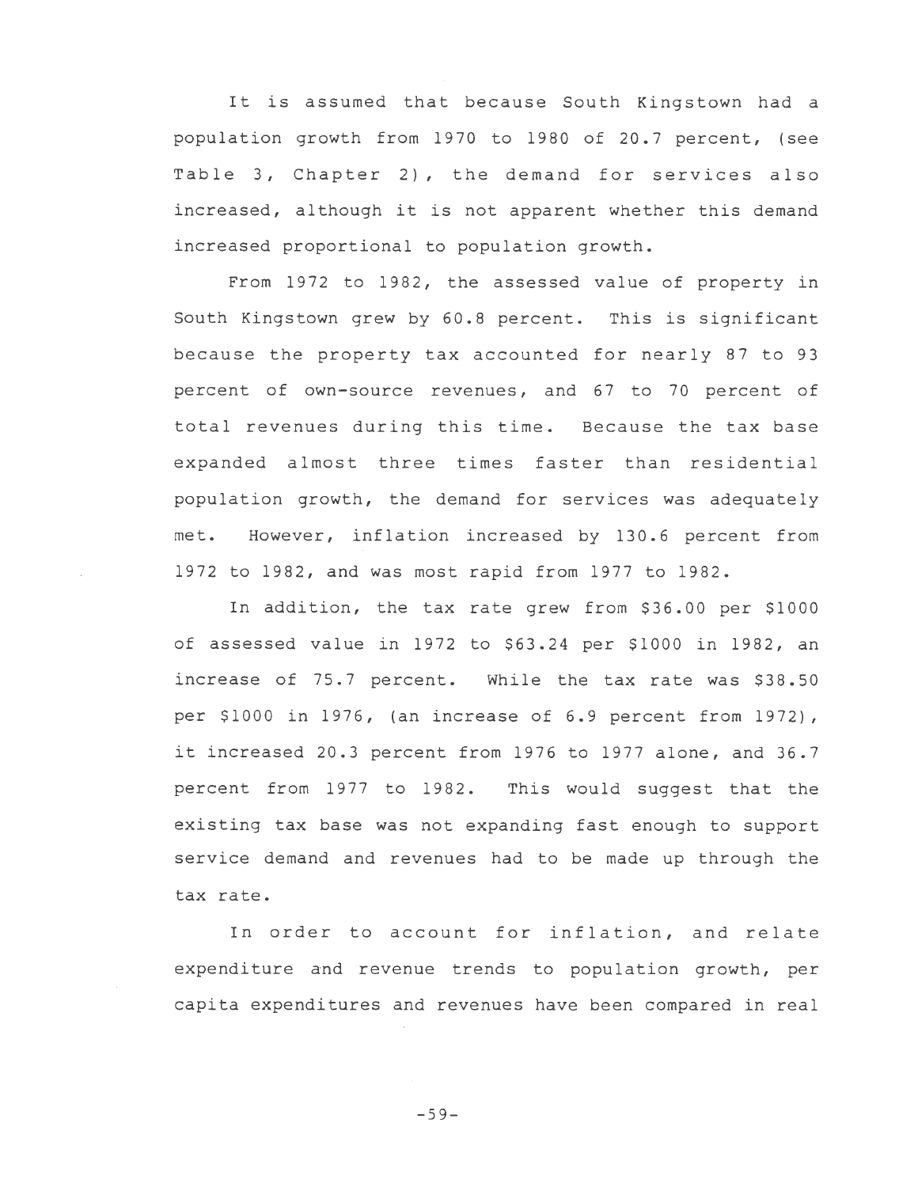It is assumed that because South Kingstown had a population growth from 1970 to 1980 of 20.7 percent, (see Table 3, Chapter 2), the demand for services also increased, although it is not apparent whether this demand increased proportional to population growth.

From 1972 to 1982, the assessed value of property in South Kingstown grew by 60.8 percent. This is significant because the property tax accounted for nearly 87 to 93 percent of own-source revenues, and 67 to 70 percent of total revenues during this time. Because the tax base expanded almost three times faster than residential population growth, the demand for services was adequately met. However, inflation increased by 130.6 percent from 1972 to 1982, and was most rapid from 1977 to 1982.

In addition, the tax rate grew from $36.00 per $1000 of assessed value in 1972 to $63.24 per $1000 in 1982, an increase of 75.7 percent. While the tax rate was $38.50 per $1000 in 1976, (an increase of 6.9 percent from 1972), it increased 20.3 percent from 1976 to 1977 alone, and 36.7 percent from 1977 to 1982. This would suggest that the existing tax base was not expanding fast enough to support service demand and revenues had to be made up through the tax rate.

In order to account for inflation, and relate expenditure and revenue trends to population growth, per capita expenditures and revenues have been compared in real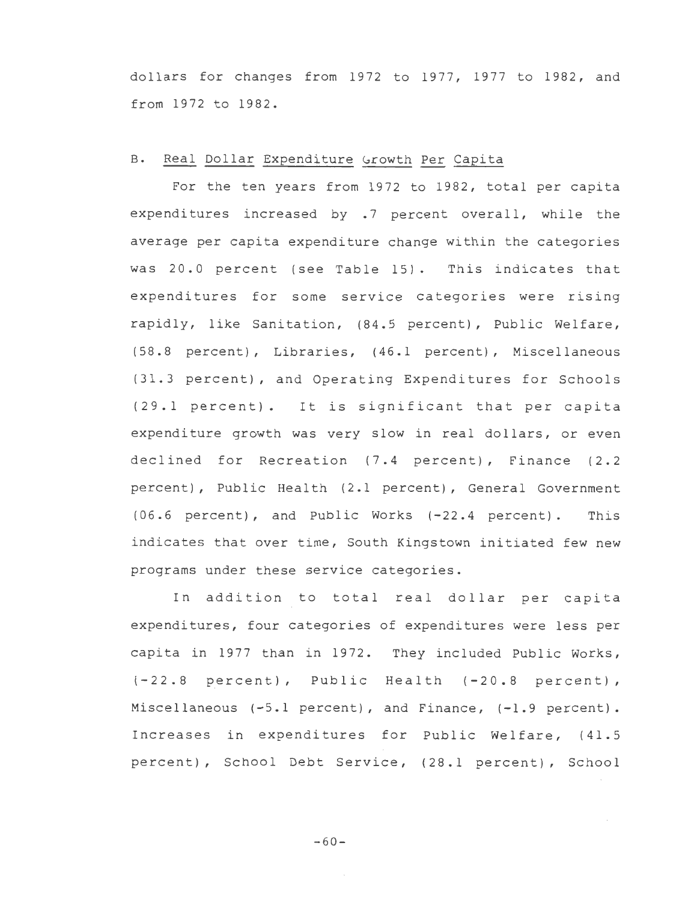dollars for changes from 1972 to 1977, 1977 to 1982, and from 1972 to 1982.

## B. Real Dollar Expenditure Growth Per Capita

For the ten years from 1972 to 1982, total per capita expenditures increased by .7 percent overall, while the average per capita expenditure change within the categories was 20.0 percent (see Table 15). This indicates that expenditures for some service categories were rising rapidly, like Sanitation, (84.5 percent), Public Welfare, (58.8 percent), Libraries, (46.1 percent), Miscellaneous (31.3 percent), and Operating Expenditures for Schools (29.1 percent). It is significant that per capita expenditure growth was very slow in real dollars, or even declined for Recreation (7.4 percent), Finance (2.2 percent), Public Health (2.1 percent), General Government (06.6 percent), and Public Works (-22.4 percent). This indicates that over time, South Kingstown initiated few new programs under these service categories.

In addition to total real dollar per capita expenditures, four categories of expenditures were less per capita in 1977 than in 1972. They included Public Works, (-22.8 percent), Public Health (-20.8 percent), Miscellaneous (-5.1 percent), and Finance, (-1.9 percent). Increases in expenditures for Public Welfare, (41.5 percent), School Debt Service, (28.1 percent), School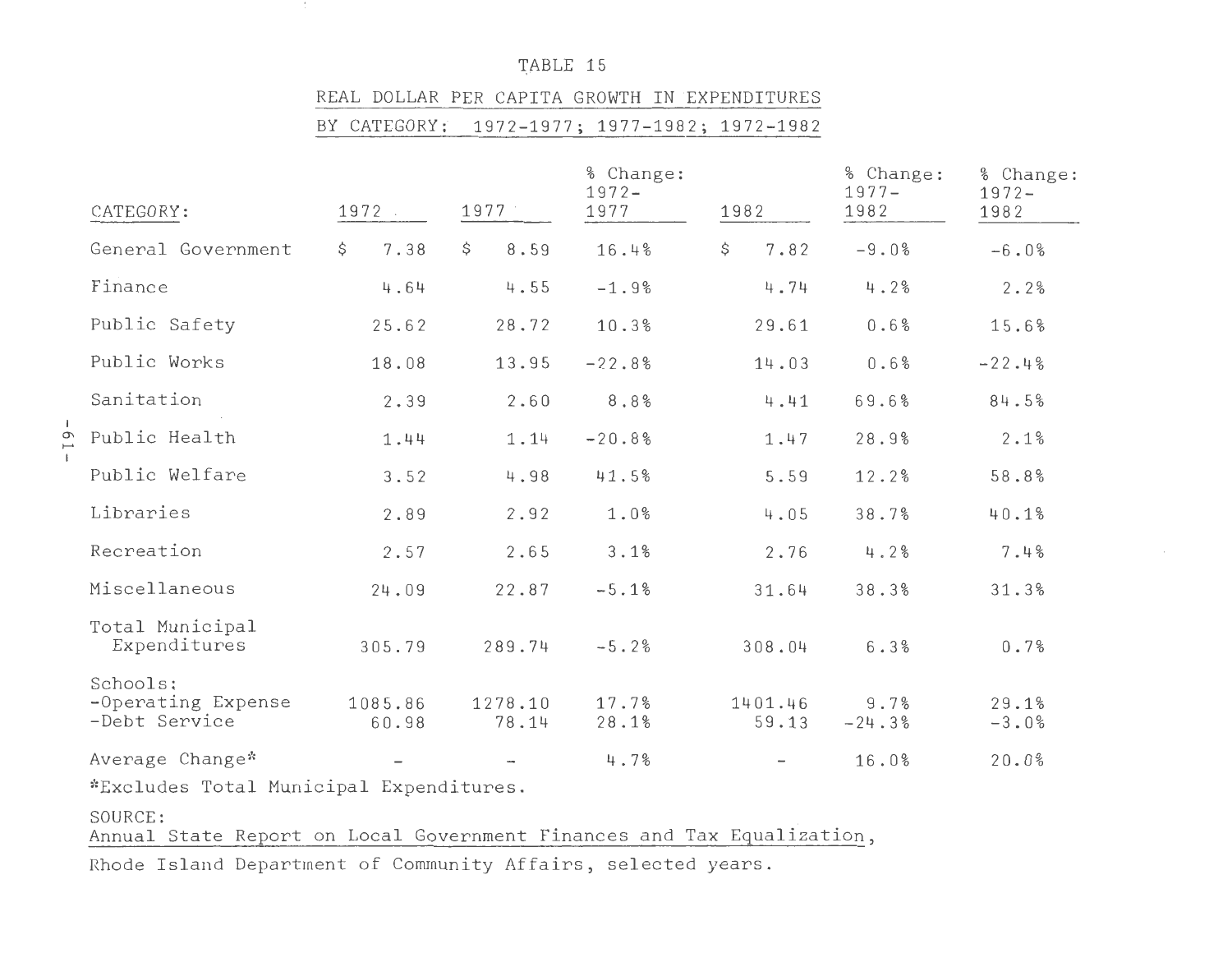TABLE 15

REAL DOLLAR PER CAPITA GROWTH IN EXPENDITURES BY CATEGORY: 1972-1977; 1977-1982; 1972-1982

| CATEGORY: | 1972 | 1977 | % Change: 1972-1977 | 1982 | % Change: 1977-1982 | % Change: 1972-1982 |
|---|---|---|---|---|---|---|
| General Government | $ 7.38 | $ 8.59 | 16.4% | $ 7.82 | -9.0% | -6.0% |
| Finance | 4.64 | 4.55 | -1.9% | 4.74 | 4.2% | 2.2% |
| Public Safety | 25.62 | 28.72 | 10.3% | 29.61 | 0.6% | 15.6% |
| Public Works | 18.08 | 13.95 | -22.8% | 14.03 | 0.6% | -22.4% |
| Sanitation | 2.39 | 2.60 | 8.8% | 4.41 | 69.6% | 84.5% |
| Public Health | 1.44 | 1.14 | -20.8% | 1.47 | 28.9% | 2.1% |
| Public Welfare | 3.52 | 4.98 | 41.5% | 5.59 | 12.2% | 58.8% |
| Libraries | 2.89 | 2.92 | 1.0% | 4.05 | 38.7% | 40.1% |
| Recreation | 2.57 | 2.65 | 3.1% | 2.76 | 4.2% | 7.4% |
| Miscellaneous | 24.09 | 22.87 | -5.1% | 31.64 | 38.3% | 31.3% |
| Total Municipal Expenditures | 305.79 | 289.74 | -5.2% | 308.04 | 6.3% | 0.7% |
| Schools: | | | | | | |
| -Operating Expense | 1085.86 | 1278.10 | 17.7% | 1401.46 | 9.7% | 29.1% |
| -Debt Service | 60.98 | 78.14 | 28.1% | 59.13 | -24.3% | -3.0% |
| Average Change* | - | - | 4.7% | - | 16.0% | 20.0% |

*Excludes Total Municipal Expenditures.

SOURCE:
Annual State Report on Local Government Finances and Tax Equalization, Rhode Island Department of Community Affairs, selected years.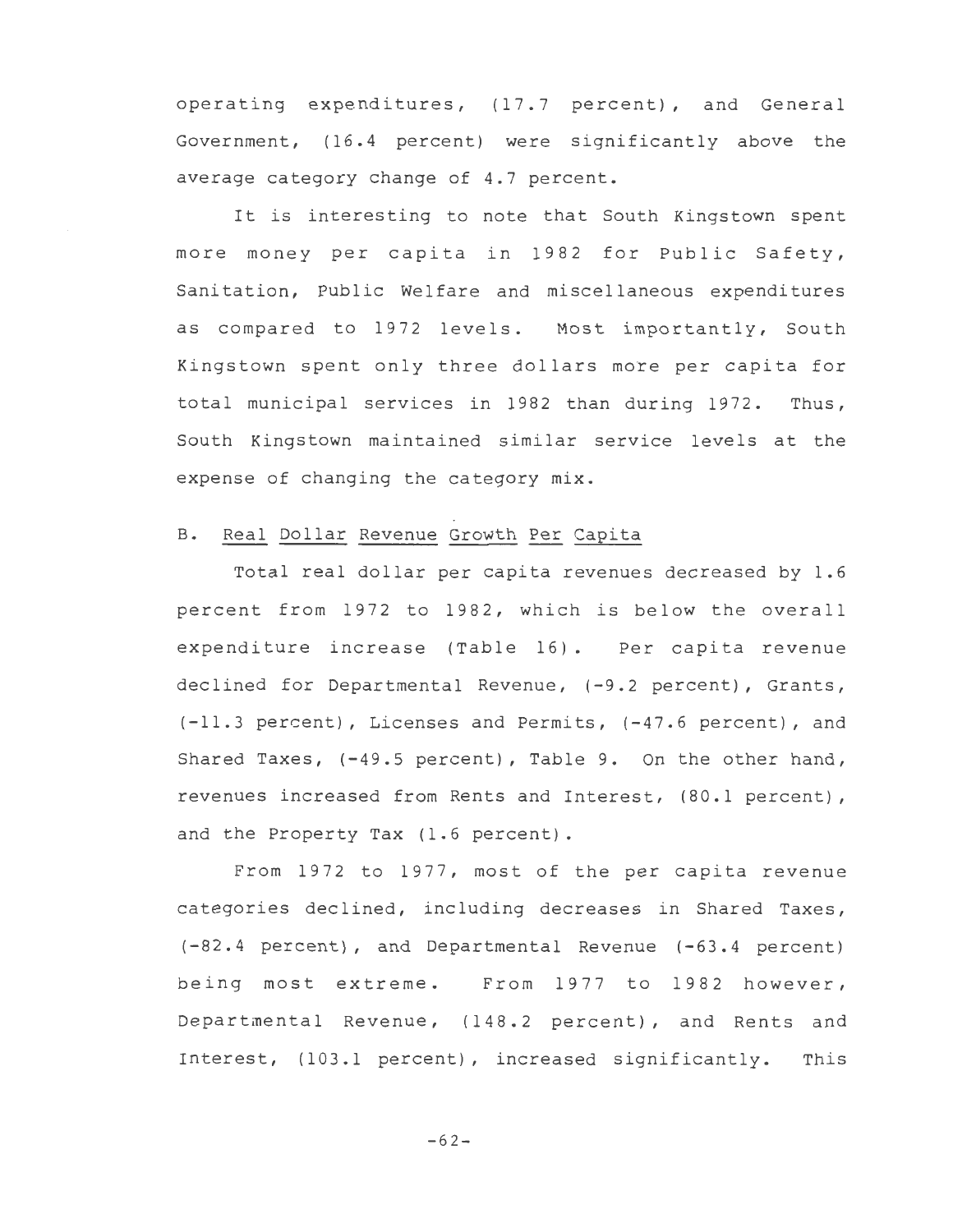operating expenditures, (17.7 percent), and General Government, (16.4 percent) were significantly above the average category change of 4.7 percent.

It is interesting to note that South Kingstown spent more money per capita in 1982 for Public Safety, Sanitation, Public Welfare and miscellaneous expenditures as compared to 1972 levels. Most importantly, South Kingstown spent only three dollars more per capita for total municipal services in 1982 than during 1972. Thus, South Kingstown maintained similar service levels at the expense of changing the category mix.

## B. Real Dollar Revenue Growth Per Capita

Total real dollar per capita revenues decreased by 1.6 percent from 1972 to 1982, which is below the overall expenditure increase (Table 16). Per capita revenue declined for Departmental Revenue, (-9.2 percent), Grants, (-11.3 percent), Licenses and Permits, (-47.6 percent), and Shared Taxes, (-49.5 percent), Table 9. On the other hand, revenues increased from Rents and Interest, (80.1 percent), and the Property Tax (1.6 percent).

From 1972 to 1977, most of the per capita revenue categories declined, including decreases in Shared Taxes, (-82.4 percent), and Departmental Revenue (-63.4 percent) being most extreme. From 1977 to 1982 however, Departmental Revenue, (148.2 percent), and Rents and Interest, (103.1 percent), increased significantly. This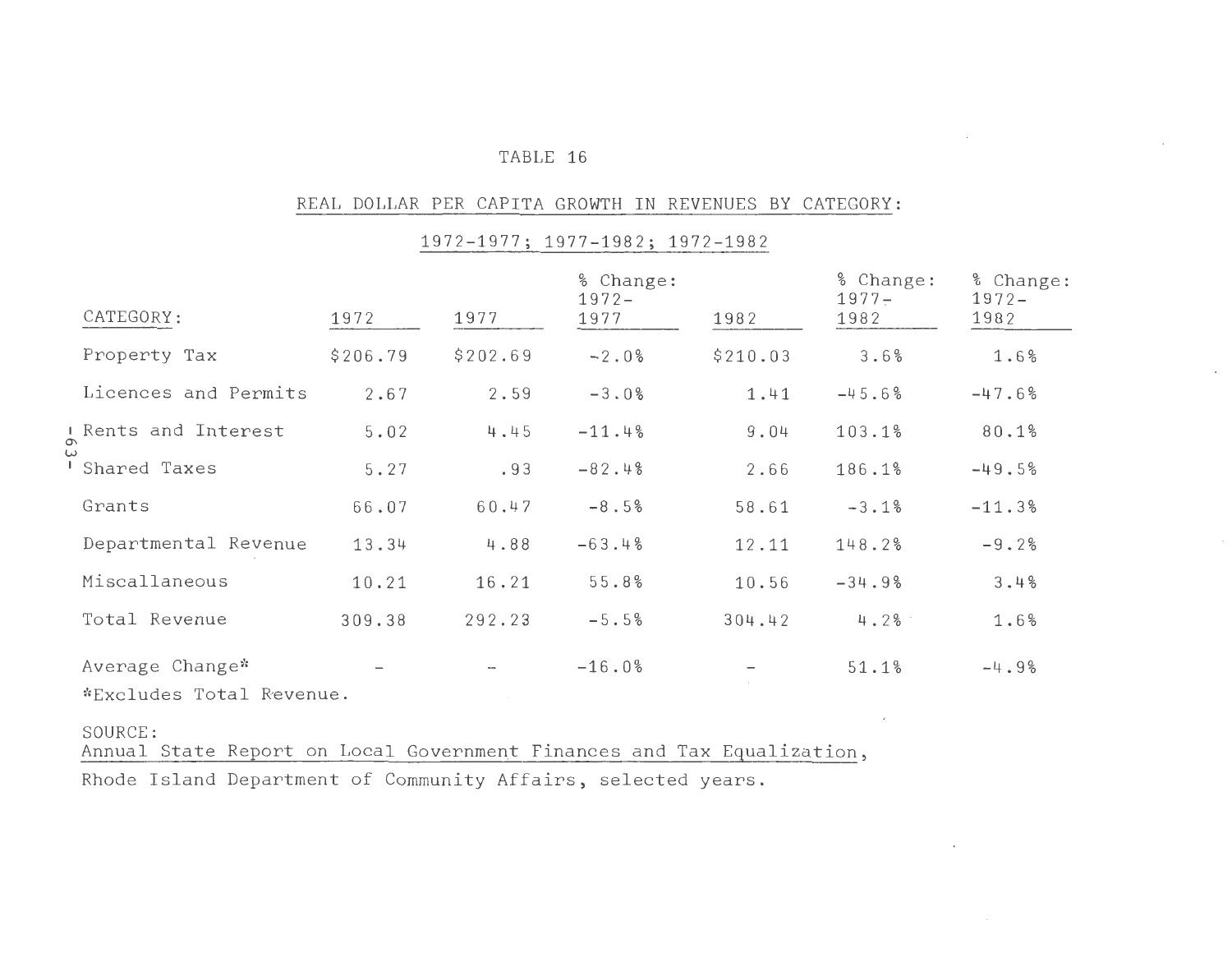TABLE 16

REAL DOLLAR PER CAPITA GROWTH IN REVENUES BY CATEGORY:

1972-1977; 1977-1982; 1972-1982

| CATEGORY: | 1972 | 1977 | % Change: 1972-1977 | 1982 | % Change: 1977-1982 | % Change: 1972-1982 |
|---|---|---|---|---|---|---|
| Property Tax | $206.79 | $202.69 | -2.0% | $210.03 | 3.6% | 1.6% |
| Licences and Permits | 2.67 | 2.59 | -3.0% | 1.41 | -45.6% | -47.6% |
| Rents and Interest | 5.02 | 4.45 | -11.4% | 9.04 | 103.1% | 80.1% |
| Shared Taxes | 5.27 | .93 | -82.4% | 2.66 | 186.1% | -49.5% |
| Grants | 66.07 | 60.47 | -8.5% | 58.61 | -3.1% | -11.3% |
| Departmental Revenue | 13.34 | 4.88 | -63.4% | 12.11 | 148.2% | -9.2% |
| Miscallaneous | 10.21 | 16.21 | 55.8% | 10.56 | -34.9% | 3.4% |
| Total Revenue | 309.38 | 292.23 | -5.5% | 304.42 | 4.2% | 1.6% |
| Average Change* | - | - | -16.0% | - | 51.1% | -4.9% |

*Excludes Total Revenue.

SOURCE:
Annual State Report on Local Government Finances and Tax Equalization,
Rhode Island Department of Community Affairs, selected years.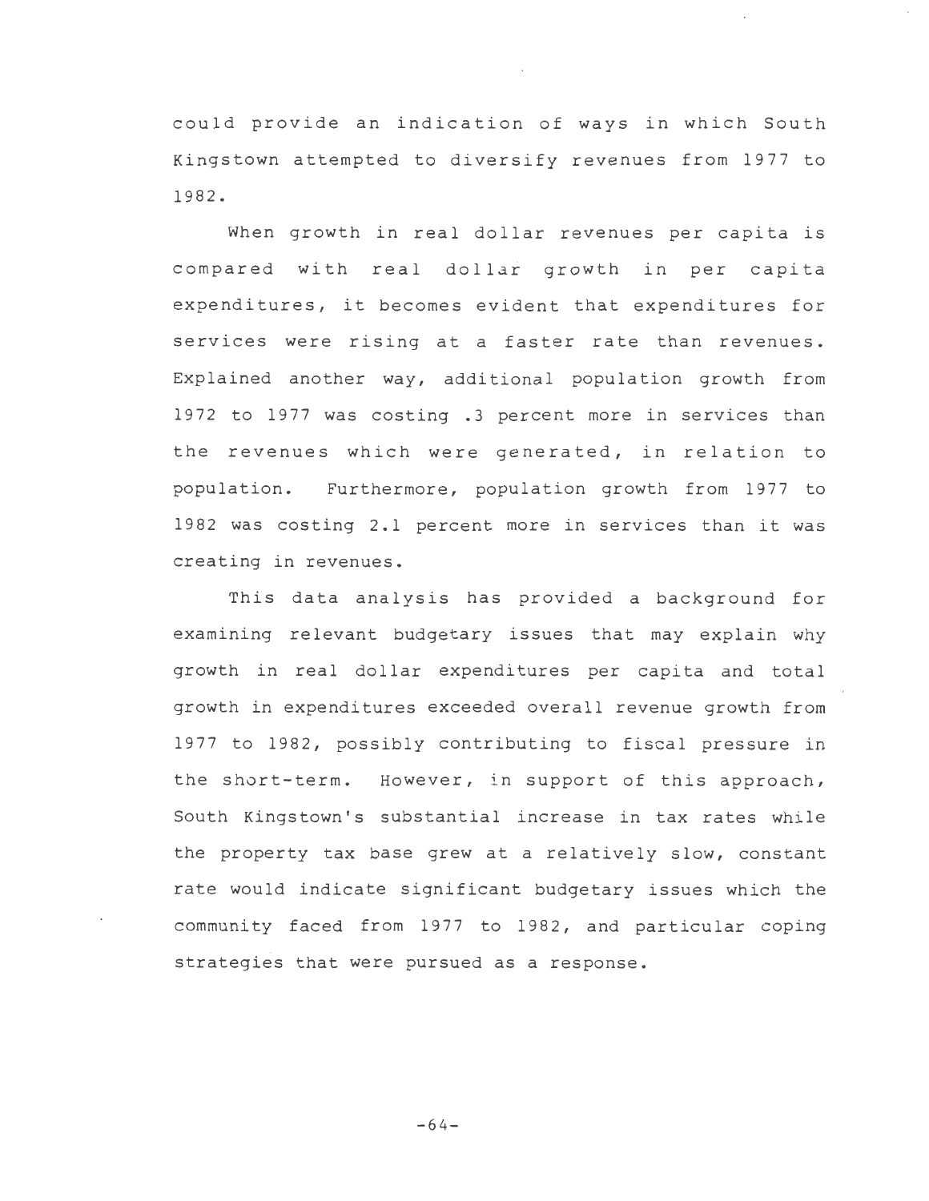could provide an indication of ways in which South Kingstown attempted to diversify revenues from 1977 to 1982.

When growth in real dollar revenues per capita is compared with real dollar growth in per capita expenditures, it becomes evident that expenditures for services were rising at a faster rate than revenues. Explained another way, additional population growth from 1972 to 1977 was costing .3 percent more in services than the revenues which were generated, in relation to population. Furthermore, population growth from 1977 to 1982 was costing 2.1 percent more in services than it was creating in revenues.

This data analysis has provided a background for examining relevant budgetary issues that may explain why growth in real dollar expenditures per capita and total growth in expenditures exceeded overall revenue growth from 1977 to 1982, possibly contributing to fiscal pressure in the short-term. However, in support of this approach, South Kingstown's substantial increase in tax rates while the property tax base grew at a relatively slow, constant rate would indicate significant budgetary issues which the community faced from 1977 to 1982, and particular coping strategies that were pursued as a response.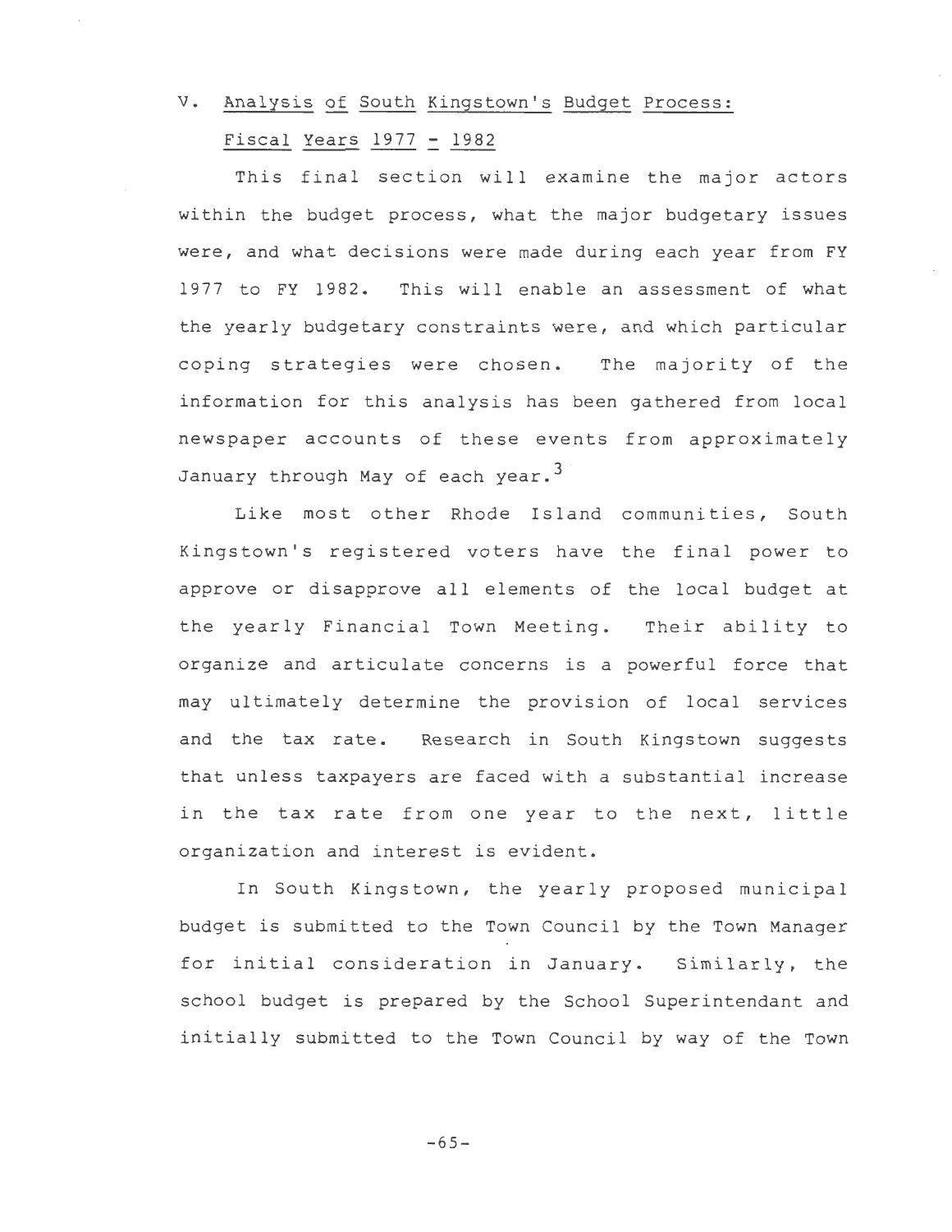## V. Analysis of South Kingstown's Budget Process: Fiscal Years 1977 - 1982

This final section will examine the major actors within the budget process, what the major budgetary issues were, and what decisions were made during each year from FY 1977 to FY 1982. This will enable an assessment of what the yearly budgetary constraints were, and which particular coping strategies were chosen. The majority of the information for this analysis has been gathered from local newspaper accounts of these events from approximately January through May of each year.[3]

Like most other Rhode Island communities, South Kingstown's registered voters have the final power to approve or disapprove all elements of the local budget at the yearly Financial Town Meeting. Their ability to organize and articulate concerns is a powerful force that may ultimately determine the provision of local services and the tax rate. Research in South Kingstown suggests that unless taxpayers are faced with a substantial increase in the tax rate from one year to the next, little organization and interest is evident.

In South Kingstown, the yearly proposed municipal budget is submitted to the Town Council by the Town Manager for initial consideration in January. Similarly, the school budget is prepared by the School Superintendant and initially submitted to the Town Council by way of the Town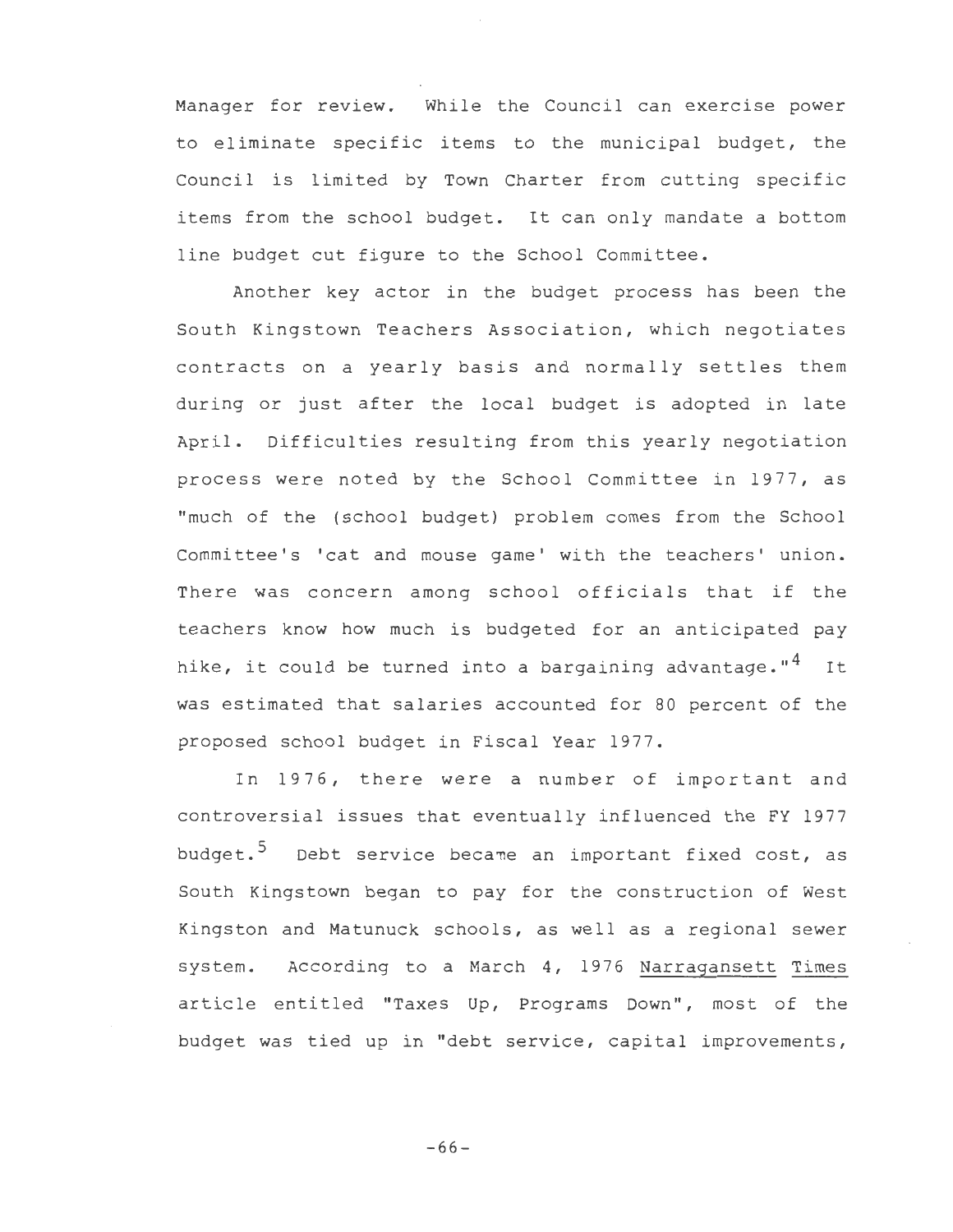Manager for review. While the Council can exercise power to eliminate specific items to the municipal budget, the Council is limited by Town Charter from cutting specific items from the school budget. It can only mandate a bottom line budget cut figure to the School Committee.

Another key actor in the budget process has been the South Kingstown Teachers Association, which negotiates contracts on a yearly basis and normally settles them during or just after the local budget is adopted in late April. Difficulties resulting from this yearly negotiation process were noted by the School Committee in 1977, as "much of the (school budget) problem comes from the School Committee's 'cat and mouse game' with the teachers' union. There was concern among school officials that if the teachers know how much is budgeted for an anticipated pay hike, it could be turned into a bargaining advantage."[4] It was estimated that salaries accounted for 80 percent of the proposed school budget in Fiscal Year 1977.

In 1976, there were a number of important and controversial issues that eventually influenced the FY 1977 budget.[5] Debt service became an important fixed cost, as South Kingstown began to pay for the construction of West Kingston and Matunuck schools, as well as a regional sewer system. According to a March 4, 1976 Narragansett Times article entitled "Taxes Up, Programs Down", most of the budget was tied up in "debt service, capital improvements,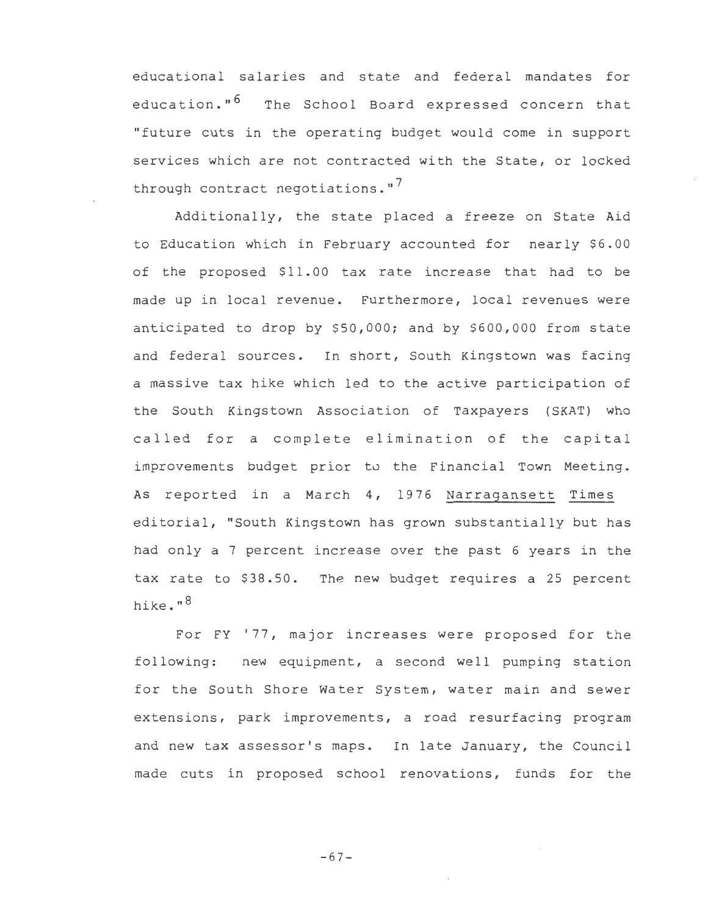educational salaries and state and federal mandates for education."[6] The School Board expressed concern that "future cuts in the operating budget would come in support services which are not contracted with the State, or locked through contract negotiations."[7]

Additionally, the state placed a freeze on State Aid to Education which in February accounted for nearly $6.00 of the proposed $11.00 tax rate increase that had to be made up in local revenue. Furthermore, local revenues were anticipated to drop by $50,000; and by $600,000 from state and federal sources. In short, South Kingstown was facing a massive tax hike which led to the active participation of the South Kingstown Association of Taxpayers (SKAT) who called for a complete elimination of the capital improvements budget prior to the Financial Town Meeting. As reported in a March 4, 1976 Narragansett Times editorial, "South Kingstown has grown substantially but has had only a 7 percent increase over the past 6 years in the tax rate to $38.50. The new budget requires a 25 percent hike."[8]

For FY '77, major increases were proposed for the following: new equipment, a second well pumping station for the South Shore Water System, water main and sewer extensions, park improvements, a road resurfacing program and new tax assessor's maps. In late January, the Council made cuts in proposed school renovations, funds for the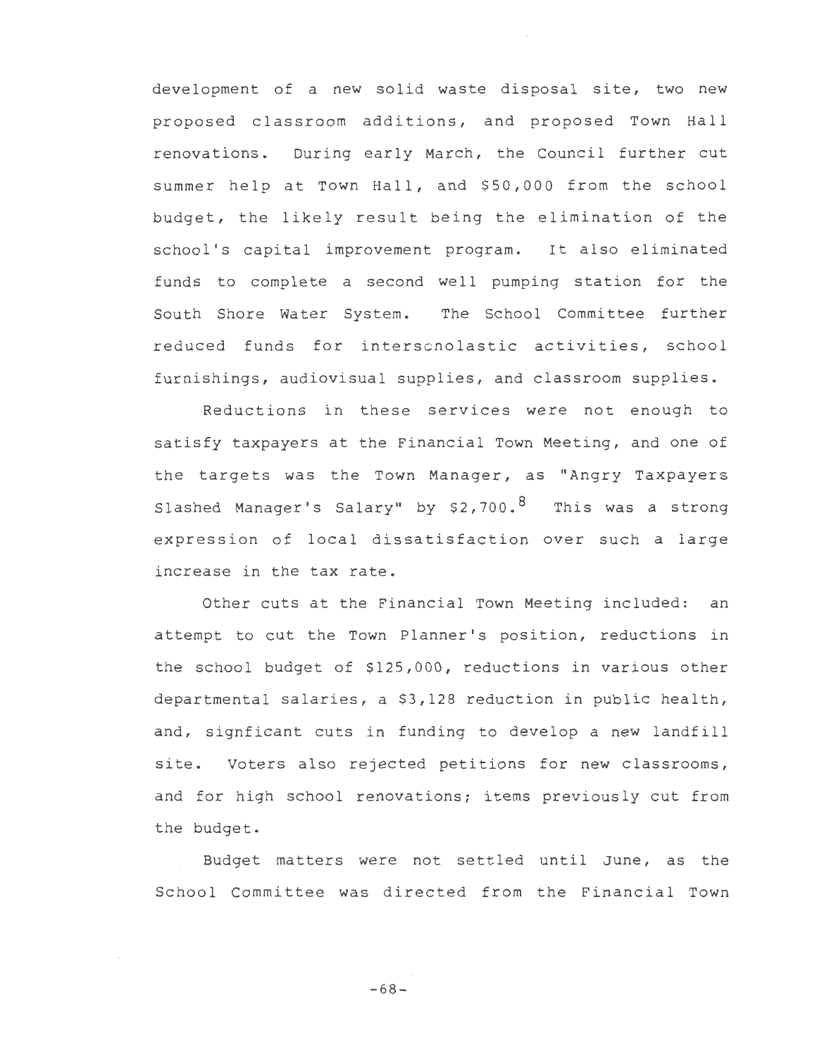development of a new solid waste disposal site, two new proposed classroom additions, and proposed Town Hall renovations. During early March, the Council further cut summer help at Town Hall, and $50,000 from the school budget, the likely result being the elimination of the school's capital improvement program. It also eliminated funds to complete a second well pumping station for the South Shore Water System. The School Committee further reduced funds for interscnolastic activities, school furnishings, audiovisual supplies, and classroom supplies.

Reductions in these services were not enough to satisfy taxpayers at the Financial Town Meeting, and one of the targets was the Town Manager, as "Angry Taxpayers Slashed Manager's Salary" by $2,700.[8] This was a strong expression of local dissatisfaction over such a large increase in the tax rate.

Other cuts at the Financial Town Meeting included: an attempt to cut the Town Planner's position, reductions in the school budget of $125,000, reductions in various other departmental salaries, a $3,128 reduction in public health, and, signficant cuts in funding to develop a new landfill site. Voters also rejected petitions for new classrooms, and for high school renovations; items previously cut from the budget.

Budget matters were not settled until June, as the School Committee was directed from the Financial Town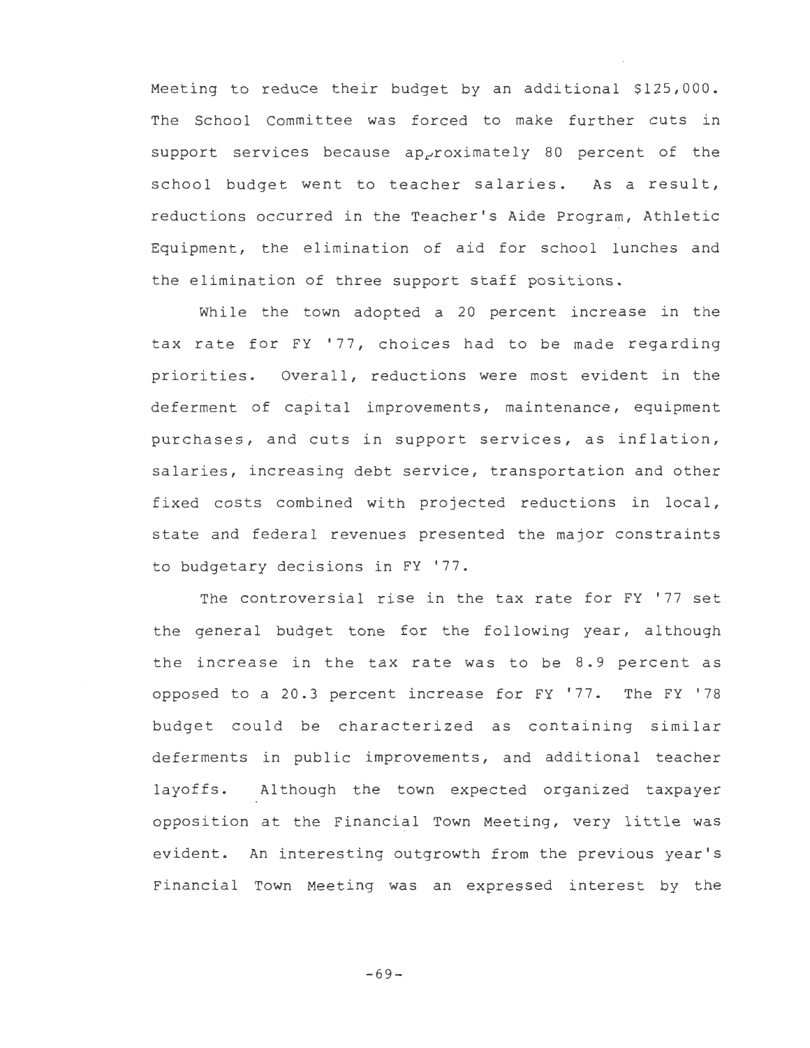Meeting to reduce their budget by an additional $125,000. The School Committee was forced to make further cuts in support services because approximately 80 percent of the school budget went to teacher salaries. As a result, reductions occurred in the Teacher's Aide Program, Athletic Equipment, the elimination of aid for school lunches and the elimination of three support staff positions.

While the town adopted a 20 percent increase in the tax rate for FY '77, choices had to be made regarding priorities. Overall, reductions were most evident in the deferment of capital improvements, maintenance, equipment purchases, and cuts in support services, as inflation, salaries, increasing debt service, transportation and other fixed costs combined with projected reductions in local, state and federal revenues presented the major constraints to budgetary decisions in FY '77.

The controversial rise in the tax rate for FY '77 set the general budget tone for the following year, although the increase in the tax rate was to be 8.9 percent as opposed to a 20.3 percent increase for FY '77. The FY '78 budget could be characterized as containing similar deferments in public improvements, and additional teacher layoffs. Although the town expected organized taxpayer opposition at the Financial Town Meeting, very little was evident. An interesting outgrowth from the previous year's Financial Town Meeting was an expressed interest by the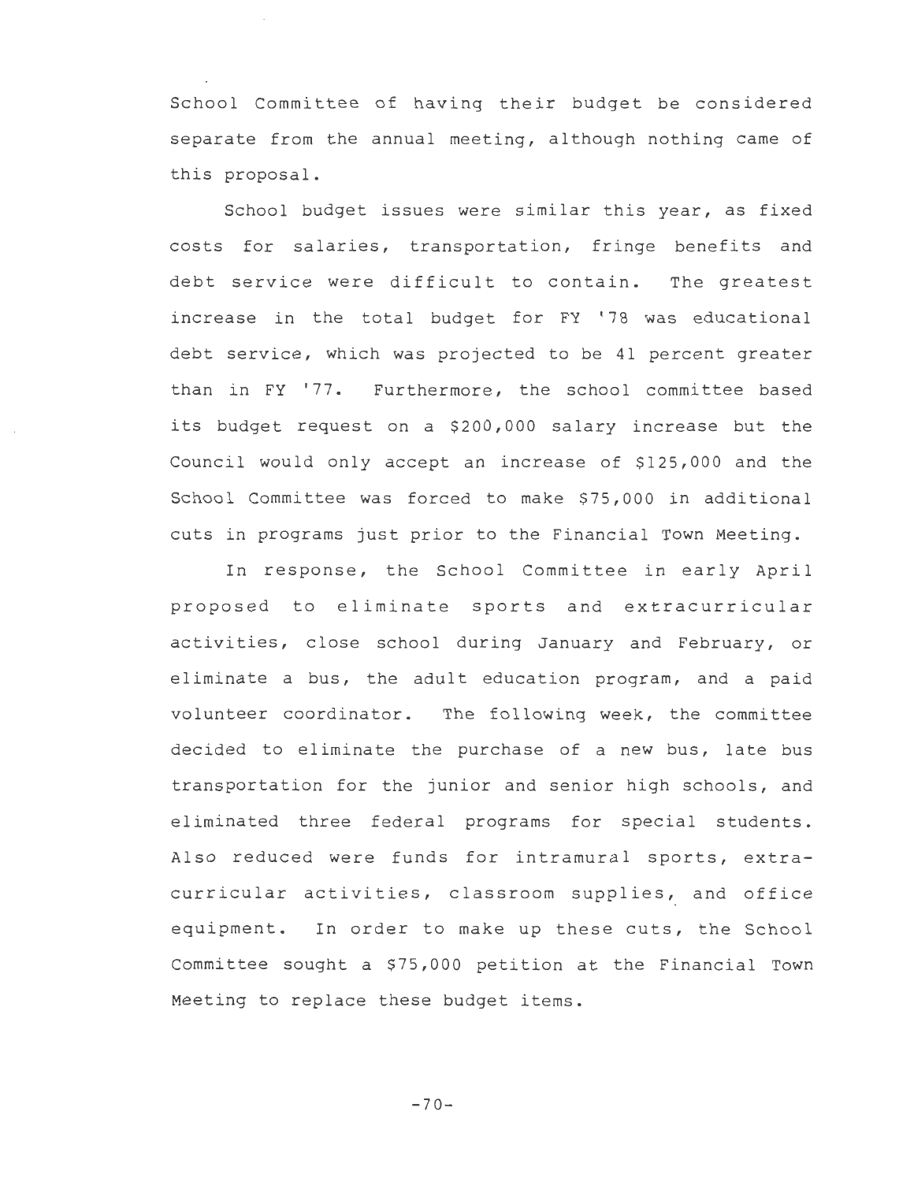School Committee of having their budget be considered separate from the annual meeting, although nothing came of this proposal.

School budget issues were similar this year, as fixed costs for salaries, transportation, fringe benefits and debt service were difficult to contain. The greatest increase in the total budget for FY '78 was educational debt service, which was projected to be 41 percent greater than in FY '77. Furthermore, the school committee based its budget request on a $200,000 salary increase but the Council would only accept an increase of $125,000 and the School Committee was forced to make $75,000 in additional cuts in programs just prior to the Financial Town Meeting.

In response, the School Committee in early April proposed to eliminate sports and extracurricular activities, close school during January and February, or eliminate a bus, the adult education program, and a paid volunteer coordinator. The following week, the committee decided to eliminate the purchase of a new bus, late bus transportation for the junior and senior high schools, and eliminated three federal programs for special students. Also reduced were funds for intramural sports, extra-curricular activities, classroom supplies, and office equipment. In order to make up these cuts, the School Committee sought a $75,000 petition at the Financial Town Meeting to replace these budget items.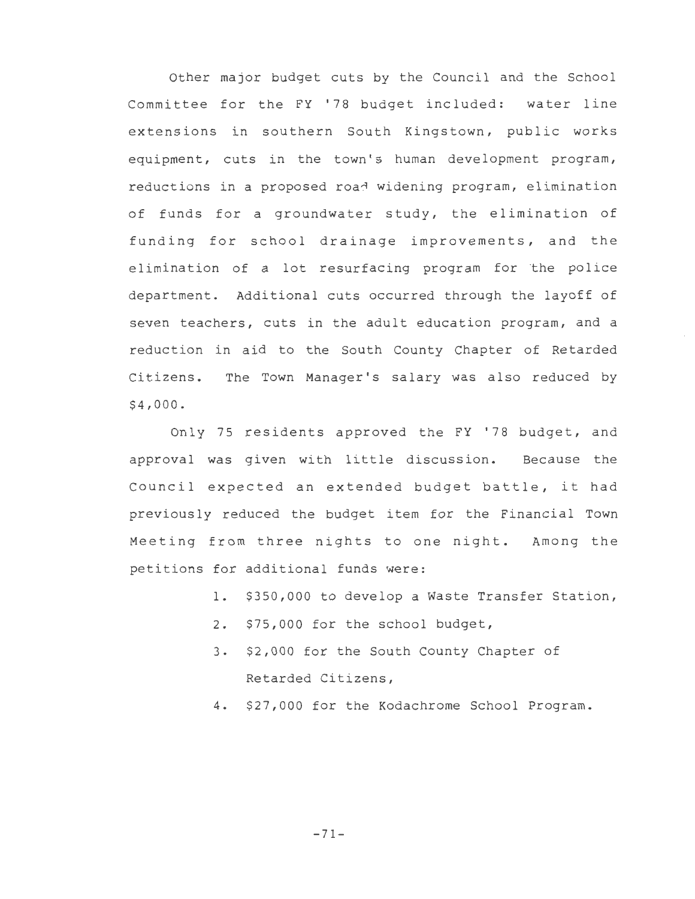Other major budget cuts by the Council and the School Committee for the FY '78 budget included: water line extensions in southern South Kingstown, public works equipment, cuts in the town's human development program, reductions in a proposed road widening program, elimination of funds for a groundwater study, the elimination of funding for school drainage improvements, and the elimination of a lot resurfacing program for the police department. Additional cuts occurred through the layoff of seven teachers, cuts in the adult education program, and a reduction in aid to the South County Chapter of Retarded Citizens. The Town Manager's salary was also reduced by $4,000.

Only 75 residents approved the FY '78 budget, and approval was given with little discussion. Because the Council expected an extended budget battle, it had previously reduced the budget item for the Financial Town Meeting from three nights to one night. Among the petitions for additional funds were:

1. $350,000 to develop a Waste Transfer Station,
2. $75,000 for the school budget,
3. $2,000 for the South County Chapter of Retarded Citizens,
4. $27,000 for the Kodachrome School Program.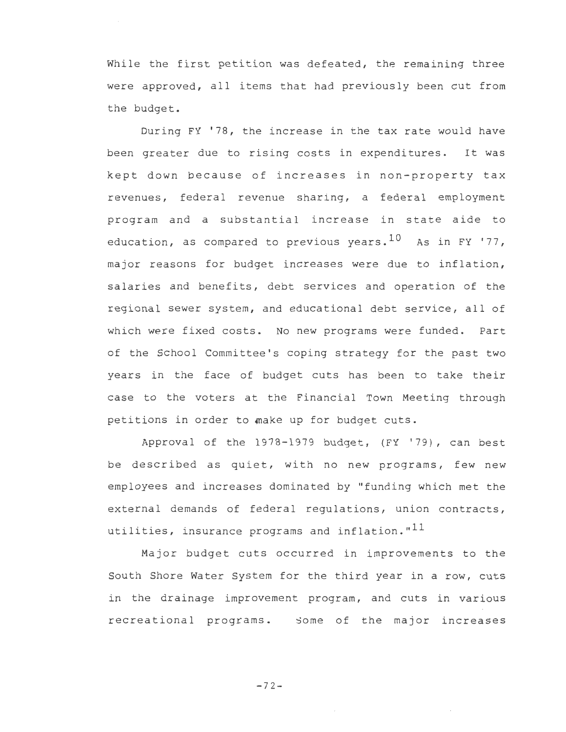While the first petition was defeated, the remaining three were approved, all items that had previously been cut from the budget.

During FY '78, the increase in the tax rate would have been greater due to rising costs in expenditures. It was kept down because of increases in non-property tax revenues, federal revenue sharing, a federal employment program and a substantial increase in state aide to education, as compared to previous years.[10] As in FY '77, major reasons for budget increases were due to inflation, salaries and benefits, debt services and operation of the regional sewer system, and educational debt service, all of which were fixed costs. No new programs were funded. Part of the School Committee's coping strategy for the past two years in the face of budget cuts has been to take their case to the voters at the Financial Town Meeting through petitions in order to make up for budget cuts.

Approval of the 1978-1979 budget, (FY '79), can best be described as quiet, with no new programs, few new employees and increases dominated by "funding which met the external demands of federal regulations, union contracts, utilities, insurance programs and inflation."[11]

Major budget cuts occurred in improvements to the South Shore Water System for the third year in a row, cuts in the drainage improvement program, and cuts in various recreational programs. Some of the major increases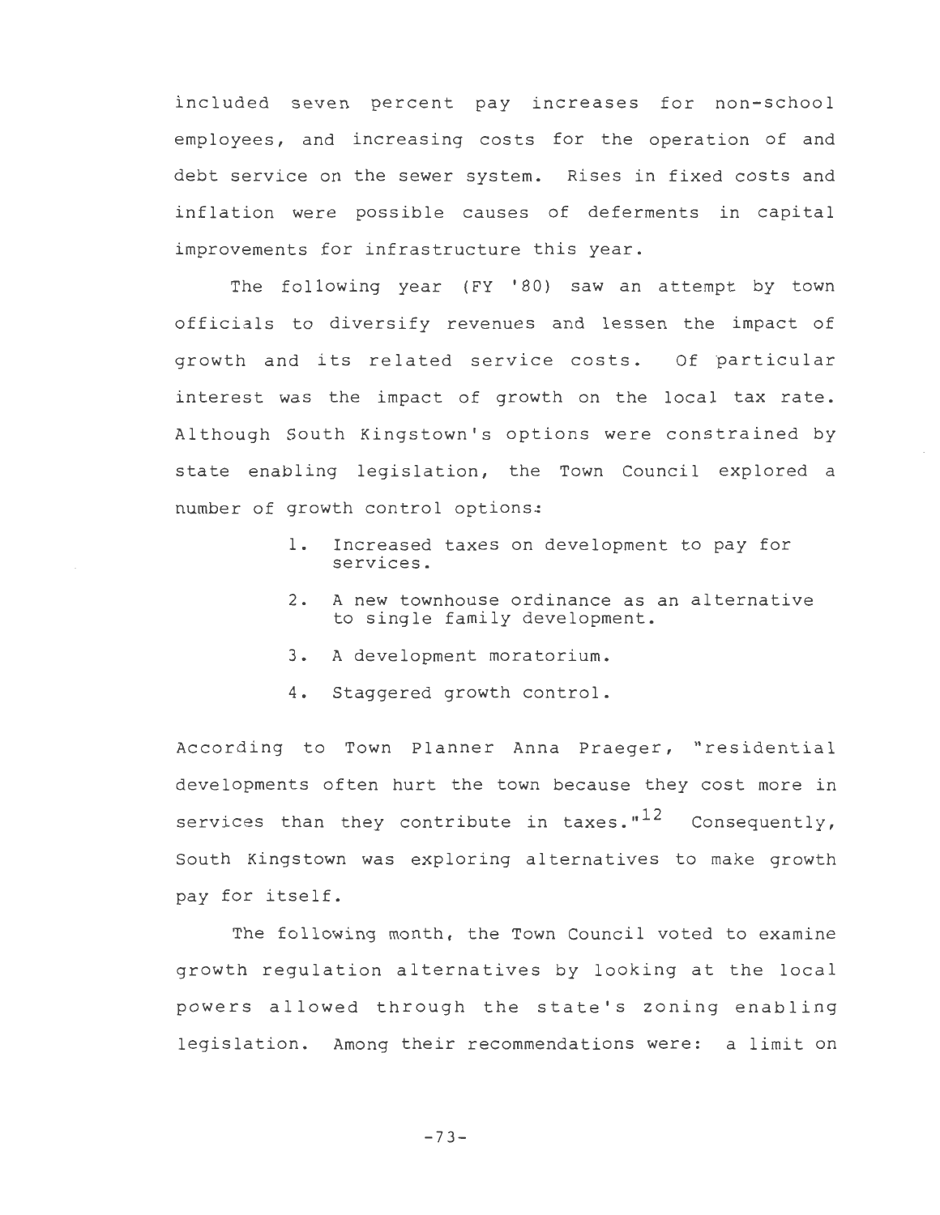included seven percent pay increases for non-school employees, and increasing costs for the operation of and debt service on the sewer system. Rises in fixed costs and inflation were possible causes of deferments in capital improvements for infrastructure this year.

The following year (FY '80) saw an attempt by town officials to diversify revenues and lessen the impact of growth and its related service costs. Of particular interest was the impact of growth on the local tax rate. Although South Kingstown's options were constrained by state enabling legislation, the Town Council explored a number of growth control options:

1. Increased taxes on development to pay for services.
2. A new townhouse ordinance as an alternative to single family development.
3. A development moratorium.
4. Staggered growth control.

According to Town Planner Anna Praeger, "residential developments often hurt the town because they cost more in services than they contribute in taxes."[12] Consequently, South Kingstown was exploring alternatives to make growth pay for itself.

The following month, the Town Council voted to examine growth regulation alternatives by looking at the local powers allowed through the state's zoning enabling legislation. Among their recommendations were: a limit on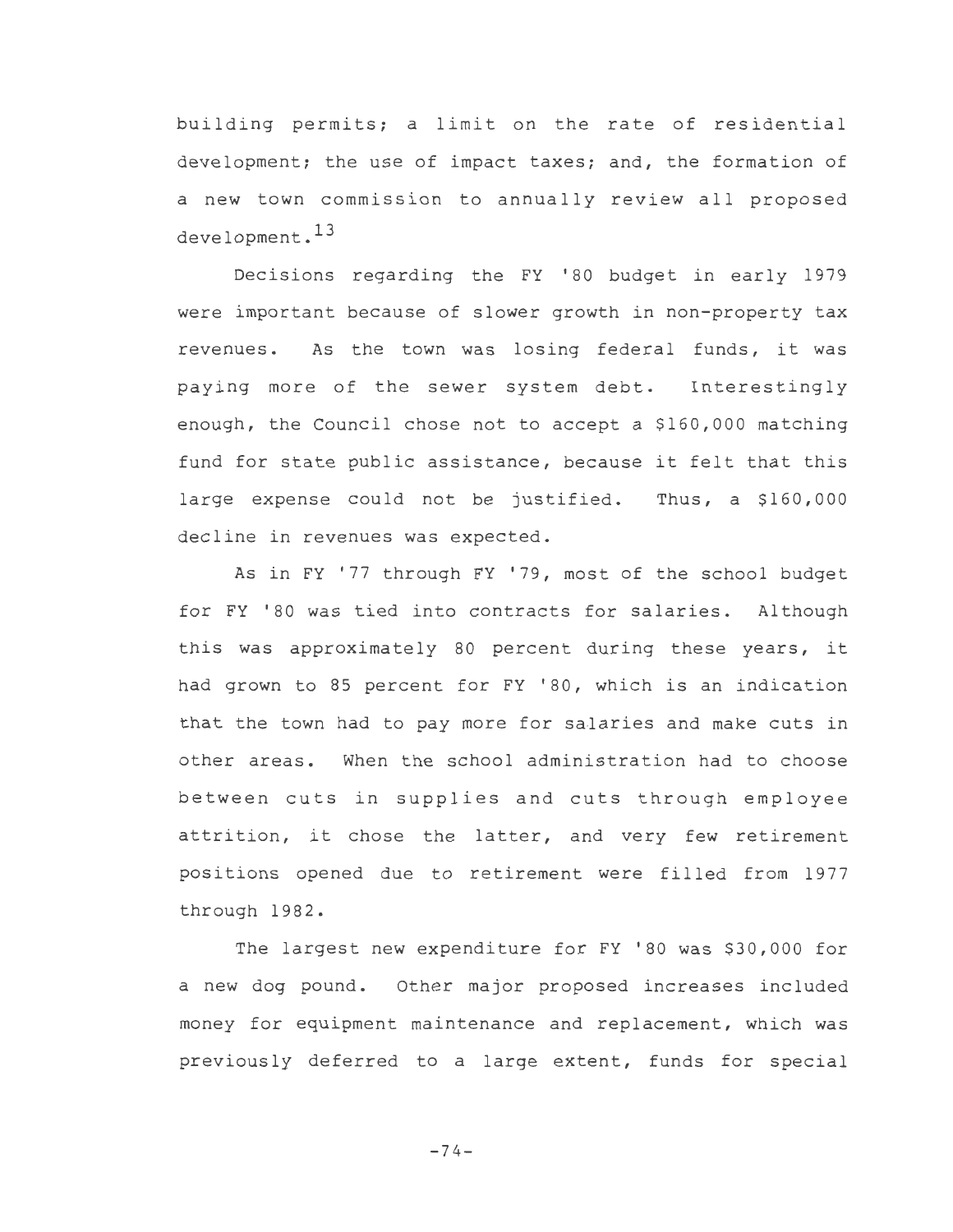building permits; a limit on the rate of residential development; the use of impact taxes; and, the formation of a new town commission to annually review all proposed development.[13]

Decisions regarding the FY '80 budget in early 1979 were important because of slower growth in non-property tax revenues. As the town was losing federal funds, it was paying more of the sewer system debt. Interestingly enough, the Council chose not to accept a $160,000 matching fund for state public assistance, because it felt that this large expense could not be justified. Thus, a $160,000 decline in revenues was expected.

As in FY '77 through FY '79, most of the school budget for FY '80 was tied into contracts for salaries. Although this was approximately 80 percent during these years, it had grown to 85 percent for FY '80, which is an indication that the town had to pay more for salaries and make cuts in other areas. When the school administration had to choose between cuts in supplies and cuts through employee attrition, it chose the latter, and very few retirement positions opened due to retirement were filled from 1977 through 1982.

The largest new expenditure for FY '80 was $30,000 for a new dog pound. Other major proposed increases included money for equipment maintenance and replacement, which was previously deferred to a large extent, funds for special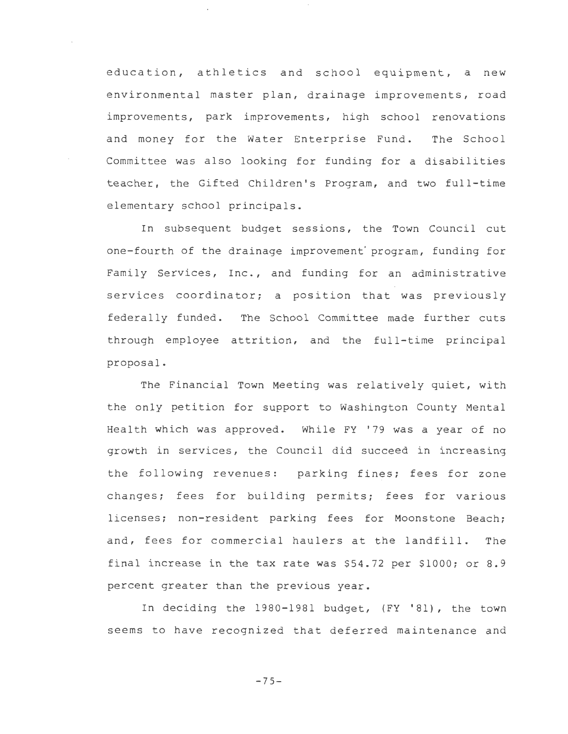education, athletics and school equipment, a new environmental master plan, drainage improvements, road improvements, park improvements, high school renovations and money for the Water Enterprise Fund. The School Committee was also looking for funding for a disabilities teacher, the Gifted Children's Program, and two full-time elementary school principals.

In subsequent budget sessions, the Town Council cut one-fourth of the drainage improvement program, funding for Family Services, Inc., and funding for an administrative services coordinator; a position that was previously federally funded. The School Committee made further cuts through employee attrition, and the full-time principal proposal.

The Financial Town Meeting was relatively quiet, with the only petition for support to Washington County Mental Health which was approved. While FY '79 was a year of no growth in services, the Council did succeed in increasing the following revenues: parking fines; fees for zone changes; fees for building permits; fees for various licenses; non-resident parking fees for Moonstone Beach; and, fees for commercial haulers at the landfill. The final increase in the tax rate was $54.72 per $1000; or 8.9 percent greater than the previous year.

In deciding the 1980-1981 budget, (FY '81), the town seems to have recognized that deferred maintenance and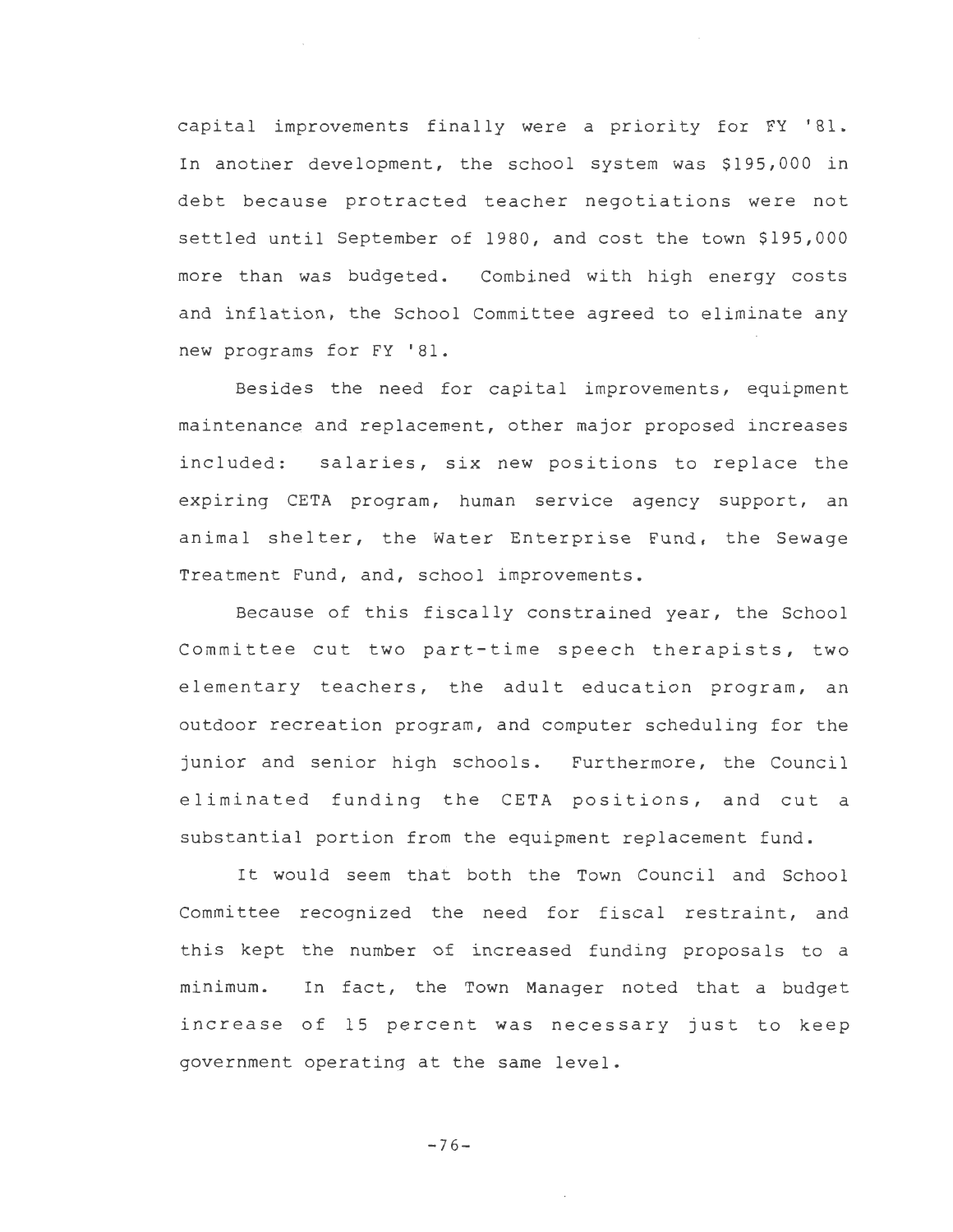capital improvements finally were a priority for FY '81. In another development, the school system was $195,000 in debt because protracted teacher negotiations were not settled until September of 1980, and cost the town $195,000 more than was budgeted. Combined with high energy costs and inflation, the School Committee agreed to eliminate any new programs for FY '81.

Besides the need for capital improvements, equipment maintenance and replacement, other major proposed increases included: salaries, six new positions to replace the expiring CETA program, human service agency support, an animal shelter, the Water Enterprise Fund, the Sewage Treatment Fund, and, school improvements.

Because of this fiscally constrained year, the School Committee cut two part-time speech therapists, two elementary teachers, the adult education program, an outdoor recreation program, and computer scheduling for the junior and senior high schools. Furthermore, the Council eliminated funding the CETA positions, and cut a substantial portion from the equipment replacement fund.

It would seem that both the Town Council and School Committee recognized the need for fiscal restraint, and this kept the number of increased funding proposals to a minimum. In fact, the Town Manager noted that a budget increase of 15 percent was necessary just to keep government operating at the same level.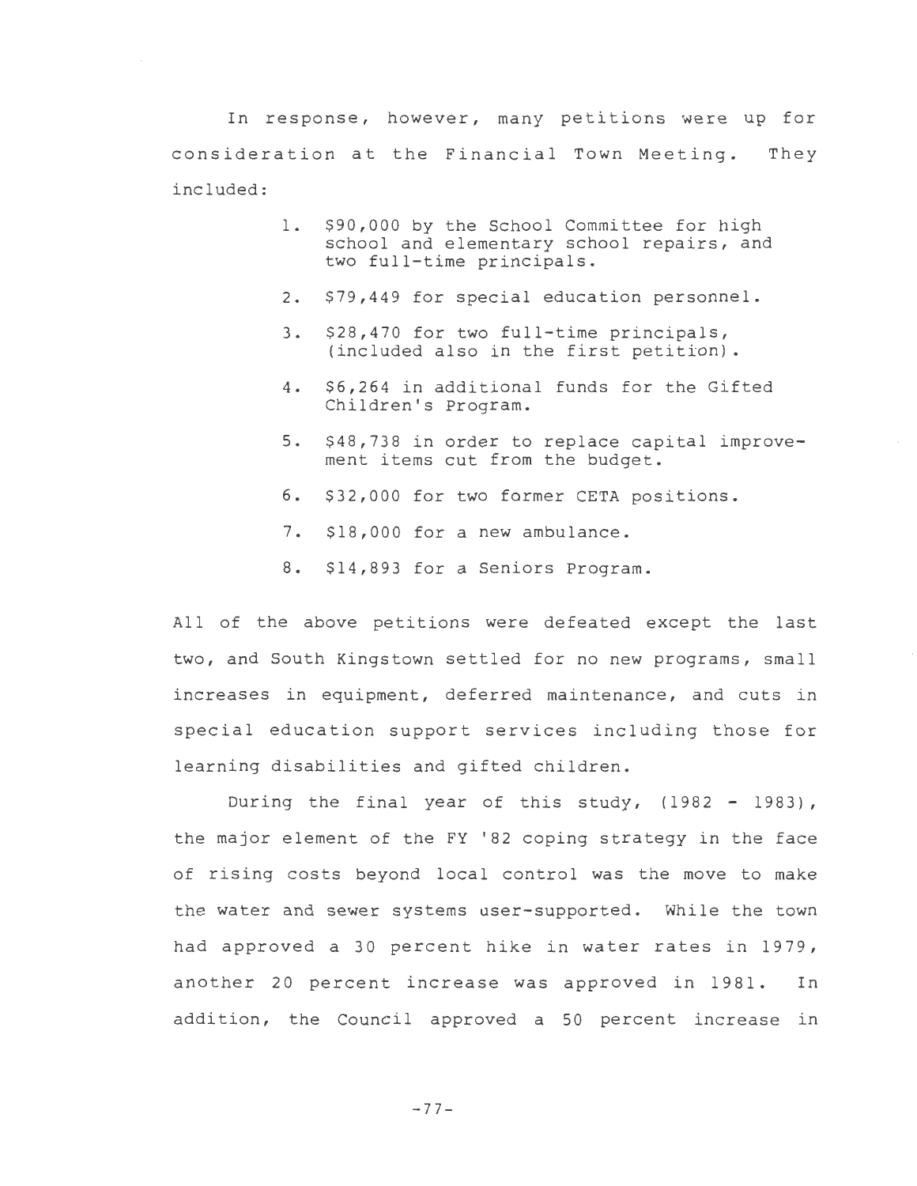In response, however, many petitions were up for consideration at the Financial Town Meeting. They included:

1. $90,000 by the School Committee for high school and elementary school repairs, and two full-time principals.
2. $79,449 for special education personnel.
3. $28,470 for two full-time principals, (included also in the first petition).
4. $6,264 in additional funds for the Gifted Children's Program.
5. $48,738 in order to replace capital improvement items cut from the budget.
6. $32,000 for two former CETA positions.
7. $18,000 for a new ambulance.
8. $14,893 for a Seniors Program.

All of the above petitions were defeated except the last two, and South Kingstown settled for no new programs, small increases in equipment, deferred maintenance, and cuts in special education support services including those for learning disabilities and gifted children.

During the final year of this study, (1982 - 1983), the major element of the FY '82 coping strategy in the face of rising costs beyond local control was the move to make the water and sewer systems user-supported. While the town had approved a 30 percent hike in water rates in 1979, another 20 percent increase was approved in 1981. In addition, the Council approved a 50 percent increase in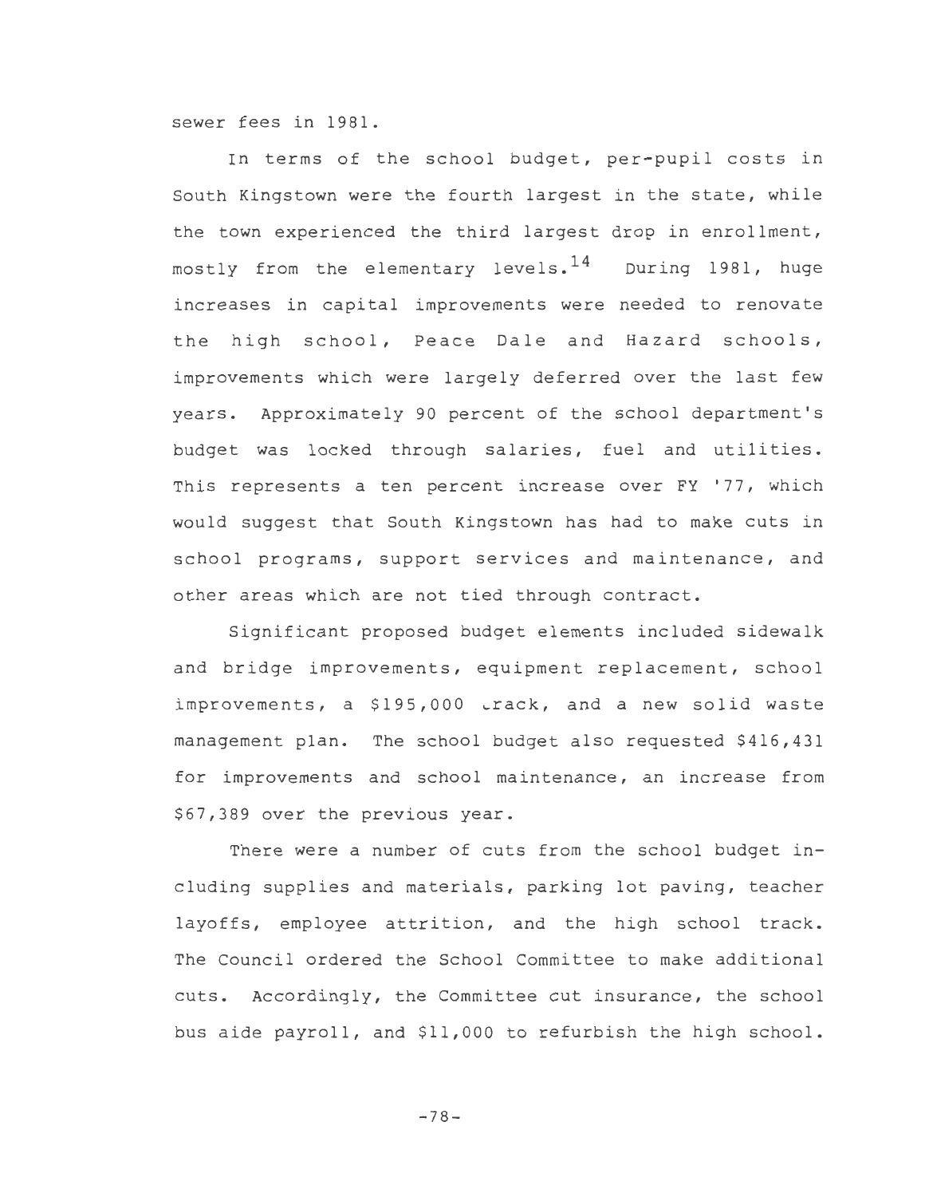sewer fees in 1981.

In terms of the school budget, per-pupil costs in South Kingstown were the fourth largest in the state, while the town experienced the third largest drop in enrollment, mostly from the elementary levels.[14] During 1981, huge increases in capital improvements were needed to renovate the high school, Peace Dale and Hazard schools, improvements which were largely deferred over the last few years. Approximately 90 percent of the school department's budget was locked through salaries, fuel and utilities. This represents a ten percent increase over FY '77, which would suggest that South Kingstown has had to make cuts in school programs, support services and maintenance, and other areas which are not tied through contract.

Significant proposed budget elements included sidewalk and bridge improvements, equipment replacement, school improvements, a $195,000 track, and a new solid waste management plan. The school budget also requested $416,431 for improvements and school maintenance, an increase from $67,389 over the previous year.

There were a number of cuts from the school budget including supplies and materials, parking lot paving, teacher layoffs, employee attrition, and the high school track. The Council ordered the School Committee to make additional cuts. Accordingly, the Committee cut insurance, the school bus aide payroll, and $11,000 to refurbish the high school.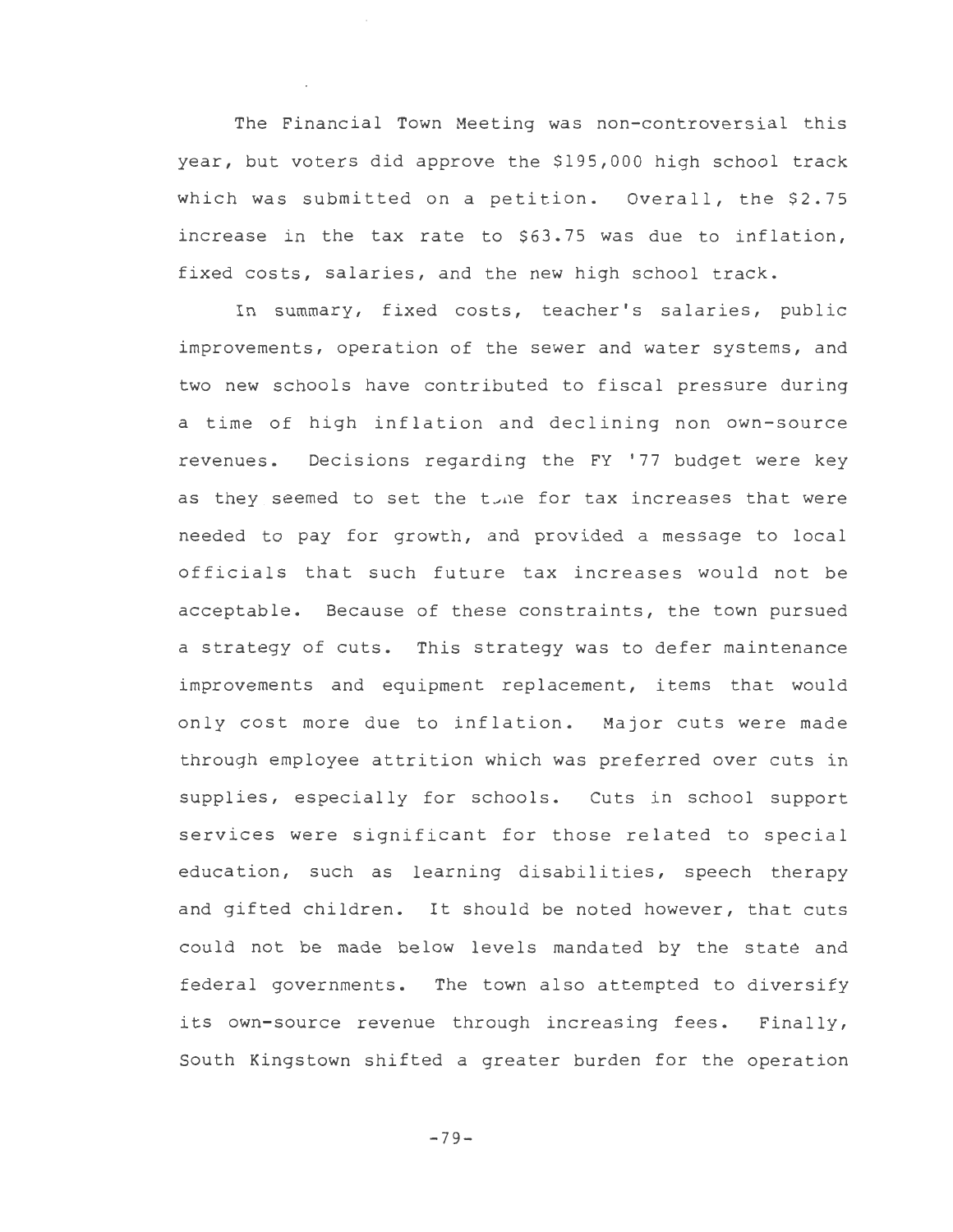The Financial Town Meeting was non-controversial this year, but voters did approve the $195,000 high school track which was submitted on a petition. Overall, the $2.75 increase in the tax rate to $63.75 was due to inflation, fixed costs, salaries, and the new high school track.

In summary, fixed costs, teacher's salaries, public improvements, operation of the sewer and water systems, and two new schools have contributed to fiscal pressure during a time of high inflation and declining non own-source revenues. Decisions regarding the FY '77 budget were key as they seemed to set the tone for tax increases that were needed to pay for growth, and provided a message to local officials that such future tax increases would not be acceptable. Because of these constraints, the town pursued a strategy of cuts. This strategy was to defer maintenance improvements and equipment replacement, items that would only cost more due to inflation. Major cuts were made through employee attrition which was preferred over cuts in supplies, especially for schools. Cuts in school support services were significant for those related to special education, such as learning disabilities, speech therapy and gifted children. It should be noted however, that cuts could not be made below levels mandated by the state and federal governments. The town also attempted to diversify its own-source revenue through increasing fees. Finally, South Kingstown shifted a greater burden for the operation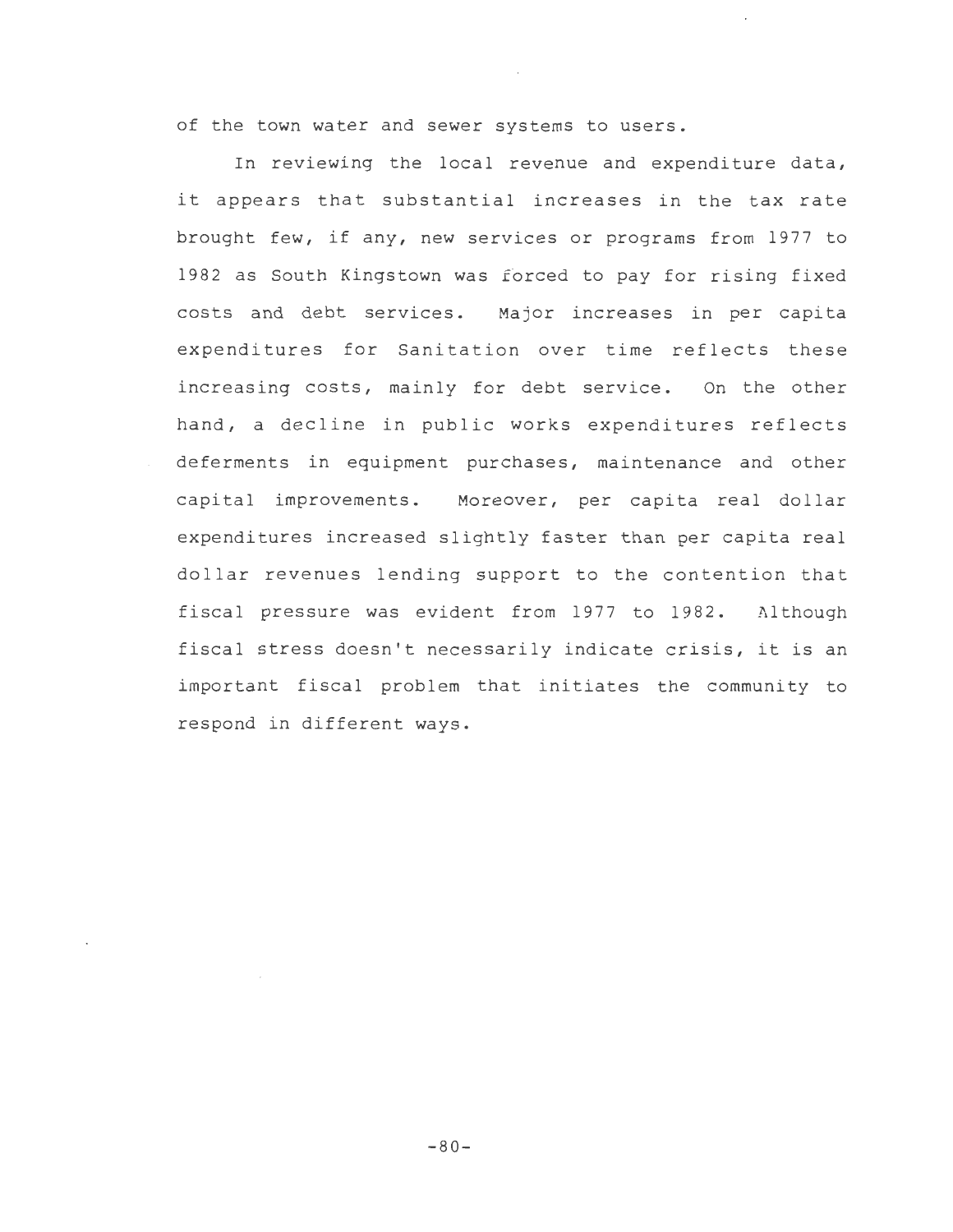of the town water and sewer systems to users.

In reviewing the local revenue and expenditure data, it appears that substantial increases in the tax rate brought few, if any, new services or programs from 1977 to 1982 as South Kingstown was forced to pay for rising fixed costs and debt services. Major increases in per capita expenditures for Sanitation over time reflects these increasing costs, mainly for debt service. On the other hand, a decline in public works expenditures reflects deferments in equipment purchases, maintenance and other capital improvements. Moreover, per capita real dollar expenditures increased slightly faster than per capita real dollar revenues lending support to the contention that fiscal pressure was evident from 1977 to 1982. Although fiscal stress doesn't necessarily indicate crisis, it is an important fiscal problem that initiates the community to respond in different ways.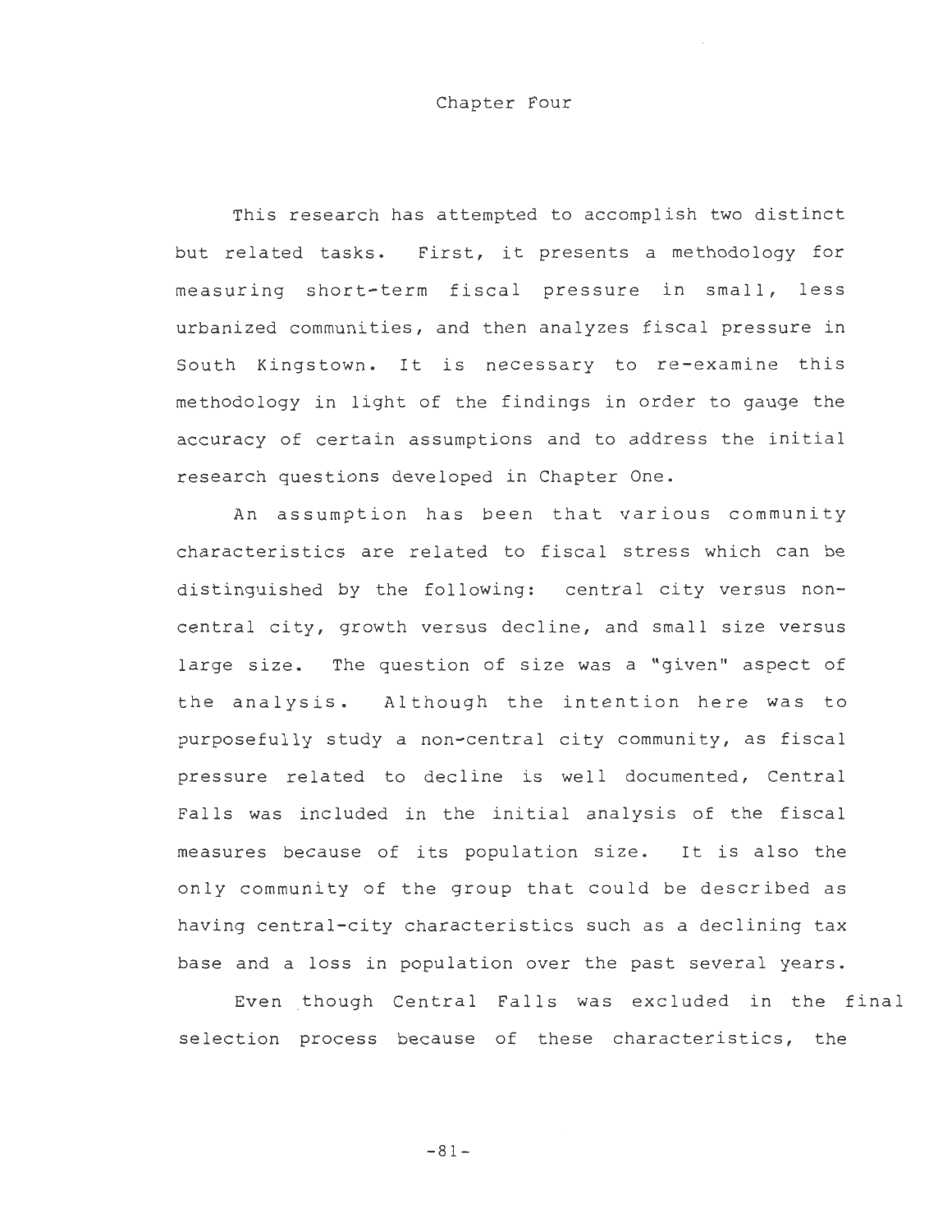# Chapter Four

This research has attempted to accomplish two distinct but related tasks. First, it presents a methodology for measuring short-term fiscal pressure in small, less urbanized communities, and then analyzes fiscal pressure in South Kingstown. It is necessary to re-examine this methodology in light of the findings in order to gauge the accuracy of certain assumptions and to address the initial research questions developed in Chapter One.

An assumption has been that various community characteristics are related to fiscal stress which can be distinguished by the following: central city versus non-central city, growth versus decline, and small size versus large size. The question of size was a "given" aspect of the analysis. Although the intention here was to purposefully study a non-central city community, as fiscal pressure related to decline is well documented, Central Falls was included in the initial analysis of the fiscal measures because of its population size. It is also the only community of the group that could be described as having central-city characteristics such as a declining tax base and a loss in population over the past several years.

Even though Central Falls was excluded in the final selection process because of these characteristics, the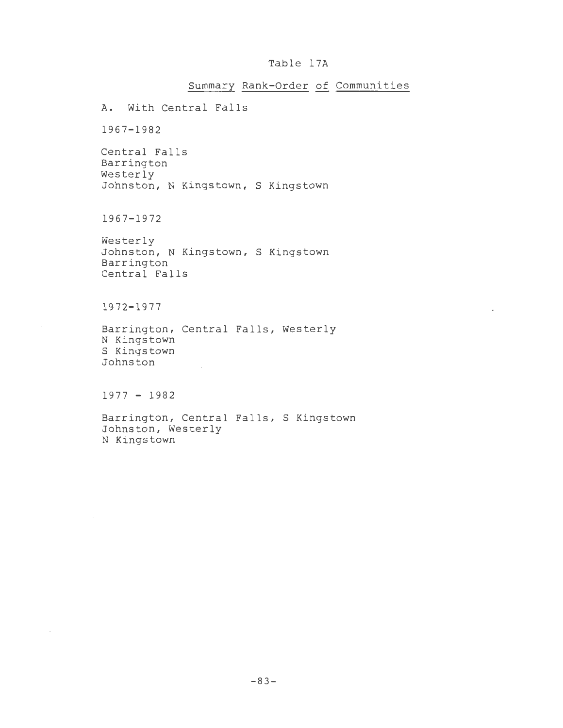Table 17A

Summary Rank-Order of Communities

A. With Central Falls

1967-1982

Central Falls
Barrington
Westerly
Johnston, N Kingstown, S Kingstown

1967-1972

Westerly
Johnston, N Kingstown, S Kingstown
Barrington
Central Falls

1972-1977

Barrington, Central Falls, Westerly
N Kingstown
S Kingstown
Johnston

1977 - 1982

Barrington, Central Falls, S Kingstown
Johnston, Westerly
N Kingstown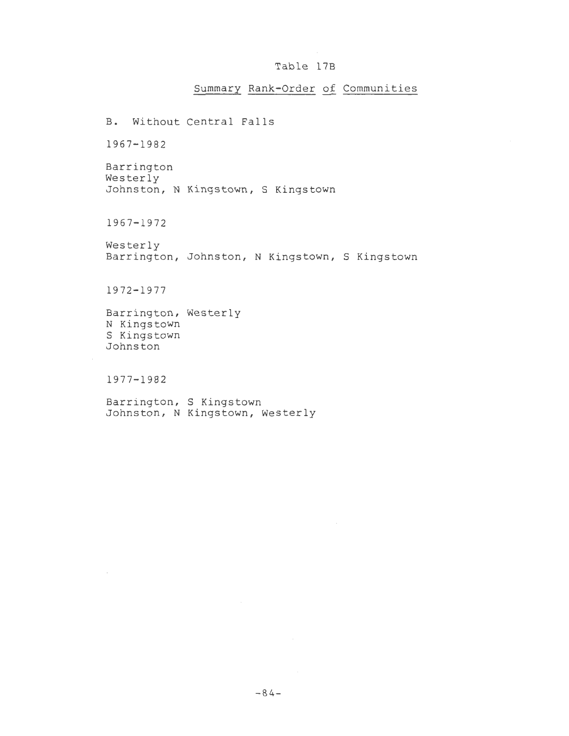# Table 17B

## Summary Rank-Order of Communities

B. Without Central Falls

1967-1982

Barrington
Westerly
Johnston, N Kingstown, S Kingstown

1967-1972

Westerly
Barrington, Johnston, N Kingstown, S Kingstown

1972-1977

Barrington, Westerly
N Kingstown
S Kingstown
Johnston

1977-1982

Barrington, S Kingstown
Johnston, N Kingstown, Westerly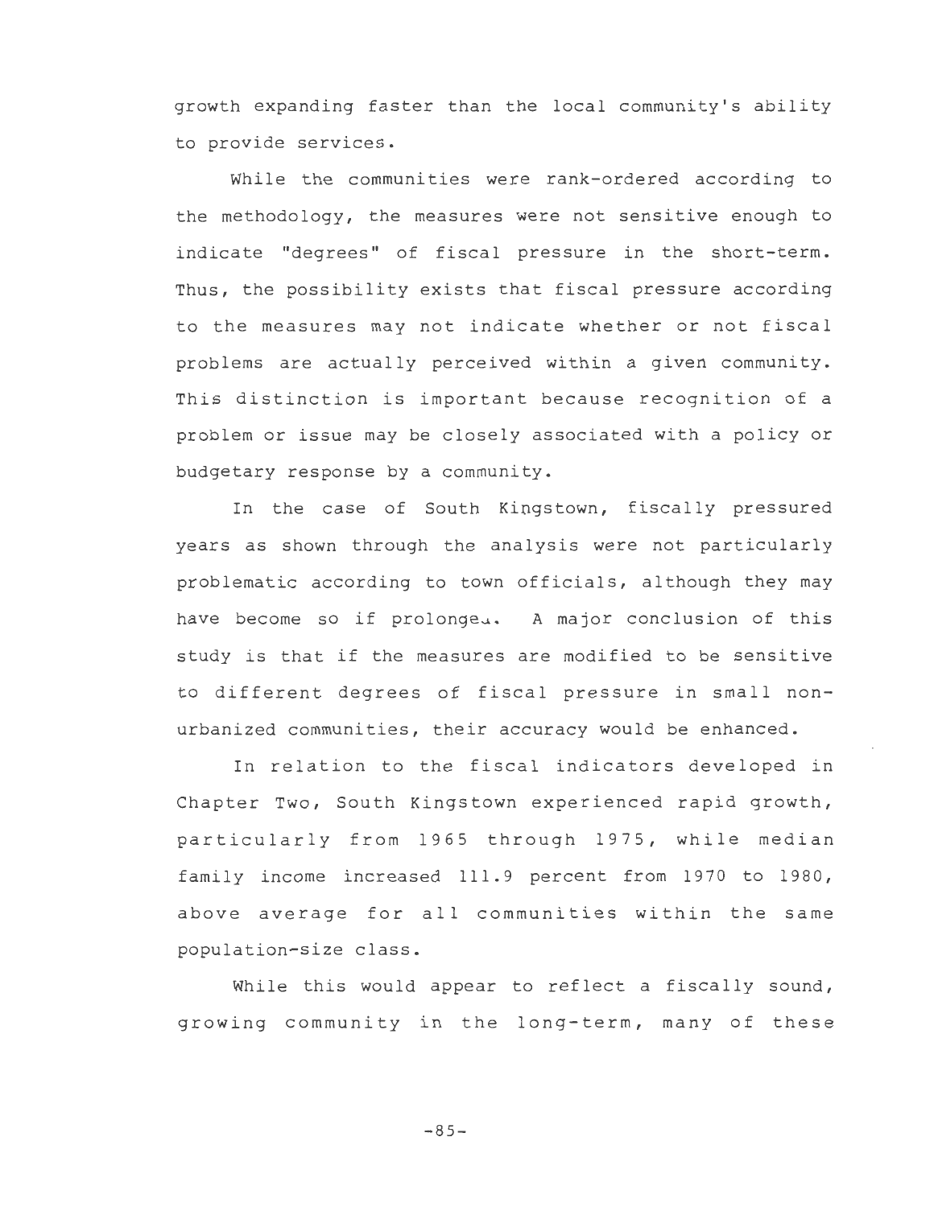growth expanding faster than the local community's ability to provide services.

While the communities were rank-ordered according to the methodology, the measures were not sensitive enough to indicate "degrees" of fiscal pressure in the short-term. Thus, the possibility exists that fiscal pressure according to the measures may not indicate whether or not fiscal problems are actually perceived within a given community. This distinction is important because recognition of a problem or issue may be closely associated with a policy or budgetary response by a community.

In the case of South Kingstown, fiscally pressured years as shown through the analysis were not particularly problematic according to town officials, although they may have become so if prolonged. A major conclusion of this study is that if the measures are modified to be sensitive to different degrees of fiscal pressure in small non-urbanized communities, their accuracy would be enhanced.

In relation to the fiscal indicators developed in Chapter Two, South Kingstown experienced rapid growth, particularly from 1965 through 1975, while median family income increased 111.9 percent from 1970 to 1980, above average for all communities within the same population-size class.

While this would appear to reflect a fiscally sound, growing community in the long-term, many of these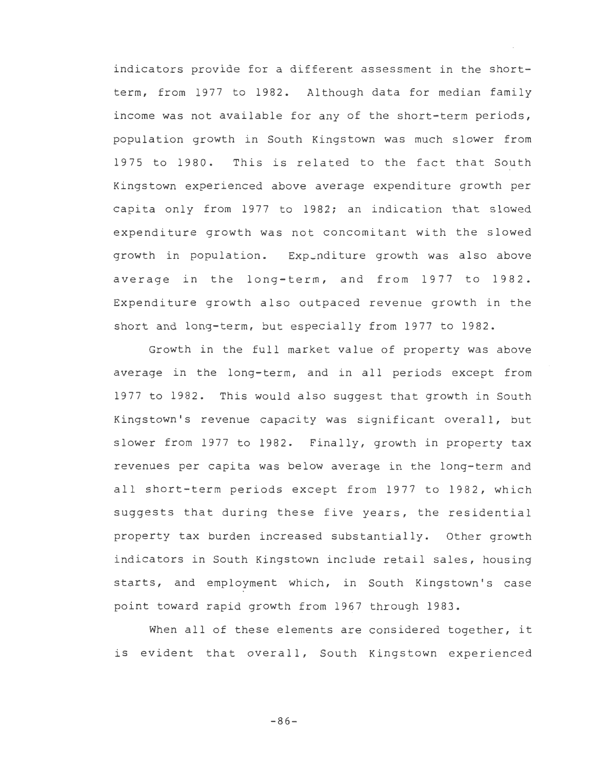indicators provide for a different assessment in the short-term, from 1977 to 1982. Although data for median family income was not available for any of the short-term periods, population growth in South Kingstown was much slower from 1975 to 1980. This is related to the fact that South Kingstown experienced above average expenditure growth per capita only from 1977 to 1982; an indication that slowed expenditure growth was not concomitant with the slowed growth in population. Expenditure growth was also above average in the long-term, and from 1977 to 1982. Expenditure growth also outpaced revenue growth in the short and long-term, but especially from 1977 to 1982.

Growth in the full market value of property was above average in the long-term, and in all periods except from 1977 to 1982. This would also suggest that growth in South Kingstown's revenue capacity was significant overall, but slower from 1977 to 1982. Finally, growth in property tax revenues per capita was below average in the long-term and all short-term periods except from 1977 to 1982, which suggests that during these five years, the residential property tax burden increased substantially. Other growth indicators in South Kingstown include retail sales, housing starts, and employment which, in South Kingstown's case point toward rapid growth from 1967 through 1983.

When all of these elements are considered together, it is evident that overall, South Kingstown experienced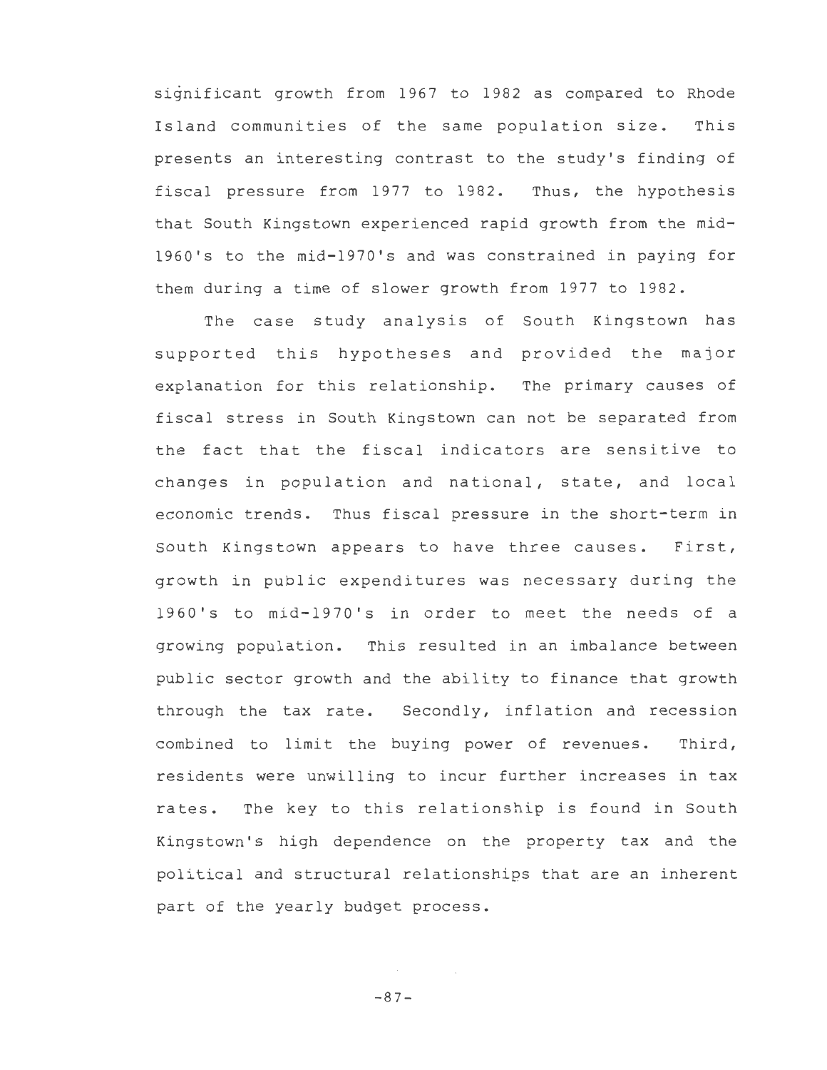significant growth from 1967 to 1982 as compared to Rhode Island communities of the same population size. This presents an interesting contrast to the study's finding of fiscal pressure from 1977 to 1982. Thus, the hypothesis that South Kingstown experienced rapid growth from the mid-1960's to the mid-1970's and was constrained in paying for them during a time of slower growth from 1977 to 1982.

The case study analysis of South Kingstown has supported this hypotheses and provided the major explanation for this relationship. The primary causes of fiscal stress in South Kingstown can not be separated from the fact that the fiscal indicators are sensitive to changes in population and national, state, and local economic trends. Thus fiscal pressure in the short-term in South Kingstown appears to have three causes. First, growth in public expenditures was necessary during the 1960's to mid-1970's in order to meet the needs of a growing population. This resulted in an imbalance between public sector growth and the ability to finance that growth through the tax rate. Secondly, inflation and recession combined to limit the buying power of revenues. Third, residents were unwilling to incur further increases in tax rates. The key to this relationship is found in South Kingstown's high dependence on the property tax and the political and structural relationships that are an inherent part of the yearly budget process.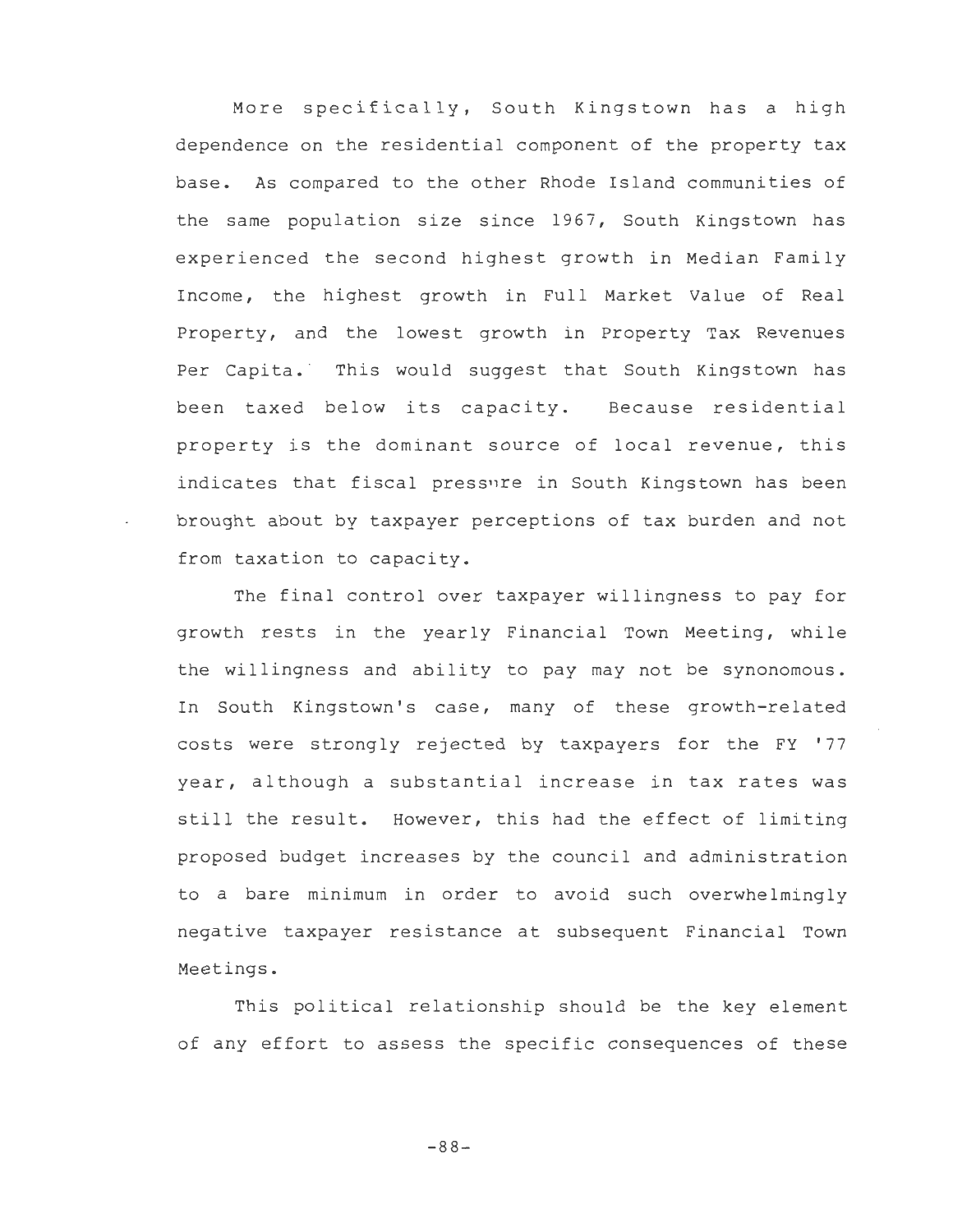More specifically, South Kingstown has a high dependence on the residential component of the property tax base. As compared to the other Rhode Island communities of the same population size since 1967, South Kingstown has experienced the second highest growth in Median Family Income, the highest growth in Full Market Value of Real Property, and the lowest growth in Property Tax Revenues Per Capita. This would suggest that South Kingstown has been taxed below its capacity. Because residential property is the dominant source of local revenue, this indicates that fiscal pressure in South Kingstown has been brought about by taxpayer perceptions of tax burden and not from taxation to capacity.

The final control over taxpayer willingness to pay for growth rests in the yearly Financial Town Meeting, while the willingness and ability to pay may not be synonomous. In South Kingstown's case, many of these growth-related costs were strongly rejected by taxpayers for the FY '77 year, although a substantial increase in tax rates was still the result. However, this had the effect of limiting proposed budget increases by the council and administration to a bare minimum in order to avoid such overwhelmingly negative taxpayer resistance at subsequent Financial Town Meetings.

This political relationship should be the key element of any effort to assess the specific consequences of these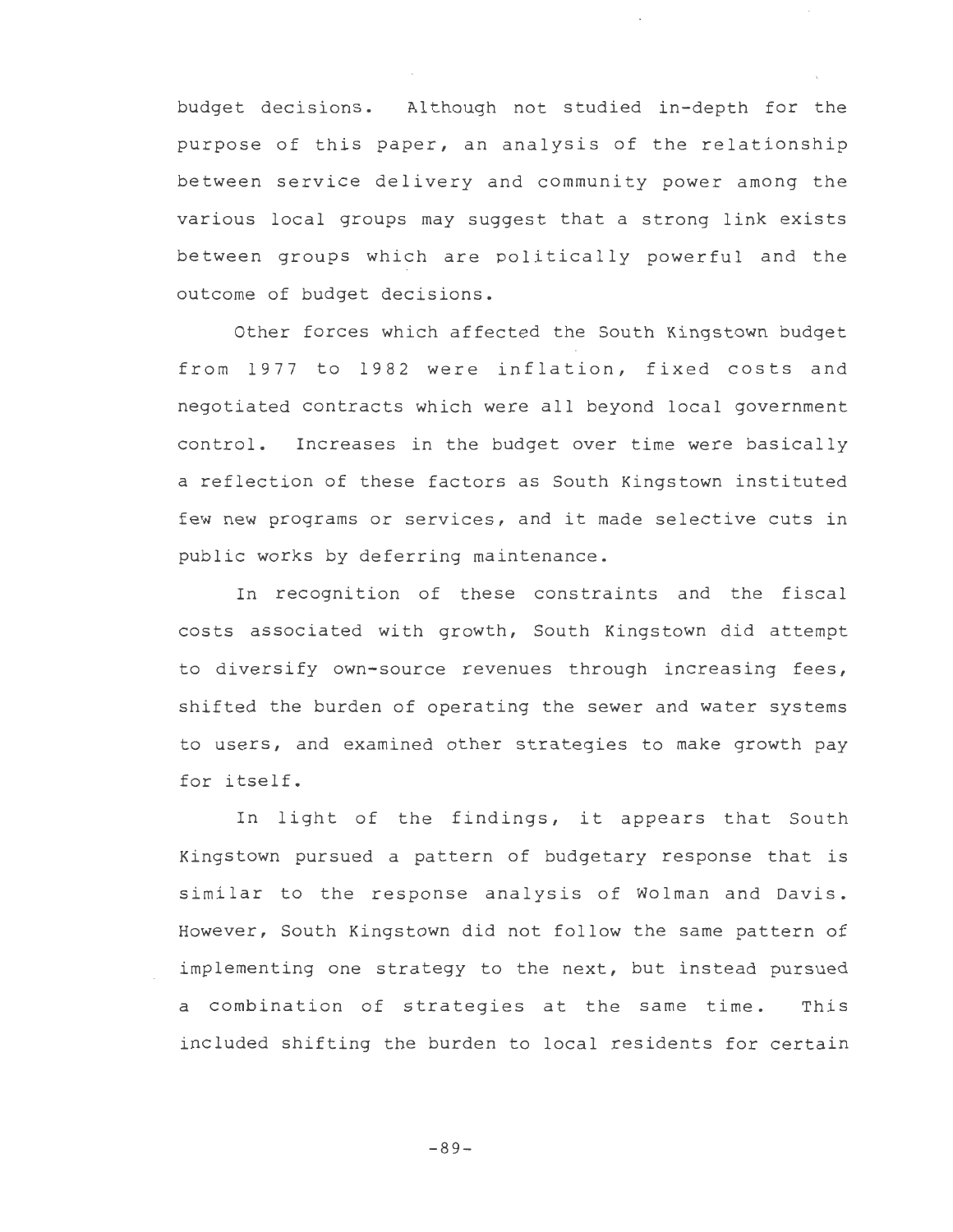budget decisions. Although not studied in-depth for the purpose of this paper, an analysis of the relationship between service delivery and community power among the various local groups may suggest that a strong link exists between groups which are politically powerful and the outcome of budget decisions.

Other forces which affected the South Kingstown budget from 1977 to 1982 were inflation, fixed costs and negotiated contracts which were all beyond local government control. Increases in the budget over time were basically a reflection of these factors as South Kingstown instituted few new programs or services, and it made selective cuts in public works by deferring maintenance.

In recognition of these constraints and the fiscal costs associated with growth, South Kingstown did attempt to diversify own-source revenues through increasing fees, shifted the burden of operating the sewer and water systems to users, and examined other strategies to make growth pay for itself.

In light of the findings, it appears that South Kingstown pursued a pattern of budgetary response that is similar to the response analysis of Wolman and Davis. However, South Kingstown did not follow the same pattern of implementing one strategy to the next, but instead pursued a combination of strategies at the same time. This included shifting the burden to local residents for certain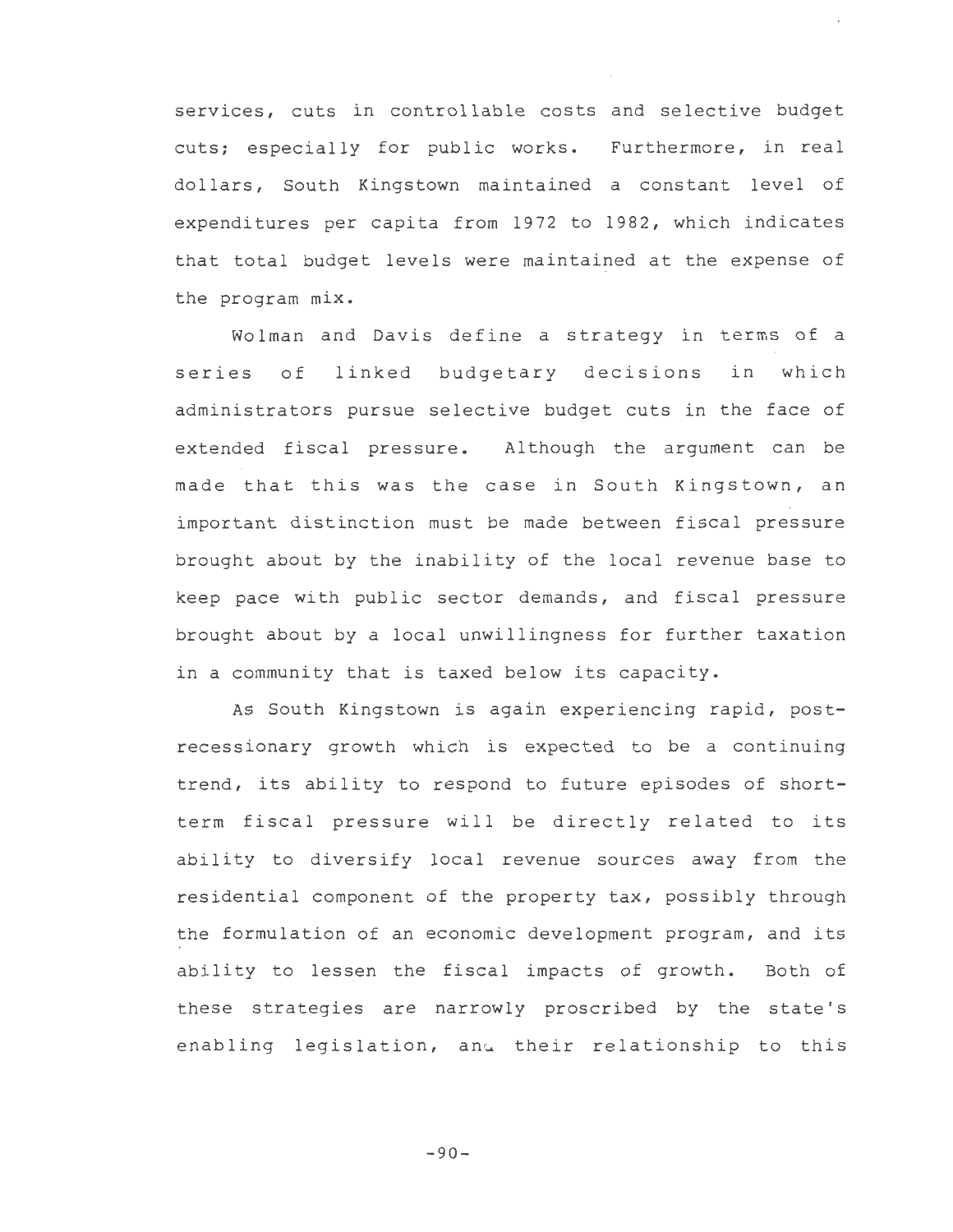services, cuts in controllable costs and selective budget cuts; especially for public works. Furthermore, in real dollars, South Kingstown maintained a constant level of expenditures per capita from 1972 to 1982, which indicates that total budget levels were maintained at the expense of the program mix.

Wolman and Davis define a strategy in terms of a series of linked budgetary decisions in which administrators pursue selective budget cuts in the face of extended fiscal pressure. Although the argument can be made that this was the case in South Kingstown, an important distinction must be made between fiscal pressure brought about by the inability of the local revenue base to keep pace with public sector demands, and fiscal pressure brought about by a local unwillingness for further taxation in a community that is taxed below its capacity.

As South Kingstown is again experiencing rapid, post-recessionary growth which is expected to be a continuing trend, its ability to respond to future episodes of short-term fiscal pressure will be directly related to its ability to diversify local revenue sources away from the residential component of the property tax, possibly through the formulation of an economic development program, and its ability to lessen the fiscal impacts of growth. Both of these strategies are narrowly proscribed by the state's enabling legislation, and their relationship to this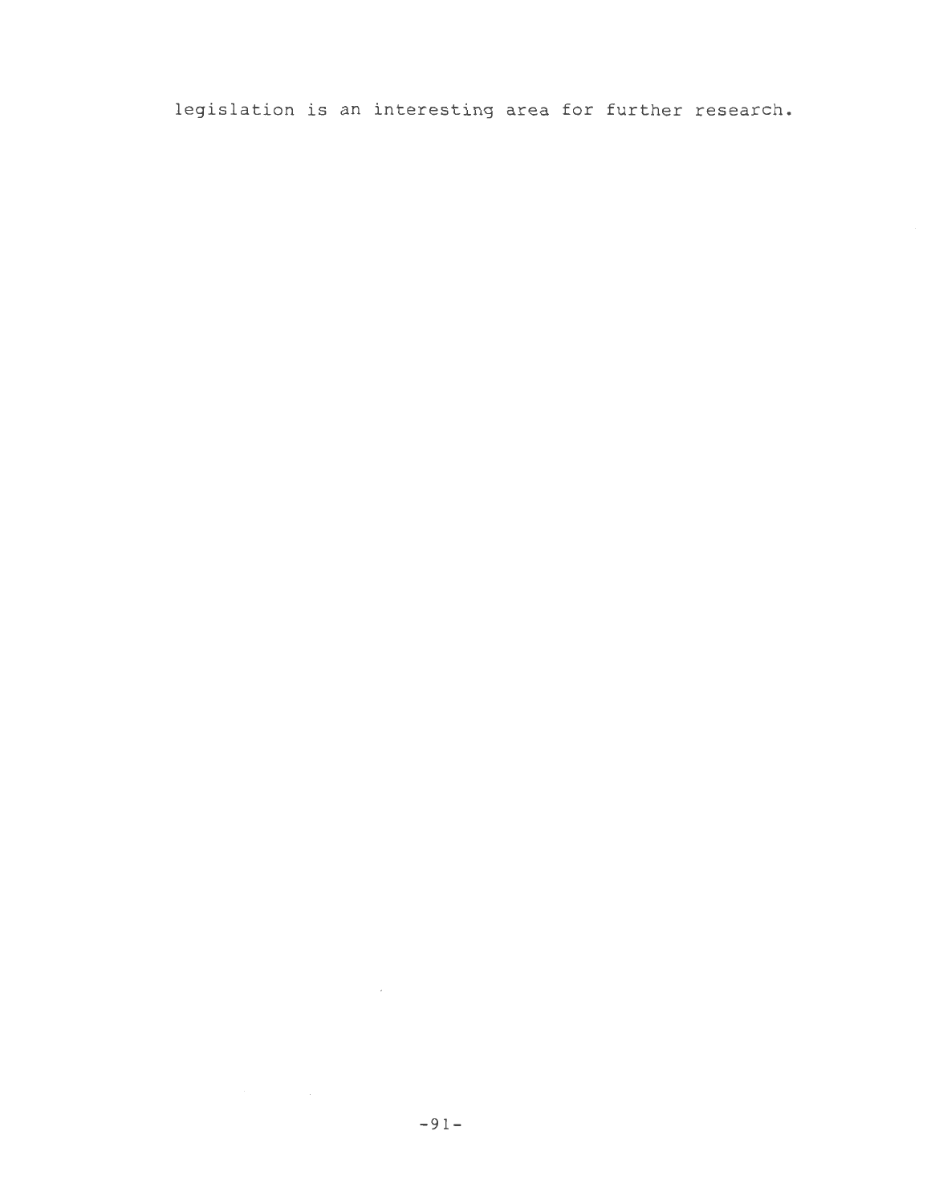legislation is an interesting area for further research.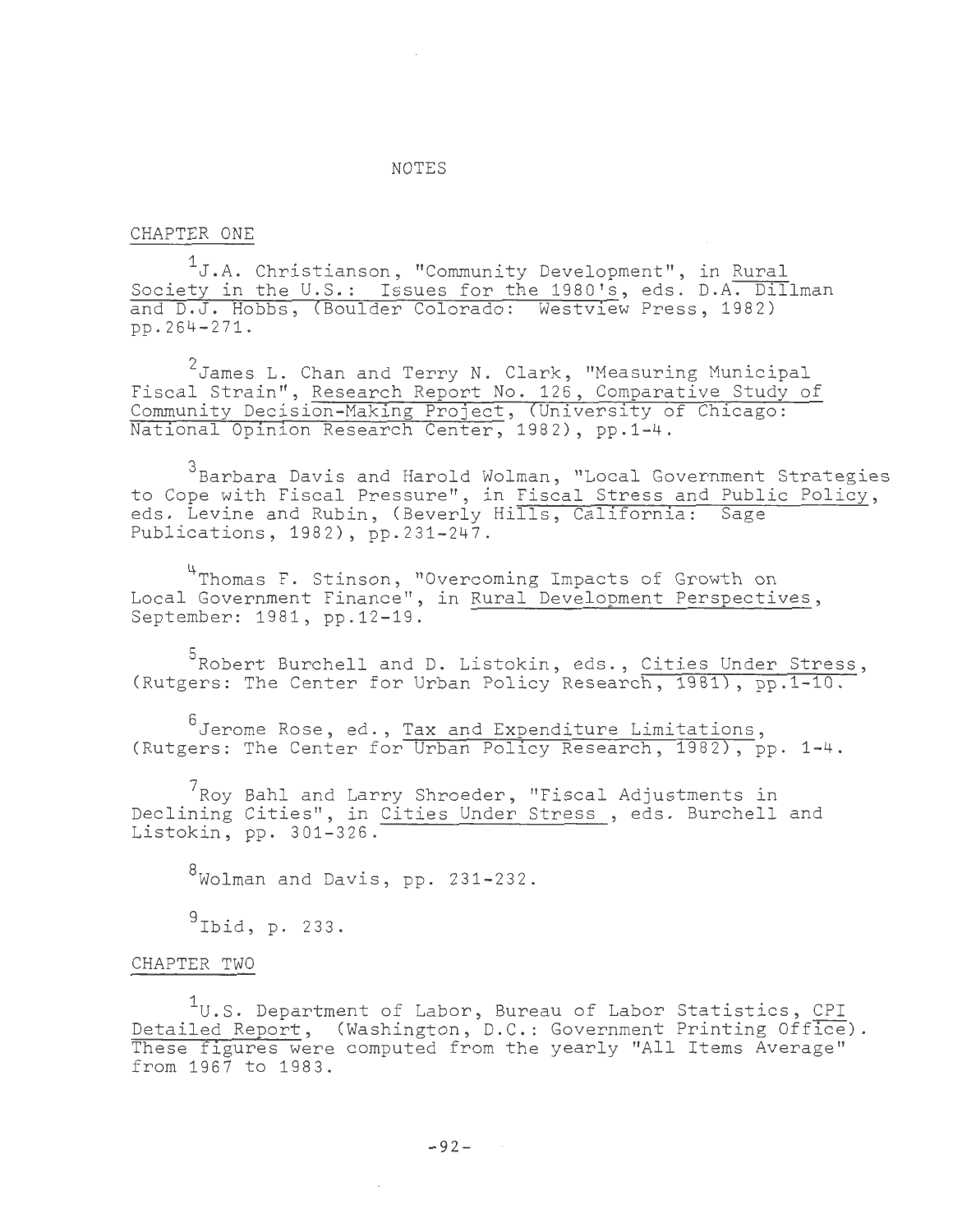# NOTES

## CHAPTER ONE

[1]J.A. Christianson, "Community Development", in Rural Society in the U.S.: Issues for the 1980's, eds. D.A. Dillman and D.J. Hobbs, (Boulder Colorado: Westview Press, 1982) pp.264-271.

[2]James L. Chan and Terry N. Clark, "Measuring Municipal Fiscal Strain", Research Report No. 126, Comparative Study of Community Decision-Making Project, (University of Chicago: National Opinion Research Center, 1982), pp.1-4.

[3]Barbara Davis and Harold Wolman, "Local Government Strategies to Cope with Fiscal Pressure", in Fiscal Stress and Public Policy, eds. Levine and Rubin, (Beverly Hills, California: Sage Publications, 1982), pp.231-247.

[4]Thomas F. Stinson, "Overcoming Impacts of Growth on Local Government Finance", in Rural Development Perspectives, September: 1981, pp.12-19.

[5]Robert Burchell and D. Listokin, eds., Cities Under Stress, (Rutgers: The Center for Urban Policy Research, 1981), pp.1-10.

[6]Jerome Rose, ed., Tax and Expenditure Limitations, (Rutgers: The Center for Urban Policy Research, 1982), pp. 1-4.

[7]Roy Bahl and Larry Shroeder, "Fiscal Adjustments in Declining Cities", in Cities Under Stress , eds. Burchell and Listokin, pp. 301-326.

[8]Wolman and Davis, pp. 231-232.

[9]Ibid, p. 233.

## CHAPTER TWO

[1]U.S. Department of Labor, Bureau of Labor Statistics, CPI Detailed Report, (Washington, D.C.: Government Printing Office). These figures were computed from the yearly "All Items Average" from 1967 to 1983.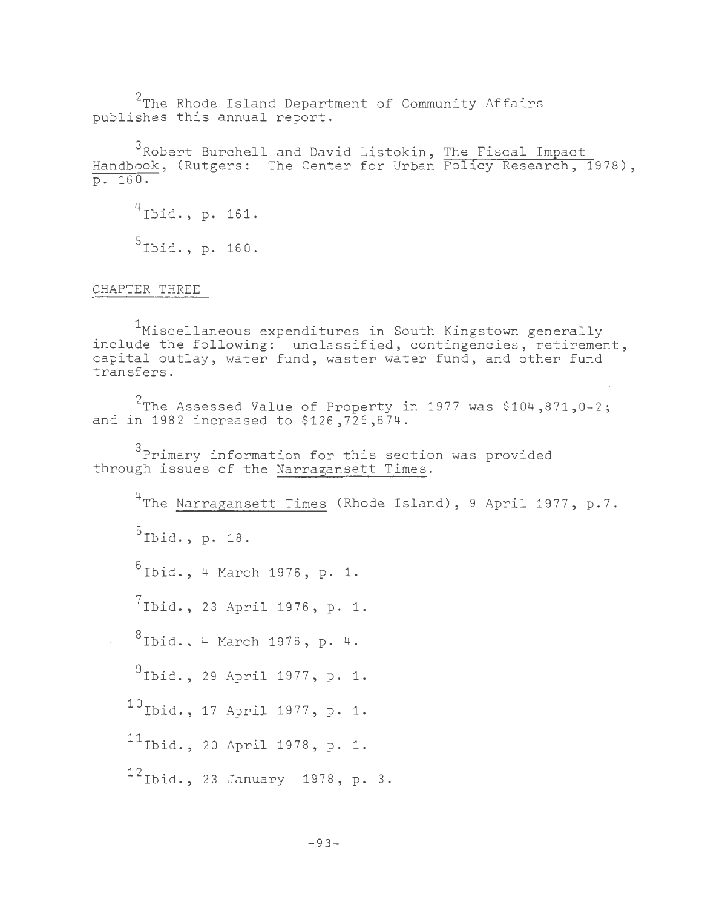[2]The Rhode Island Department of Community Affairs publishes this annual report.

[3]Robert Burchell and David Listokin, The Fiscal Impact Handbook, (Rutgers: The Center for Urban Policy Research, 1978), p. 160.

[4]Ibid., p. 161.

[5]Ibid., p. 160.

CHAPTER THREE

[1]Miscellaneous expenditures in South Kingstown generally include the following: unclassified, contingencies, retirement, capital outlay, water fund, waster water fund, and other fund transfers.

[2]The Assessed Value of Property in 1977 was $104,871,042; and in 1982 increased to $126,725,674.

[3]Primary information for this section was provided through issues of the Narragansett Times.

[4]The Narragansett Times (Rhode Island), 9 April 1977, p.7.

[5]Ibid., p. 18.

[6]Ibid., 4 March 1976, p. 1.

[7]Ibid., 23 April 1976, p. 1.

[8]Ibid., 4 March 1976, p. 4.

[9]Ibid., 29 April 1977, p. 1.

[10]Ibid., 17 April 1977, p. 1.

[11]Ibid., 20 April 1978, p. 1.

[12]Ibid., 23 January 1978, p. 3.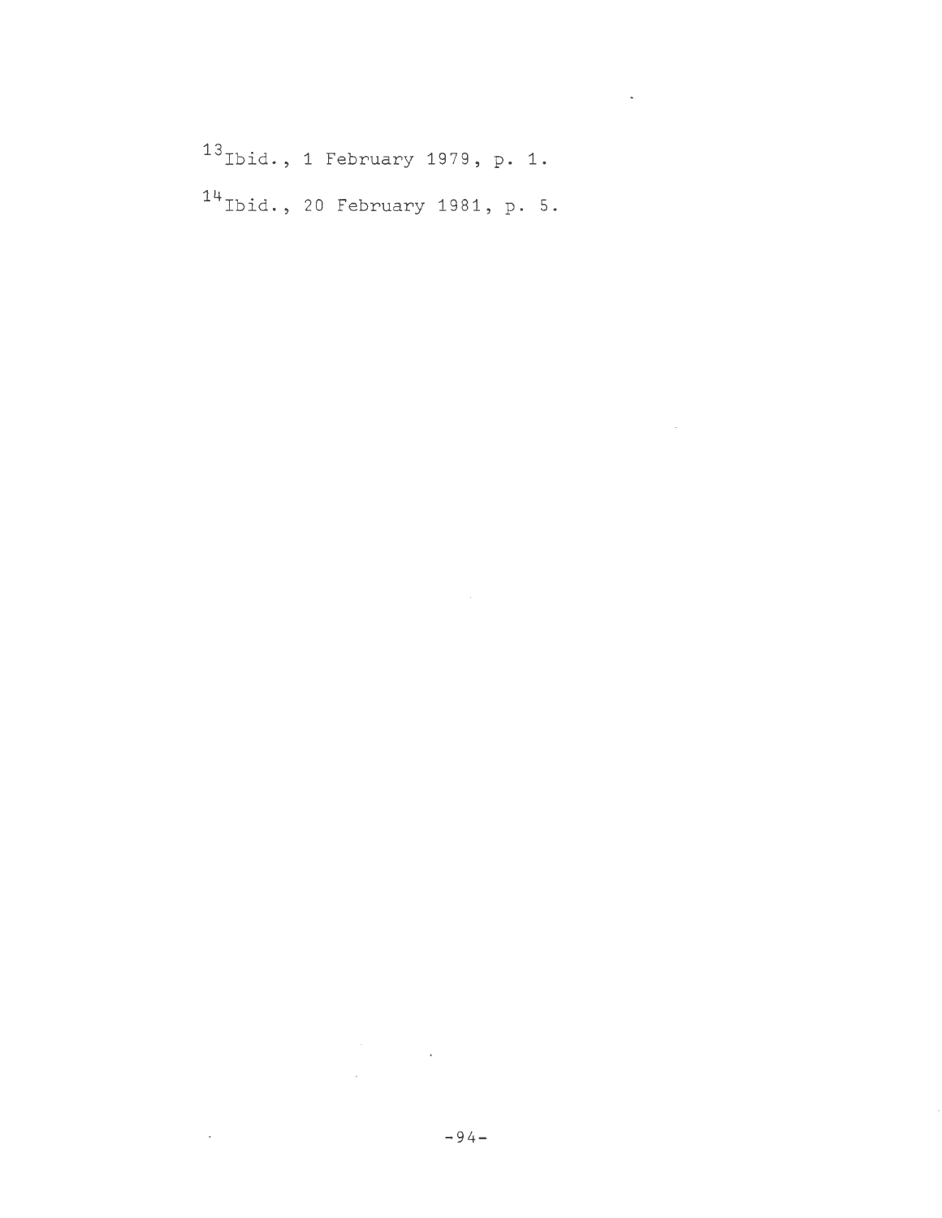[13]Ibid., 1 February 1979, p. 1.

[14]Ibid., 20 February 1981, p. 5.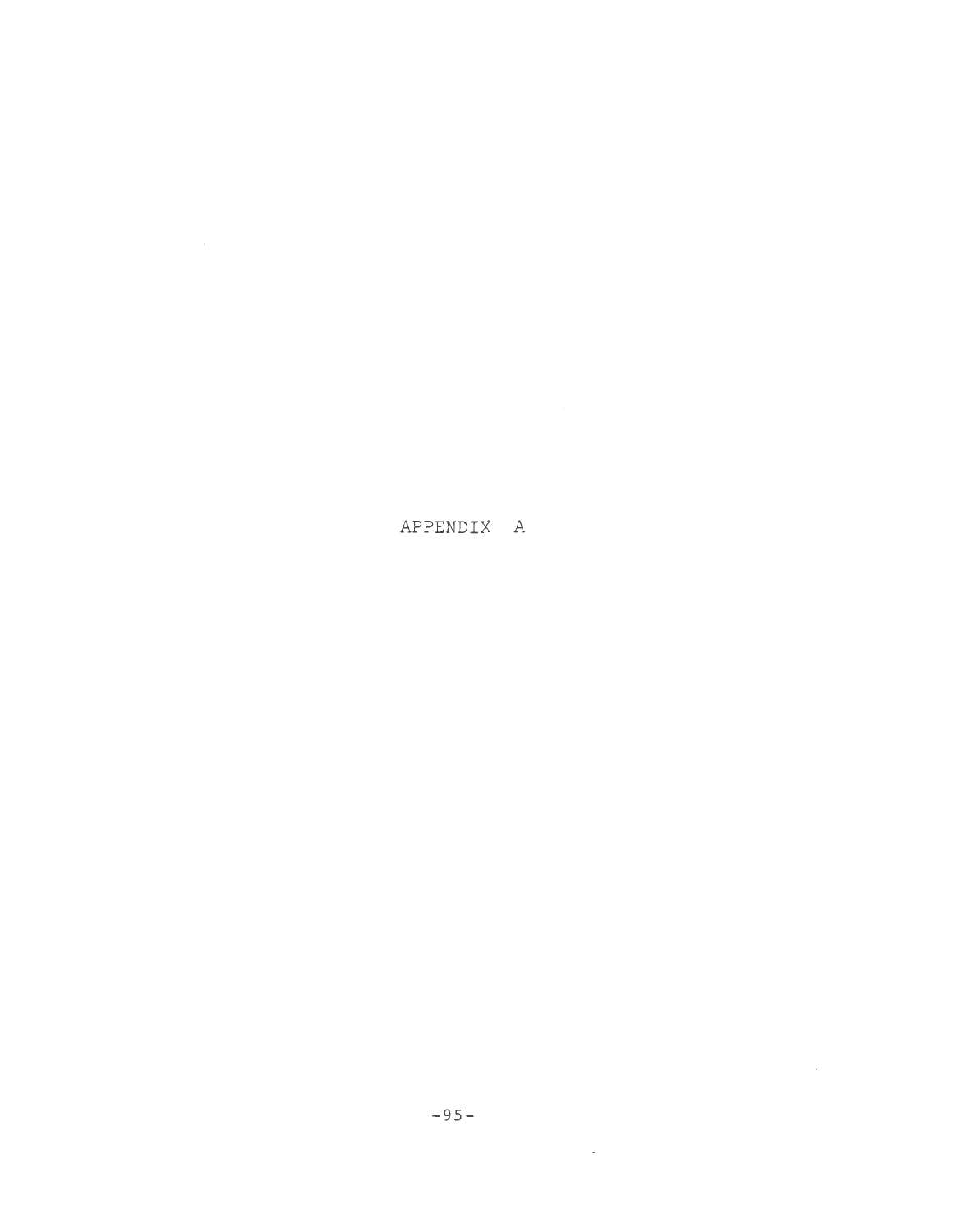# APPENDIX A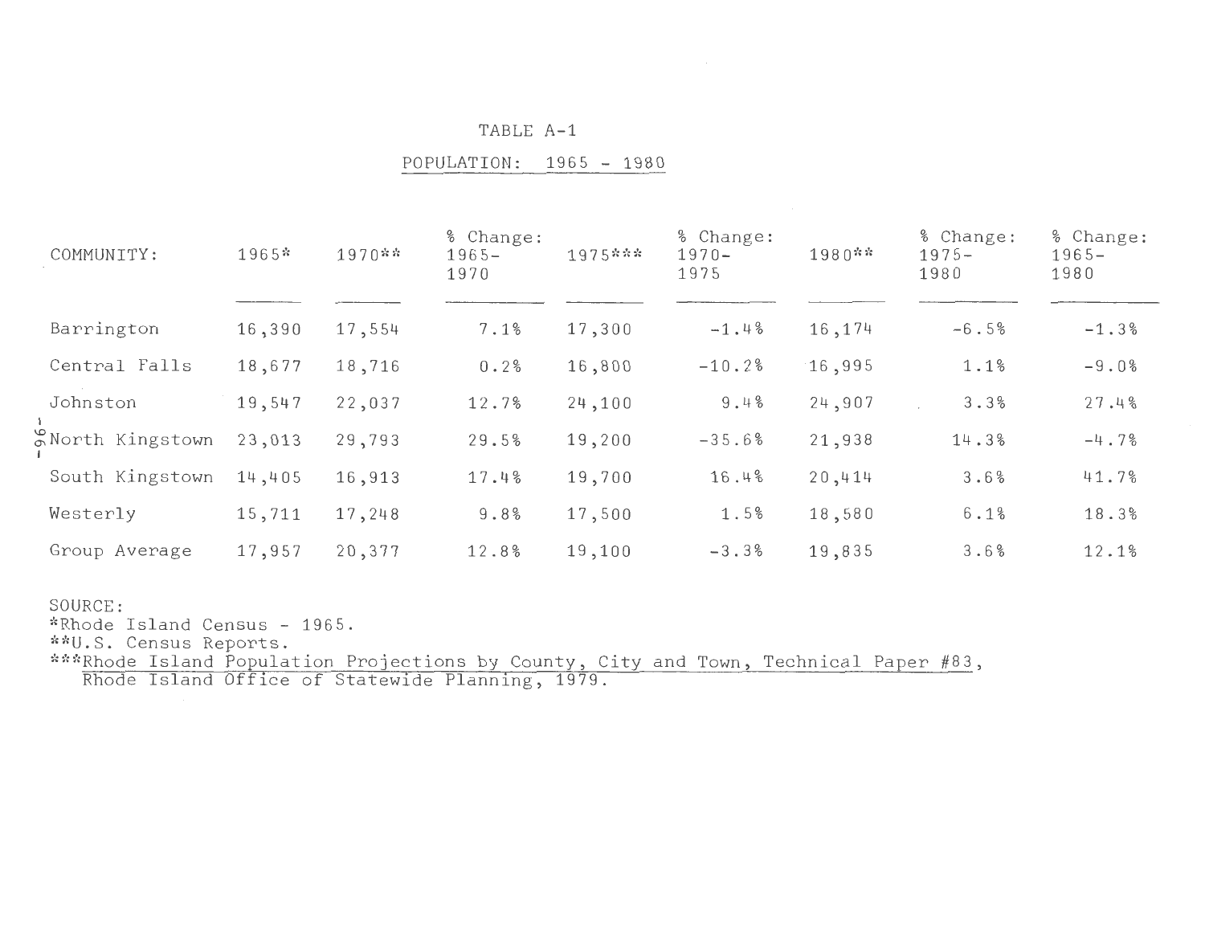# TABLE A-1

## POPULATION: 1965 - 1980

| COMMUNITY: | 1965* | 1970** | % Change: 1965-1970 | 1975*** | % Change: 1970-1975 | 1980** | % Change: 1975-1980 | % Change: 1965-1980 |
|---|---|---|---|---|---|---|---|---|
| Barrington | 16,390 | 17,554 | 7.1% | 17,300 | -1.4% | 16,174 | -6.5% | -1.3% |
| Central Falls | 18,677 | 18,716 | 0.2% | 16,800 | -10.2% | 16,995 | 1.1% | -9.0% |
| Johnston | 19,547 | 22,037 | 12.7% | 24,100 | 9.4% | 24,907 | 3.3% | 27.4% |
| North Kingstown | 23,013 | 29,793 | 29.5% | 19,200 | -35.6% | 21,938 | 14.3% | -4.7% |
| South Kingstown | 14,405 | 16,913 | 17.4% | 19,700 | 16.4% | 20,414 | 3.6% | 41.7% |
| Westerly | 15,711 | 17,248 | 9.8% | 17,500 | 1.5% | 18,580 | 6.1% | 18.3% |
| Group Average | 17,957 | 20,377 | 12.8% | 19,100 | -3.3% | 19,835 | 3.6% | 12.1% |

SOURCE:
*Rhode Island Census - 1965.
**U.S. Census Reports.
***Rhode Island Population Projections by County, City and Town, Technical Paper #83, Rhode Island Office of Statewide Planning, 1979.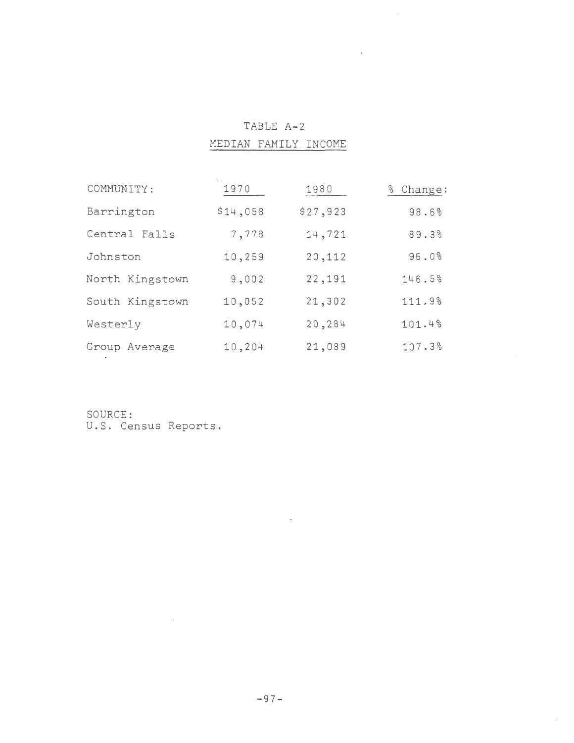TABLE A-2

MEDIAN FAMILY INCOME

| COMMUNITY: | 1970 | 1980 | % Change: |
|---|---|---|---|
| Barrington | $14,058 | $27,923 | 98.6% |
| Central Falls | 7,778 | 14,721 | 89.3% |
| Johnston | 10,259 | 20,112 | 96.0% |
| North Kingstown | 9,002 | 22,191 | 146.5% |
| South Kingstown | 10,052 | 21,302 | 111.9% |
| Westerly | 10,074 | 20,284 | 101.4% |
| Group Average | 10,204 | 21,089 | 107.3% |

SOURCE:
U.S. Census Reports.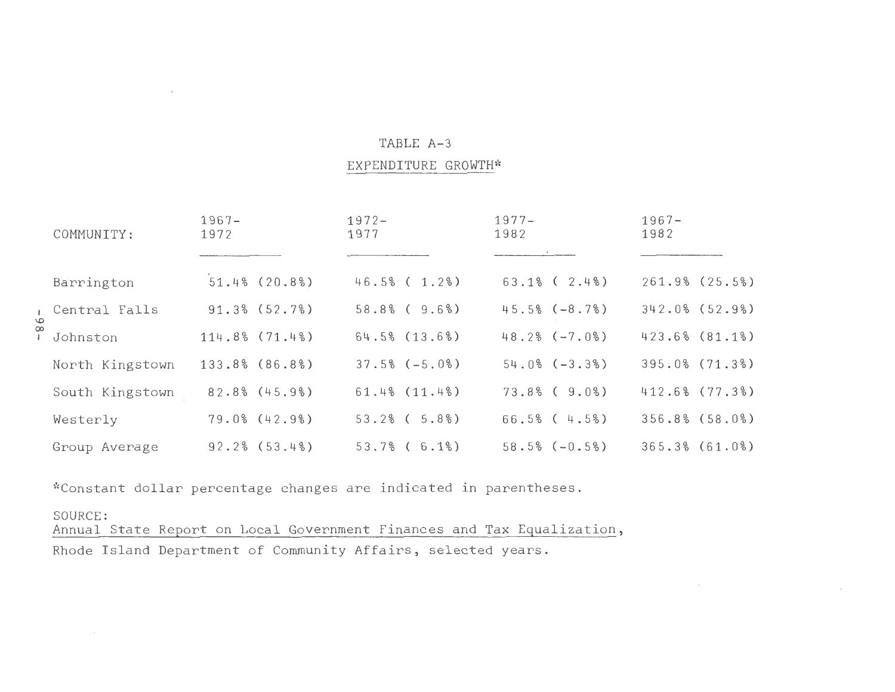# TABLE A-3

## EXPENDITURE GROWTH*

| COMMUNITY: | 1967-1972 | 1972-1977 | 1977-1982 | 1967-1982 |
|---|---|---|---|---|
| Barrington | 51.4% (20.8%) | 46.5% ( 1.2%) | 63.1% ( 2.4%) | 261.9% (25.5%) |
| Central Falls | 91.3% (52.7%) | 58.8% ( 9.6%) | 45.5% (-8.7%) | 342.0% (52.9%) |
| Johnston | 114.8% (71.4%) | 64.5% (13.6%) | 48.2% (-7.0%) | 423.6% (81.1%) |
| North Kingstown | 133.8% (86.8%) | 37.5% (-5.0%) | 54.0% (-3.3%) | 395.0% (71.3%) |
| South Kingstown | 82.8% (45.9%) | 61.4% (11.4%) | 73.8% ( 9.0%) | 412.6% (77.3%) |
| Westerly | 79.0% (42.9%) | 53.2% ( 5.8%) | 66.5% ( 4.5%) | 356.8% (58.0%) |
| Group Average | 92.2% (53.4%) | 53.7% ( 6.1%) | 58.5% (-0.5%) | 365.3% (61.0%) |

*Constant dollar percentage changes are indicated in parentheses.

SOURCE:
Annual State Report on Local Government Finances and Tax Equalization, Rhode Island Department of Community Affairs, selected years.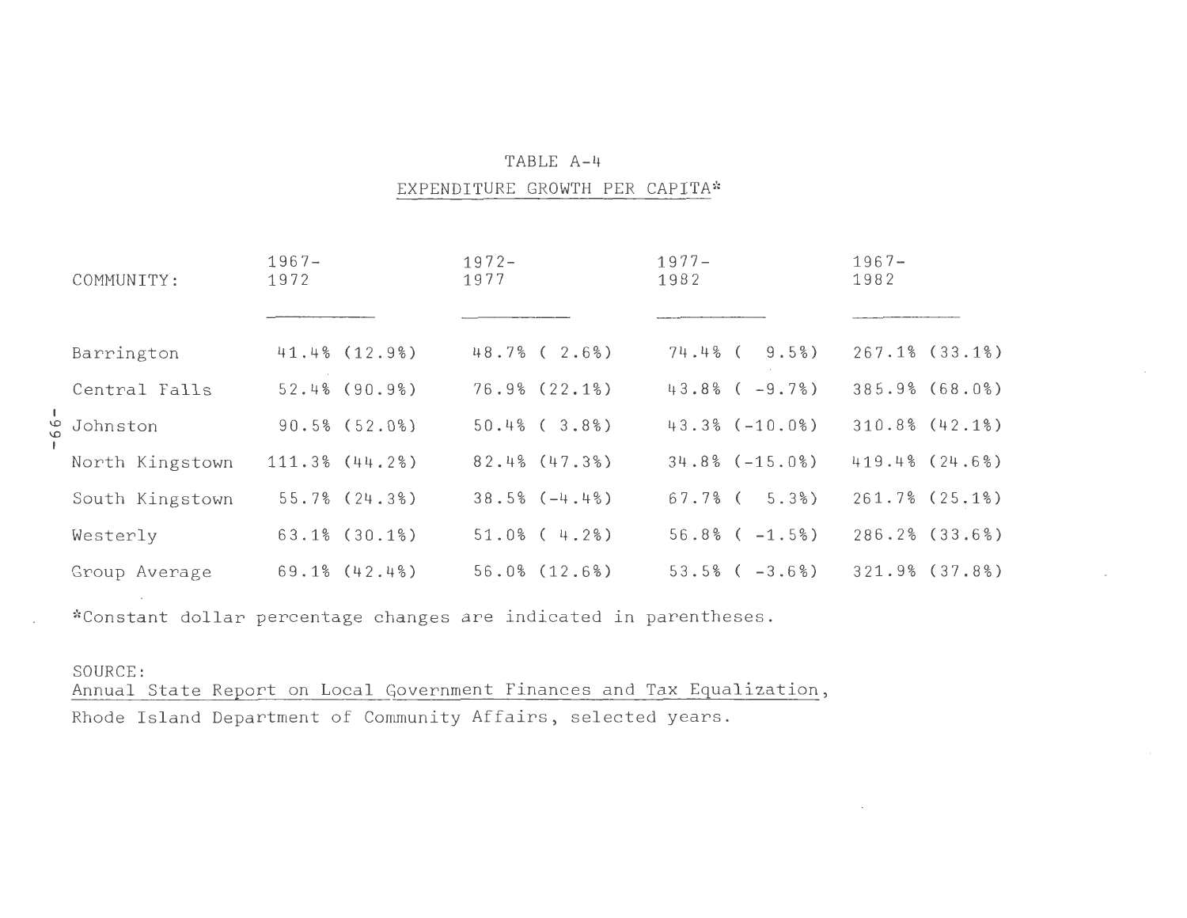TABLE A-4

EXPENDITURE GROWTH PER CAPITA*

| COMMUNITY: | 1967-1972 | 1972-1977 | 1977-1982 | 1967-1982 |
|---|---|---|---|---|
| Barrington | 41.4% (12.9%) | 48.7% ( 2.6%) | 74.4% ( 9.5%) | 267.1% (33.1%) |
| Central Falls | 52.4% (90.9%) | 76.9% (22.1%) | 43.8% ( -9.7%) | 385.9% (68.0%) |
| Johnston | 90.5% (52.0%) | 50.4% ( 3.8%) | 43.3% (-10.0%) | 310.8% (42.1%) |
| North Kingstown | 111.3% (44.2%) | 82.4% (47.3%) | 34.8% (-15.0%) | 419.4% (24.6%) |
| South Kingstown | 55.7% (24.3%) | 38.5% (-4.4%) | 67.7% ( 5.3%) | 261.7% (25.1%) |
| Westerly | 63.1% (30.1%) | 51.0% ( 4.2%) | 56.8% ( -1.5%) | 286.2% (33.6%) |
| Group Average | 69.1% (42.4%) | 56.0% (12.6%) | 53.5% ( -3.6%) | 321.9% (37.8%) |

*Constant dollar percentage changes are indicated in parentheses.

SOURCE:
Annual State Report on Local Government Finances and Tax Equalization,
Rhode Island Department of Community Affairs, selected years.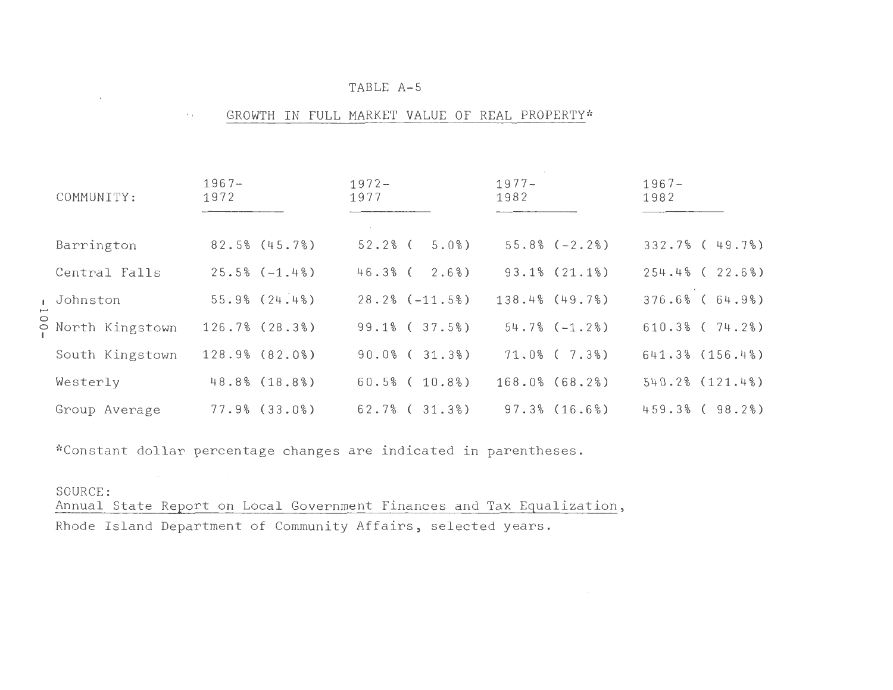TABLE A-5

GROWTH IN FULL MARKET VALUE OF REAL PROPERTY*

| COMMUNITY: | 1967-1972 | 1972-1977 | 1977-1982 | 1967-1982 |
|---|---|---|---|---|
| Barrington | 82.5% (45.7%) | 52.2% ( 5.0%) | 55.8% (-2.2%) | 332.7% ( 49.7%) |
| Central Falls | 25.5% (-1.4%) | 46.3% ( 2.6%) | 93.1% (21.1%) | 254.4% ( 22.6%) |
| Johnston | 55.9% (24.4%) | 28.2% (-11.5%) | 138.4% (49.7%) | 376.6% ( 64.9%) |
| North Kingstown | 126.7% (28.3%) | 99.1% ( 37.5%) | 54.7% (-1.2%) | 610.3% ( 74.2%) |
| South Kingstown | 128.9% (82.0%) | 90.0% ( 31.3%) | 71.0% ( 7.3%) | 641.3% (156.4%) |
| Westerly | 48.8% (18.8%) | 60.5% ( 10.8%) | 168.0% (68.2%) | 540.2% (121.4%) |
| Group Average | 77.9% (33.0%) | 62.7% ( 31.3%) | 97.3% (16.6%) | 459.3% ( 98.2%) |

*Constant dollar percentage changes are indicated in parentheses.

SOURCE:
Annual State Report on Local Government Finances and Tax Equalization, Rhode Island Department of Community Affairs, selected years.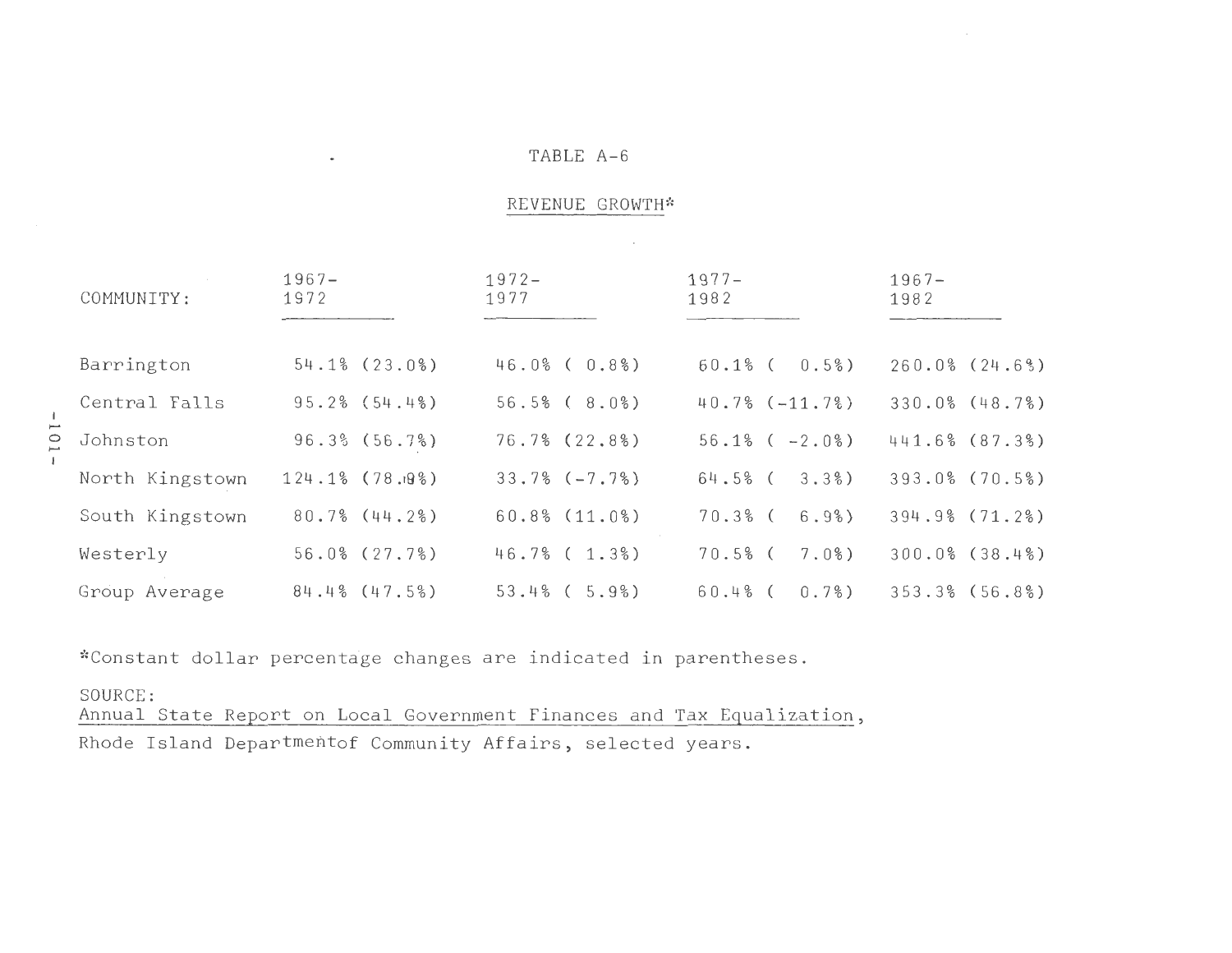TABLE A-6

REVENUE GROWTH*

| COMMUNITY: | 1967-1972 | 1972-1977 | 1977-1982 | 1967-1982 |
|---|---|---|---|---|
| Barrington | 54.1% (23.0%) | 46.0% ( 0.8%) | 60.1% ( 0.5%) | 260.0% (24.6%) |
| Central Falls | 95.2% (54.4%) | 56.5% ( 8.0%) | 40.7% (-11.7%) | 330.0% (48.7%) |
| Johnston | 96.3% (56.7%) | 76.7% (22.8%) | 56.1% ( -2.0%) | 441.6% (87.3%) |
| North Kingstown | 124.1% (78.9%) | 33.7% (-7.7%) | 64.5% ( 3.3%) | 393.0% (70.5%) |
| South Kingstown | 80.7% (44.2%) | 60.8% (11.0%) | 70.3% ( 6.9%) | 394.9% (71.2%) |
| Westerly | 56.0% (27.7%) | 46.7% ( 1.3%) | 70.5% ( 7.0%) | 300.0% (38.4%) |
| Group Average | 84.4% (47.5%) | 53.4% ( 5.9%) | 60.4% ( 0.7%) | 353.3% (56.8%) |

*Constant dollar percentage changes are indicated in parentheses.

SOURCE:
Annual State Report on Local Government Finances and Tax Equalization, Rhode Island Departmentof Community Affairs, selected years.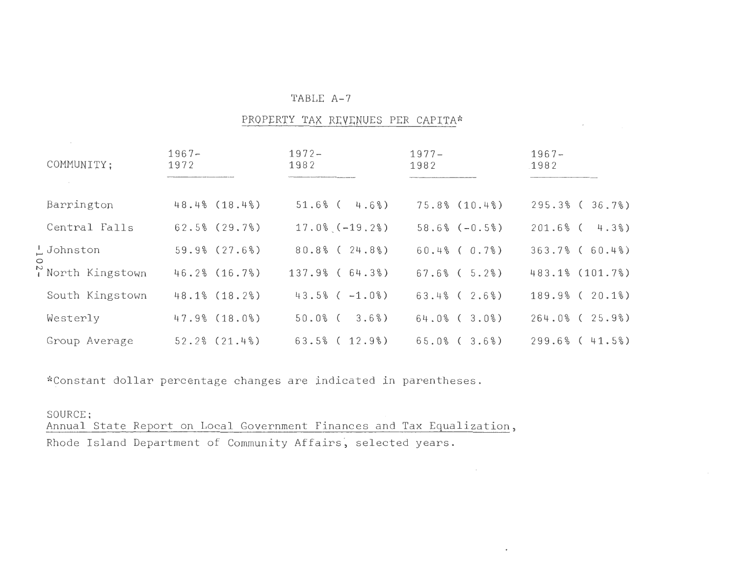TABLE A-7

PROPERTY TAX REVENUES PER CAPITA*

| COMMUNITY; | 1967-1972 | 1972-1982 | 1977-1982 | 1967-1982 |
|---|---|---|---|---|
| Barrington | 48.4% (18.4%) | 51.6% ( 4.6%) | 75.8% (10.4%) | 295.3% ( 36.7%) |
| Central Falls | 62.5% (29.7%) | 17.0% (-19.2%) | 58.6% (-0.5%) | 201.6% ( 4.3%) |
| Johnston | 59.9% (27.6%) | 80.8% ( 24.8%) | 60.4% ( 0.7%) | 363.7% ( 60.4%) |
| North Kingstown | 46.2% (16.7%) | 137.9% ( 64.3%) | 67.6% ( 5.2%) | 483.1% (101.7%) |
| South Kingstown | 48.1% (18.2%) | 43.5% ( -1.0%) | 63.4% ( 2.6%) | 189.9% ( 20.1%) |
| Westerly | 47.9% (18.0%) | 50.0% ( 3.6%) | 64.0% ( 3.0%) | 264.0% ( 25.9%) |
| Group Average | 52.2% (21.4%) | 63.5% ( 12.9%) | 65.0% ( 3.6%) | 299.6% ( 41.5%) |

*Constant dollar percentage changes are indicated in parentheses.

SOURCE:
Annual State Report on Local Government Finances and Tax Equalization, Rhode Island Department of Community Affairs, selected years.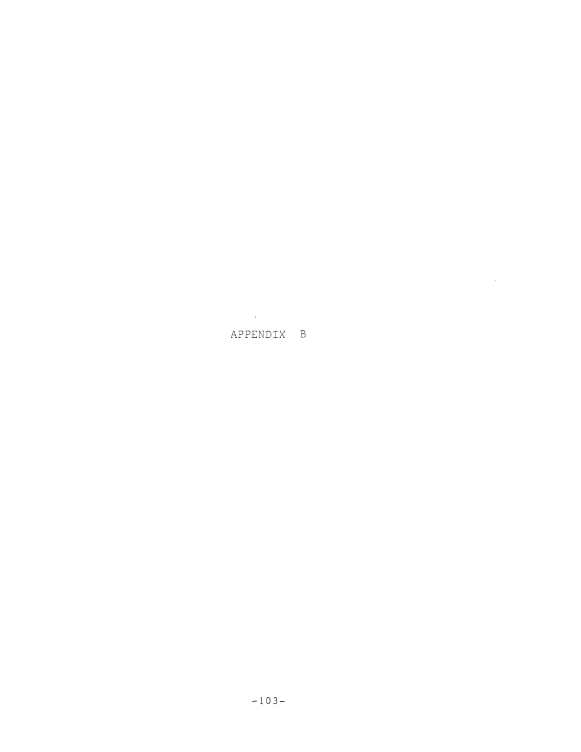# APPENDIX B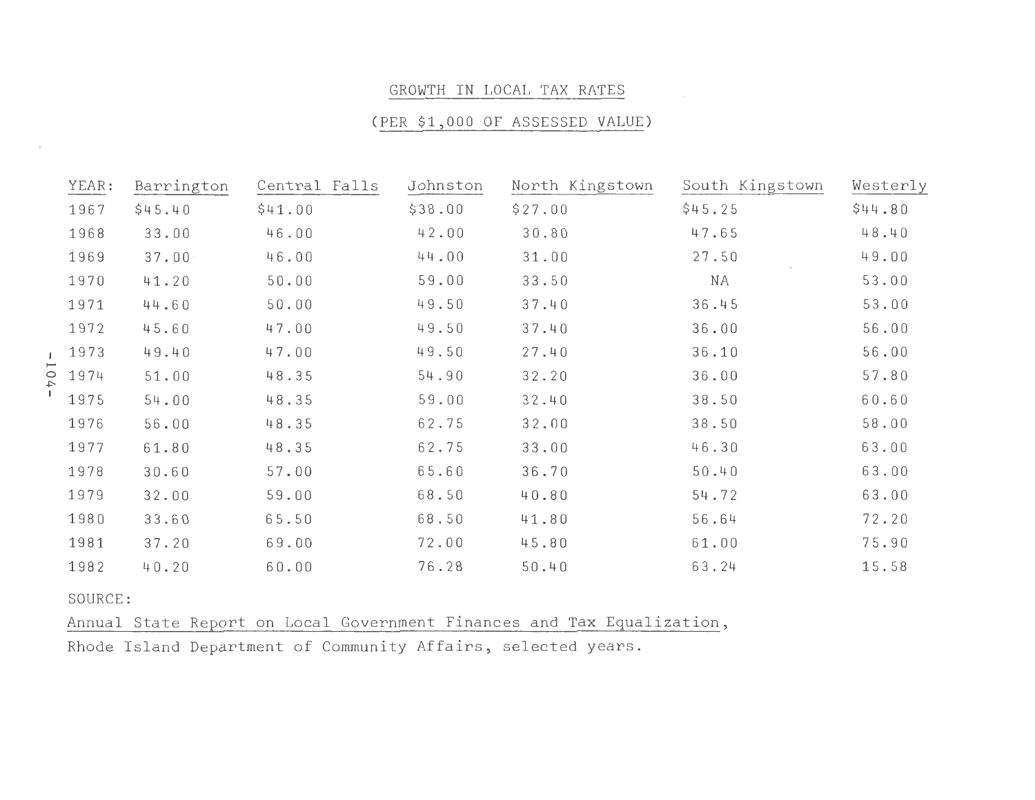## GROWTH IN LOCAL TAX RATES

## (PER $1,000 OF ASSESSED VALUE)

| YEAR: | Barrington | Central Falls | Johnston | North Kingstown | South Kingstown | Westerly |
|---|---|---|---|---|---|---|
| 1967 | $45.40 | $41.00 | $38.00 | $27.00 | $45.25 | $44.80 |
| 1968 | 33.00 | 46.00 | 42.00 | 30.80 | 47.65 | 48.40 |
| 1969 | 37.00 | 46.00 | 44.00 | 31.00 | 27.50 | 49.00 |
| 1970 | 41.20 | 50.00 | 59.00 | 33.50 | NA | 53.00 |
| 1971 | 44.60 | 50.00 | 49.50 | 37.40 | 36.45 | 53.00 |
| 1972 | 45.60 | 47.00 | 49.50 | 37.40 | 36.00 | 56.00 |
| 1973 | 49.40 | 47.00 | 49.50 | 27.40 | 36.10 | 56.00 |
| 1974 | 51.00 | 48.35 | 54.90 | 32.20 | 36.00 | 57.80 |
| 1975 | 54.00 | 48.35 | 59.00 | 32.40 | 38.50 | 60.60 |
| 1976 | 56.00 | 48.35 | 62.75 | 32.00 | 38.50 | 58.00 |
| 1977 | 61.80 | 48.35 | 62.75 | 33.00 | 46.30 | 63.00 |
| 1978 | 30.60 | 57.00 | 65.60 | 36.70 | 50.40 | 63.00 |
| 1979 | 32.00 | 59.00 | 68.50 | 40.80 | 54.72 | 63.00 |
| 1980 | 33.60 | 65.50 | 68.50 | 41.80 | 56.64 | 72.20 |
| 1981 | 37.20 | 69.00 | 72.00 | 45.80 | 61.00 | 75.90 |
| 1982 | 40.20 | 60.00 | 76.28 | 50.40 | 63.24 | 15.58 |

SOURCE:

Annual State Report on Local Government Finances and Tax Equalization, Rhode Island Department of Community Affairs, selected years.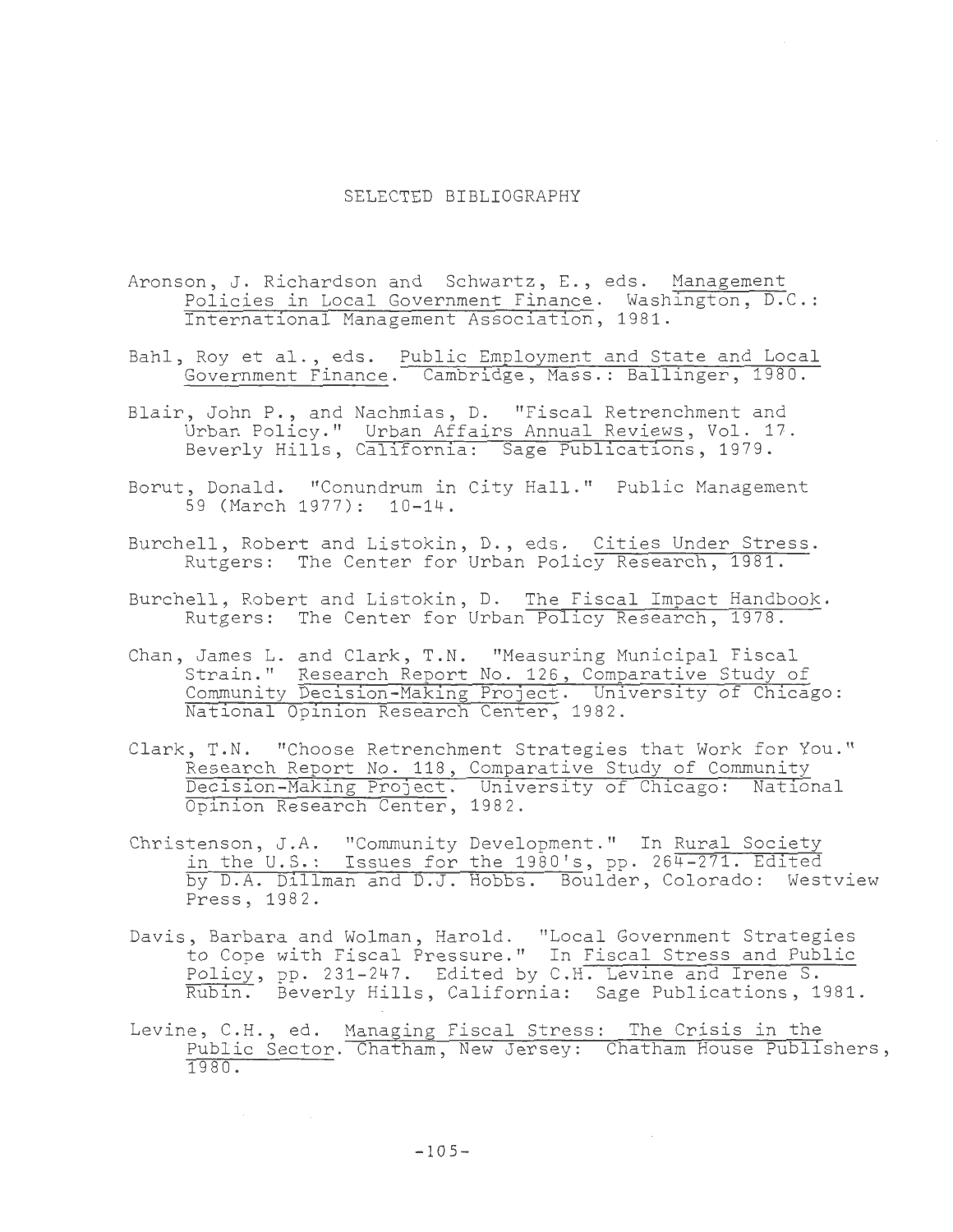# SELECTED BIBLIOGRAPHY

Aronson, J. Richardson and Schwartz, E., eds. Management Policies in Local Government Finance. Washington, D.C.: International Management Association, 1981.

Bahl, Roy et al., eds. Public Employment and State and Local Government Finance. Cambridge, Mass.: Ballinger, 1980.

Blair, John P., and Nachmias, D. "Fiscal Retrenchment and Urban Policy." Urban Affairs Annual Reviews, Vol. 17. Beverly Hills, California: Sage Publications, 1979.

Borut, Donald. "Conundrum in City Hall." Public Management 59 (March 1977): 10-14.

Burchell, Robert and Listokin, D., eds. Cities Under Stress. Rutgers: The Center for Urban Policy Research, 1981.

Burchell, Robert and Listokin, D. The Fiscal Impact Handbook. Rutgers: The Center for Urban Policy Research, 1978.

Chan, James L. and Clark, T.N. "Measuring Municipal Fiscal Strain." Research Report No. 126, Comparative Study of Community Decision-Making Project. University of Chicago: National Opinion Research Center, 1982.

Clark, T.N. "Choose Retrenchment Strategies that Work for You." Research Report No. 118, Comparative Study of Community Decision-Making Project. University of Chicago: National Opinion Research Center, 1982.

Christenson, J.A. "Community Development." In Rural Society in the U.S.: Issues for the 1980's, pp. 264-271. Edited by D.A. Dillman and D.J. Hobbs. Boulder, Colorado: Westview Press, 1982.

Davis, Barbara and Wolman, Harold. "Local Government Strategies to Cope with Fiscal Pressure." In Fiscal Stress and Public Policy, pp. 231-247. Edited by C.H. Levine and Irene S. Rubin. Beverly Hills, California: Sage Publications, 1981.

Levine, C.H., ed. Managing Fiscal Stress: The Crisis in the Public Sector. Chatham, New Jersey: Chatham House Publishers, 1980.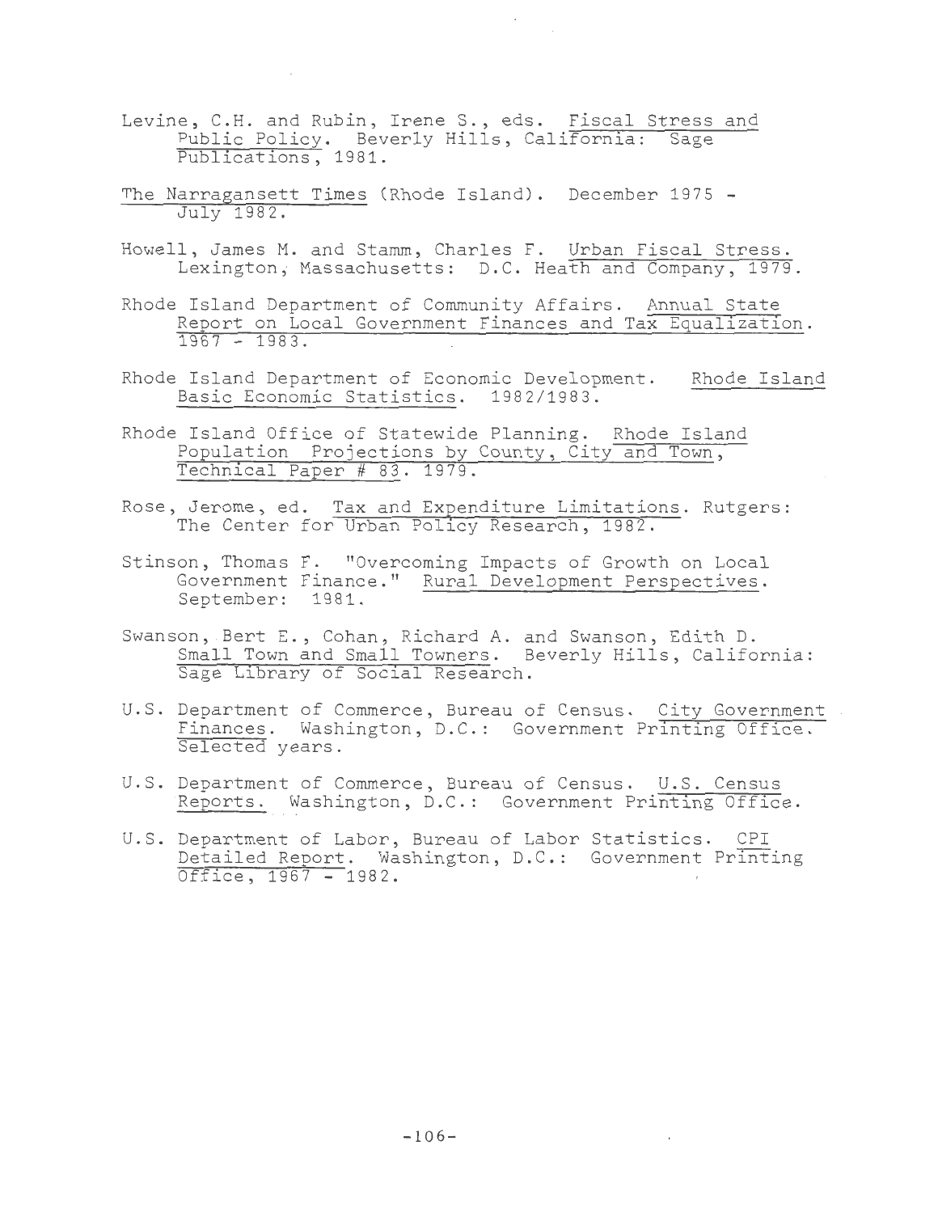Levine, C.H. and Rubin, Irene S., eds. Fiscal Stress and Public Policy. Beverly Hills, California: Sage Publications, 1981.

The Narragansett Times (Rhode Island). December 1975 - July 1982.

Howell, James M. and Stamm, Charles F. Urban Fiscal Stress. Lexington, Massachusetts: D.C. Heath and Company, 1979.

Rhode Island Department of Community Affairs. Annual State Report on Local Government Finances and Tax Equalization. 1967 - 1983.

Rhode Island Department of Economic Development. Rhode Island Basic Economic Statistics. 1982/1983.

Rhode Island Office of Statewide Planning. Rhode Island Population Projections by County, City and Town, Technical Paper # 83. 1979.

Rose, Jerome, ed. Tax and Expenditure Limitations. Rutgers: The Center for Urban Policy Research, 1982.

Stinson, Thomas F. "Overcoming Impacts of Growth on Local Government Finance." Rural Development Perspectives. September: 1981.

Swanson, Bert E., Cohan, Richard A. and Swanson, Edith D. Small Town and Small Towners. Beverly Hills, California: Sage Library of Social Research.

U.S. Department of Commerce, Bureau of Census. City Government Finances. Washington, D.C.: Government Printing Office. Selected years.

U.S. Department of Commerce, Bureau of Census. U.S. Census Reports. Washington, D.C.: Government Printing Office.

U.S. Department of Labor, Bureau of Labor Statistics. CPI Detailed Report. Washington, D.C.: Government Printing Office, 1967 - 1982.